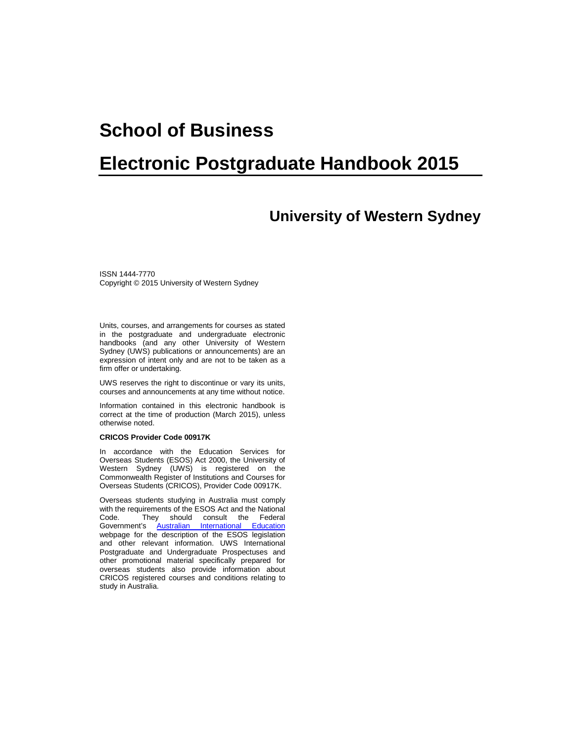# School of Business

# Electronic Postgraduate Handbook 2015

## University of Western Sydney

ISSN 1444-7770
Copyright © 2015 University of Western Sydney

Units, courses, and arrangements for courses as stated in the postgraduate and undergraduate electronic handbooks (and any other University of Western Sydney (UWS) publications or announcements) are an expression of intent only and are not to be taken as a firm offer or undertaking.

UWS reserves the right to discontinue or vary its units, courses and announcements at any time without notice.

Information contained in this electronic handbook is correct at the time of production (March 2015), unless otherwise noted.

**CRICOS Provider Code 00917K**

In accordance with the Education Services for Overseas Students (ESOS) Act 2000, the University of Western Sydney (UWS) is registered on the Commonwealth Register of Institutions and Courses for Overseas Students (CRICOS), Provider Code 00917K.

Overseas students studying in Australia must comply with the requirements of the ESOS Act and the National Code. They should consult the Federal Government's Australian International Education webpage for the description of the ESOS legislation and other relevant information. UWS International Postgraduate and Undergraduate Prospectuses and other promotional material specifically prepared for overseas students also provide information about CRICOS registered courses and conditions relating to study in Australia.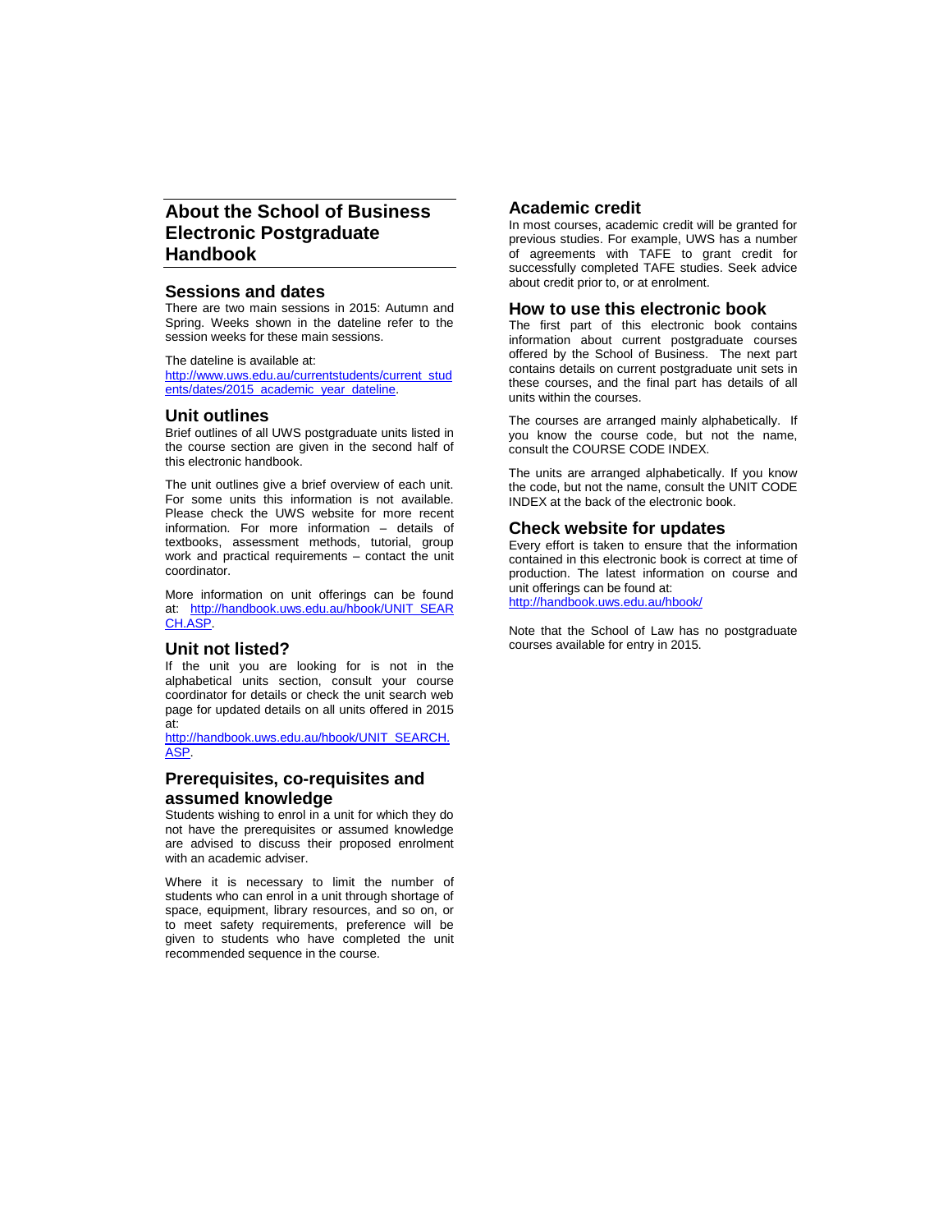# About the School of Business Electronic Postgraduate Handbook

## Sessions and dates

There are two main sessions in 2015: Autumn and Spring. Weeks shown in the dateline refer to the session weeks for these main sessions.

The dateline is available at:
http://www.uws.edu.au/currentstudents/current_students/dates/2015_academic_year_dateline.

## Unit outlines

Brief outlines of all UWS postgraduate units listed in the course section are given in the second half of this electronic handbook.

The unit outlines give a brief overview of each unit. For some units this information is not available. Please check the UWS website for more recent information. For more information – details of textbooks, assessment methods, tutorial, group work and practical requirements – contact the unit coordinator.

More information on unit offerings can be found at: http://handbook.uws.edu.au/hbook/UNIT_SEARCH.ASP.

## Unit not listed?

If the unit you are looking for is not in the alphabetical units section, consult your course coordinator for details or check the unit search web page for updated details on all units offered in 2015 at:
http://handbook.uws.edu.au/hbook/UNIT_SEARCH.ASP.

## Prerequisites, co-requisites and assumed knowledge

Students wishing to enrol in a unit for which they do not have the prerequisites or assumed knowledge are advised to discuss their proposed enrolment with an academic adviser.

Where it is necessary to limit the number of students who can enrol in a unit through shortage of space, equipment, library resources, and so on, or to meet safety requirements, preference will be given to students who have completed the unit recommended sequence in the course.

## Academic credit

In most courses, academic credit will be granted for previous studies. For example, UWS has a number of agreements with TAFE to grant credit for successfully completed TAFE studies. Seek advice about credit prior to, or at enrolment.

## How to use this electronic book

The first part of this electronic book contains information about current postgraduate courses offered by the School of Business. The next part contains details on current postgraduate unit sets in these courses, and the final part has details of all units within the courses.

The courses are arranged mainly alphabetically. If you know the course code, but not the name, consult the COURSE CODE INDEX.

The units are arranged alphabetically. If you know the code, but not the name, consult the UNIT CODE INDEX at the back of the electronic book.

## Check website for updates

Every effort is taken to ensure that the information contained in this electronic book is correct at time of production. The latest information on course and unit offerings can be found at:
http://handbook.uws.edu.au/hbook/

Note that the School of Law has no postgraduate courses available for entry in 2015.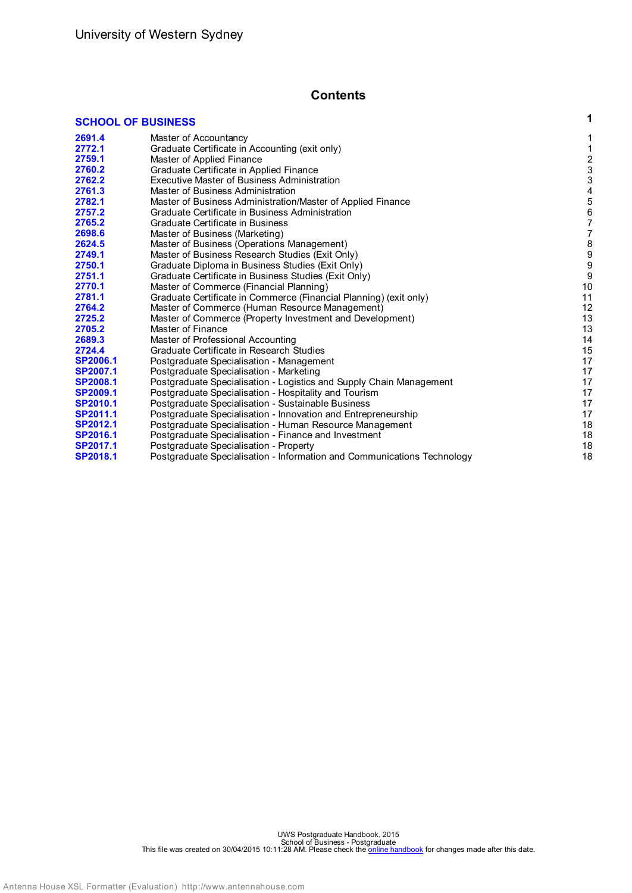University of Western Sydney

# Contents

| | | |
|---|---|---|
| **SCHOOL OF BUSINESS** | | **1** |
| **2691.4** | Master of Accountancy | 1 |
| **2772.1** | Graduate Certificate in Accounting (exit only) | 1 |
| **2759.1** | Master of Applied Finance | 2 |
| **2760.2** | Graduate Certificate in Applied Finance | 3 |
| **2762.2** | Executive Master of Business Administration | 3 |
| **2761.3** | Master of Business Administration | 4 |
| **2782.1** | Master of Business Administration/Master of Applied Finance | 5 |
| **2757.2** | Graduate Certificate in Business Administration | 6 |
| **2765.2** | Graduate Certificate in Business | 7 |
| **2698.6** | Master of Business (Marketing) | 7 |
| **2624.5** | Master of Business (Operations Management) | 8 |
| **2749.1** | Master of Business Research Studies (Exit Only) | 9 |
| **2750.1** | Graduate Diploma in Business Studies (Exit Only) | 9 |
| **2751.1** | Graduate Certificate in Business Studies (Exit Only) | 9 |
| **2770.1** | Master of Commerce (Financial Planning) | 10 |
| **2781.1** | Graduate Certificate in Commerce (Financial Planning) (exit only) | 11 |
| **2764.2** | Master of Commerce (Human Resource Management) | 12 |
| **2725.2** | Master of Commerce (Property Investment and Development) | 13 |
| **2705.2** | Master of Finance | 13 |
| **2689.3** | Master of Professional Accounting | 14 |
| **2724.4** | Graduate Certificate in Research Studies | 15 |
| **SP2006.1** | Postgraduate Specialisation - Management | 17 |
| **SP2007.1** | Postgraduate Specialisation - Marketing | 17 |
| **SP2008.1** | Postgraduate Specialisation - Logistics and Supply Chain Management | 17 |
| **SP2009.1** | Postgraduate Specialisation - Hospitality and Tourism | 17 |
| **SP2010.1** | Postgraduate Specialisation - Sustainable Business | 17 |
| **SP2011.1** | Postgraduate Specialisation - Innovation and Entrepreneurship | 17 |
| **SP2012.1** | Postgraduate Specialisation - Human Resource Management | 18 |
| **SP2016.1** | Postgraduate Specialisation - Finance and Investment | 18 |
| **SP2017.1** | Postgraduate Specialisation - Property | 18 |
| **SP2018.1** | Postgraduate Specialisation - Information and Communications Technology | 18 |

UWS Postgraduate Handbook, 2015
School of Business - Postgraduate
This file was created on 30/04/2015 10:11:28 AM. Please check the online handbook for changes made after this date.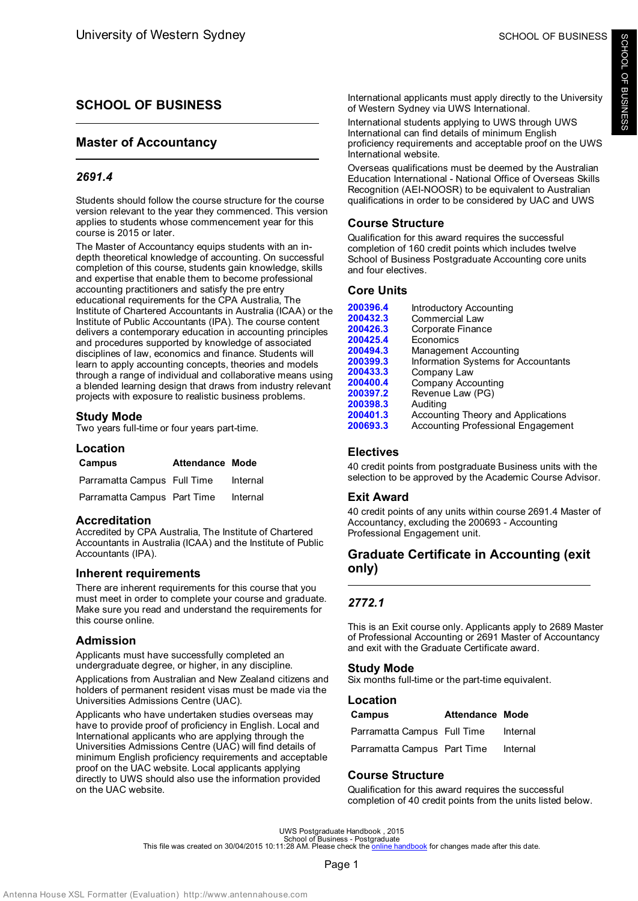# SCHOOL OF BUSINESS

## Master of Accountancy

### *2691.4*

Students should follow the course structure for the course version relevant to the year they commenced. This version applies to students whose commencement year for this course is 2015 or later.

The Master of Accountancy equips students with an in-depth theoretical knowledge of accounting. On successful completion of this course, students gain knowledge, skills and expertise that enable them to become professional accounting practitioners and satisfy the pre entry educational requirements for the CPA Australia, The Institute of Chartered Accountants in Australia (ICAA) or the Institute of Public Accountants (IPA). The course content delivers a contemporary education in accounting principles and procedures supported by knowledge of associated disciplines of law, economics and finance. Students will learn to apply accounting concepts, theories and models through a range of individual and collaborative means using a blended learning design that draws from industry relevant projects with exposure to realistic business problems.

### Study Mode

Two years full-time or four years part-time.

### Location

| Campus | Attendance | Mode |
|---|---|---|
| Parramatta Campus | Full Time | Internal |
| Parramatta Campus | Part Time | Internal |

### Accreditation

Accredited by CPA Australia, The Institute of Chartered Accountants in Australia (ICAA) and the Institute of Public Accountants (IPA).

### Inherent requirements

There are inherent requirements for this course that you must meet in order to complete your course and graduate. Make sure you read and understand the requirements for this course online.

### Admission

Applicants must have successfully completed an undergraduate degree, or higher, in any discipline.

Applications from Australian and New Zealand citizens and holders of permanent resident visas must be made via the Universities Admissions Centre (UAC).

Applicants who have undertaken studies overseas may have to provide proof of proficiency in English. Local and International applicants who are applying through the Universities Admissions Centre (UAC) will find details of minimum English proficiency requirements and acceptable proof on the UAC website. Local applicants applying directly to UWS should also use the information provided on the UAC website.

International applicants must apply directly to the University of Western Sydney via UWS International.

International students applying to UWS through UWS International can find details of minimum English proficiency requirements and acceptable proof on the UWS International website.

Overseas qualifications must be deemed by the Australian Education International - National Office of Overseas Skills Recognition (AEI-NOOSR) to be equivalent to Australian qualifications in order to be considered by UAC and UWS

### Course Structure

Qualification for this award requires the successful completion of 160 credit points which includes twelve School of Business Postgraduate Accounting core units and four electives.

### Core Units

| | |
|---|---|
| 200396.4 | Introductory Accounting |
| 200432.3 | Commercial Law |
| 200426.3 | Corporate Finance |
| 200425.4 | Economics |
| 200494.3 | Management Accounting |
| 200399.3 | Information Systems for Accountants |
| 200433.3 | Company Law |
| 200400.4 | Company Accounting |
| 200397.2 | Revenue Law (PG) |
| 200398.3 | Auditing |
| 200401.3 | Accounting Theory and Applications |
| 200693.3 | Accounting Professional Engagement |

### Electives

40 credit points from postgraduate Business units with the selection to be approved by the Academic Course Advisor.

### Exit Award

40 credit points of any units within course 2691.4 Master of Accountancy, excluding the 200693 - Accounting Professional Engagement unit.

## Graduate Certificate in Accounting (exit only)

### *2772.1*

This is an Exit course only. Applicants apply to 2689 Master of Professional Accounting or 2691 Master of Accountancy and exit with the Graduate Certificate award.

### Study Mode

Six months full-time or the part-time equivalent.

### Location

| Campus | Attendance | Mode |
|---|---|---|
| Parramatta Campus | Full Time | Internal |
| Parramatta Campus | Part Time | Internal |

### Course Structure

Qualification for this award requires the successful completion of 40 credit points from the units listed below.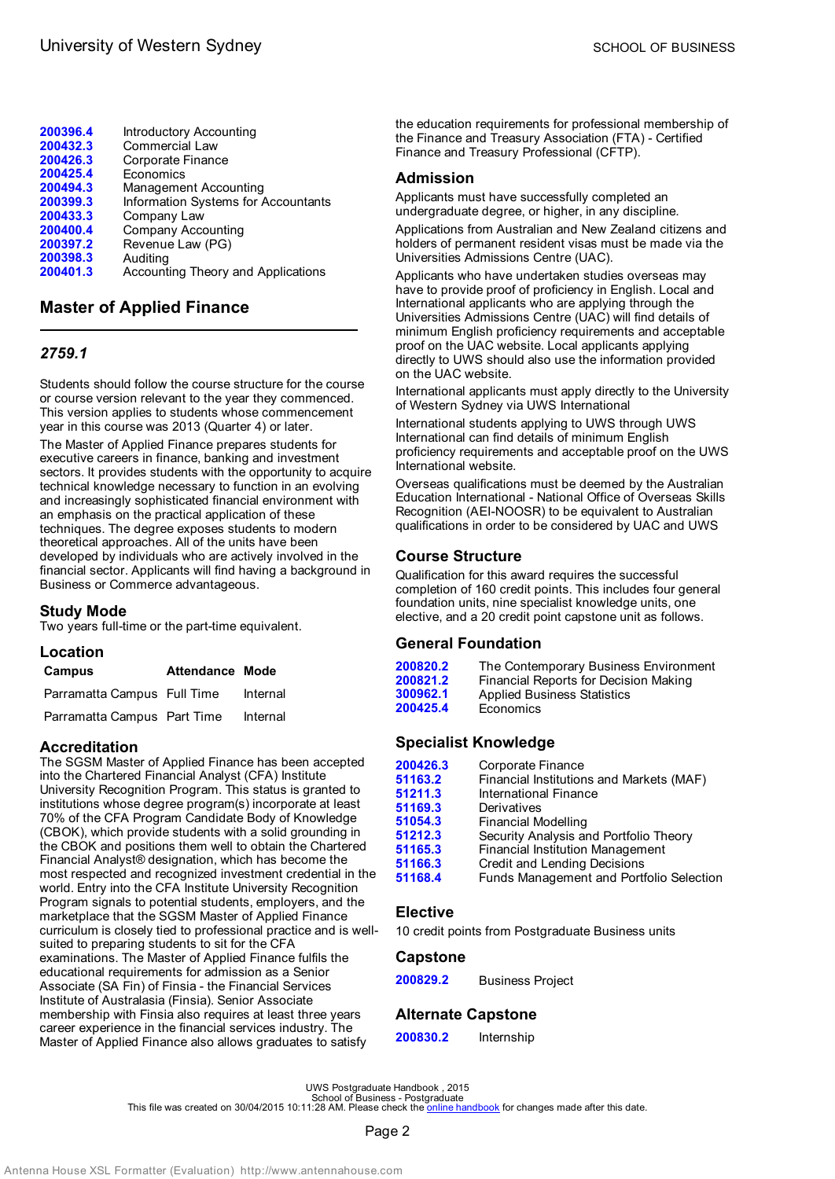| | |
|---|---|
| 200396.4 | Introductory Accounting |
| 200432.3 | Commercial Law |
| 200426.3 | Corporate Finance |
| 200425.4 | Economics |
| 200494.3 | Management Accounting |
| 200399.3 | Information Systems for Accountants |
| 200433.3 | Company Law |
| 200400.4 | Company Accounting |
| 200397.2 | Revenue Law (PG) |
| 200398.3 | Auditing |
| 200401.3 | Accounting Theory and Applications |

## Master of Applied Finance

### *2759.1*

Students should follow the course structure for the course or course version relevant to the year they commenced. This version applies to students whose commencement year in this course was 2013 (Quarter 4) or later.

The Master of Applied Finance prepares students for executive careers in finance, banking and investment sectors. It provides students with the opportunity to acquire technical knowledge necessary to function in an evolving and increasingly sophisticated financial environment with an emphasis on the practical application of these techniques. The degree exposes students to modern theoretical approaches. All of the units have been developed by individuals who are actively involved in the financial sector. Applicants will find having a background in Business or Commerce advantageous.

### Study Mode

Two years full-time or the part-time equivalent.

### Location

| Campus | Attendance | Mode |
|---|---|---|
| Parramatta Campus | Full Time | Internal |
| Parramatta Campus | Part Time | Internal |

### Accreditation

The SGSM Master of Applied Finance has been accepted into the Chartered Financial Analyst (CFA) Institute University Recognition Program. This status is granted to institutions whose degree program(s) incorporate at least 70% of the CFA Program Candidate Body of Knowledge (CBOK), which provide students with a solid grounding in the CBOK and positions them well to obtain the Chartered Financial Analyst® designation, which has become the most respected and recognized investment credential in the world. Entry into the CFA Institute University Recognition Program signals to potential students, employers, and the marketplace that the SGSM Master of Applied Finance curriculum is closely tied to professional practice and is well-suited to preparing students to sit for the CFA examinations. The Master of Applied Finance fulfils the educational requirements for admission as a Senior Associate (SA Fin) of Finsia - the Financial Services Institute of Australasia (Finsia). Senior Associate membership with Finsia also requires at least three years career experience in the financial services industry. The Master of Applied Finance also allows graduates to satisfy the education requirements for professional membership of the Finance and Treasury Association (FTA) - Certified Finance and Treasury Professional (CFTP).

### Admission

Applicants must have successfully completed an undergraduate degree, or higher, in any discipline.

Applications from Australian and New Zealand citizens and holders of permanent resident visas must be made via the Universities Admissions Centre (UAC).

Applicants who have undertaken studies overseas may have to provide proof of proficiency in English. Local and International applicants who are applying through the Universities Admissions Centre (UAC) will find details of minimum English proficiency requirements and acceptable proof on the UAC website. Local applicants applying directly to UWS should also use the information provided on the UAC website.

International applicants must apply directly to the University of Western Sydney via UWS International

International students applying to UWS through UWS International can find details of minimum English proficiency requirements and acceptable proof on the UWS International website.

Overseas qualifications must be deemed by the Australian Education International - National Office of Overseas Skills Recognition (AEI-NOOSR) to be equivalent to Australian qualifications in order to be considered by UAC and UWS

### Course Structure

Qualification for this award requires the successful completion of 160 credit points. This includes four general foundation units, nine specialist knowledge units, one elective, and a 20 credit point capstone unit as follows.

### General Foundation

| | |
|---|---|
| 200820.2 | The Contemporary Business Environment |
| 200821.2 | Financial Reports for Decision Making |
| 300962.1 | Applied Business Statistics |
| 200425.4 | Economics |

### Specialist Knowledge

| | |
|---|---|
| 200426.3 | Corporate Finance |
| 51163.2 | Financial Institutions and Markets (MAF) |
| 51211.3 | International Finance |
| 51169.3 | Derivatives |
| 51054.3 | Financial Modelling |
| 51212.3 | Security Analysis and Portfolio Theory |
| 51165.3 | Financial Institution Management |
| 51166.3 | Credit and Lending Decisions |
| 51168.4 | Funds Management and Portfolio Selection |

### Elective

10 credit points from Postgraduate Business units

### Capstone

| | |
|---|---|
| 200829.2 | Business Project |

### Alternate Capstone

| | |
|---|---|
| 200830.2 | Internship |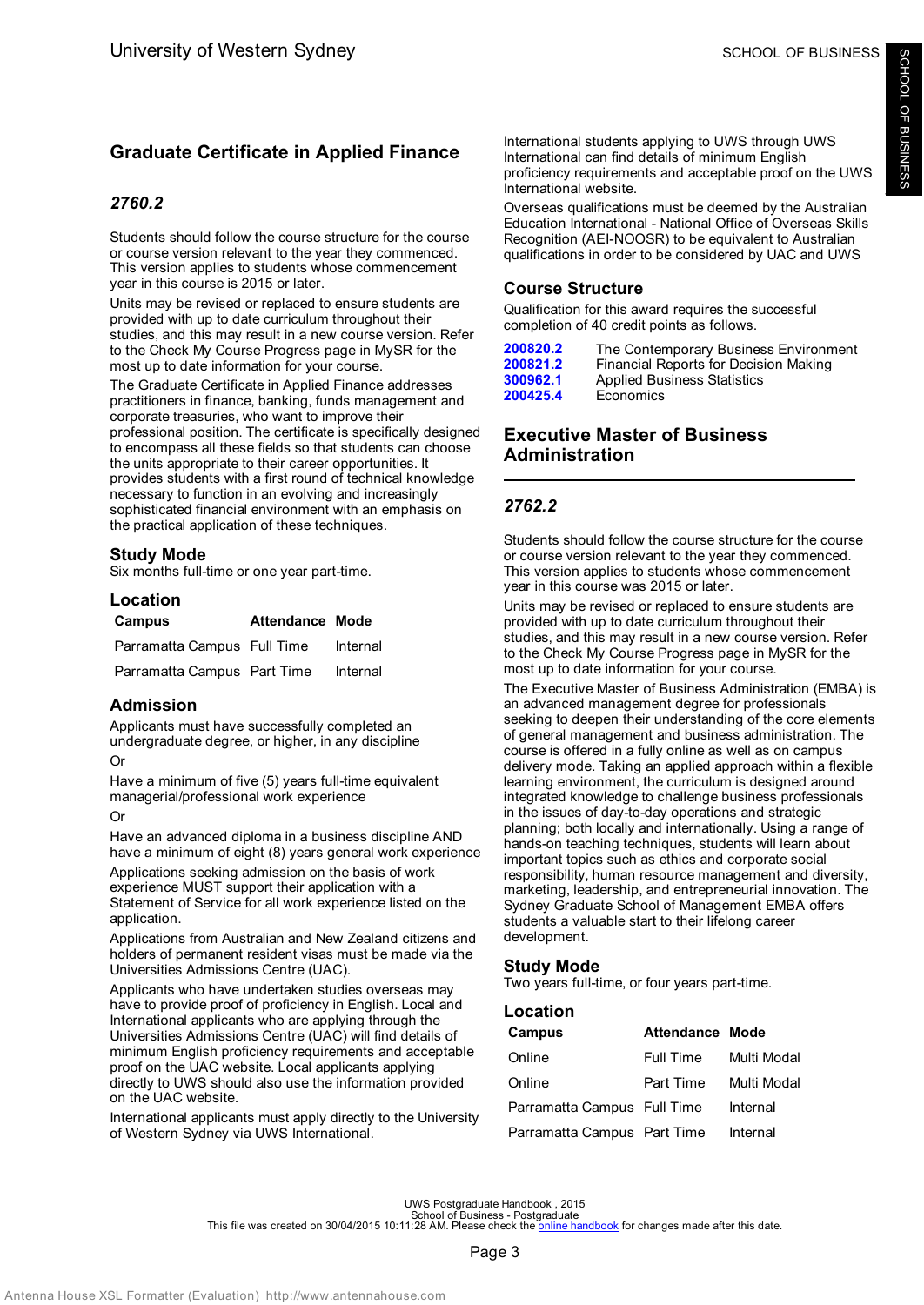## Graduate Certificate in Applied Finance

### *2760.2*

Students should follow the course structure for the course or course version relevant to the year they commenced. This version applies to students whose commencement year in this course is 2015 or later.

Units may be revised or replaced to ensure students are provided with up to date curriculum throughout their studies, and this may result in a new course version. Refer to the Check My Course Progress page in MySR for the most up to date information for your course.

The Graduate Certificate in Applied Finance addresses practitioners in finance, banking, funds management and corporate treasuries, who want to improve their professional position. The certificate is specifically designed to encompass all these fields so that students can choose the units appropriate to their career opportunities. It provides students with a first round of technical knowledge necessary to function in an evolving and increasingly sophisticated financial environment with an emphasis on the practical application of these techniques.

### Study Mode

Six months full-time or one year part-time.

### Location

| Campus | Attendance | Mode |
|---|---|---|
| Parramatta Campus | Full Time | Internal |
| Parramatta Campus | Part Time | Internal |

### Admission

Applicants must have successfully completed an undergraduate degree, or higher, in any discipline

Or

Have a minimum of five (5) years full-time equivalent managerial/professional work experience

Or

Have an advanced diploma in a business discipline AND have a minimum of eight (8) years general work experience

Applications seeking admission on the basis of work experience MUST support their application with a Statement of Service for all work experience listed on the application.

Applications from Australian and New Zealand citizens and holders of permanent resident visas must be made via the Universities Admissions Centre (UAC).

Applicants who have undertaken studies overseas may have to provide proof of proficiency in English. Local and International applicants who are applying through the Universities Admissions Centre (UAC) will find details of minimum English proficiency requirements and acceptable proof on the UAC website. Local applicants applying directly to UWS should also use the information provided on the UAC website.

International applicants must apply directly to the University of Western Sydney via UWS International.

International students applying to UWS through UWS International can find details of minimum English proficiency requirements and acceptable proof on the UWS International website.

Overseas qualifications must be deemed by the Australian Education International - National Office of Overseas Skills Recognition (AEI-NOOSR) to be equivalent to Australian qualifications in order to be considered by UAC and UWS

### Course Structure

Qualification for this award requires the successful completion of 40 credit points as follows.

| | |
|---|---|
| **200820.2** | The Contemporary Business Environment |
| **200821.2** | Financial Reports for Decision Making |
| **300962.1** | Applied Business Statistics |
| **200425.4** | Economics |

## Executive Master of Business Administration

### *2762.2*

Students should follow the course structure for the course or course version relevant to the year they commenced. This version applies to students whose commencement year in this course was 2015 or later.

Units may be revised or replaced to ensure students are provided with up to date curriculum throughout their studies, and this may result in a new course version. Refer to the Check My Course Progress page in MySR for the most up to date information for your course.

The Executive Master of Business Administration (EMBA) is an advanced management degree for professionals seeking to deepen their understanding of the core elements of general management and business administration. The course is offered in a fully online as well as on campus delivery mode. Taking an applied approach within a flexible learning environment, the curriculum is designed around integrated knowledge to challenge business professionals in the issues of day-to-day operations and strategic planning; both locally and internationally. Using a range of hands-on teaching techniques, students will learn about important topics such as ethics and corporate social responsibility, human resource management and diversity, marketing, leadership, and entrepreneurial innovation. The Sydney Graduate School of Management EMBA offers students a valuable start to their lifelong career development.

### Study Mode

Two years full-time, or four years part-time.

### Location

| Campus | Attendance | Mode |
|---|---|---|
| Online | Full Time | Multi Modal |
| Online | Part Time | Multi Modal |
| Parramatta Campus | Full Time | Internal |
| Parramatta Campus | Part Time | Internal |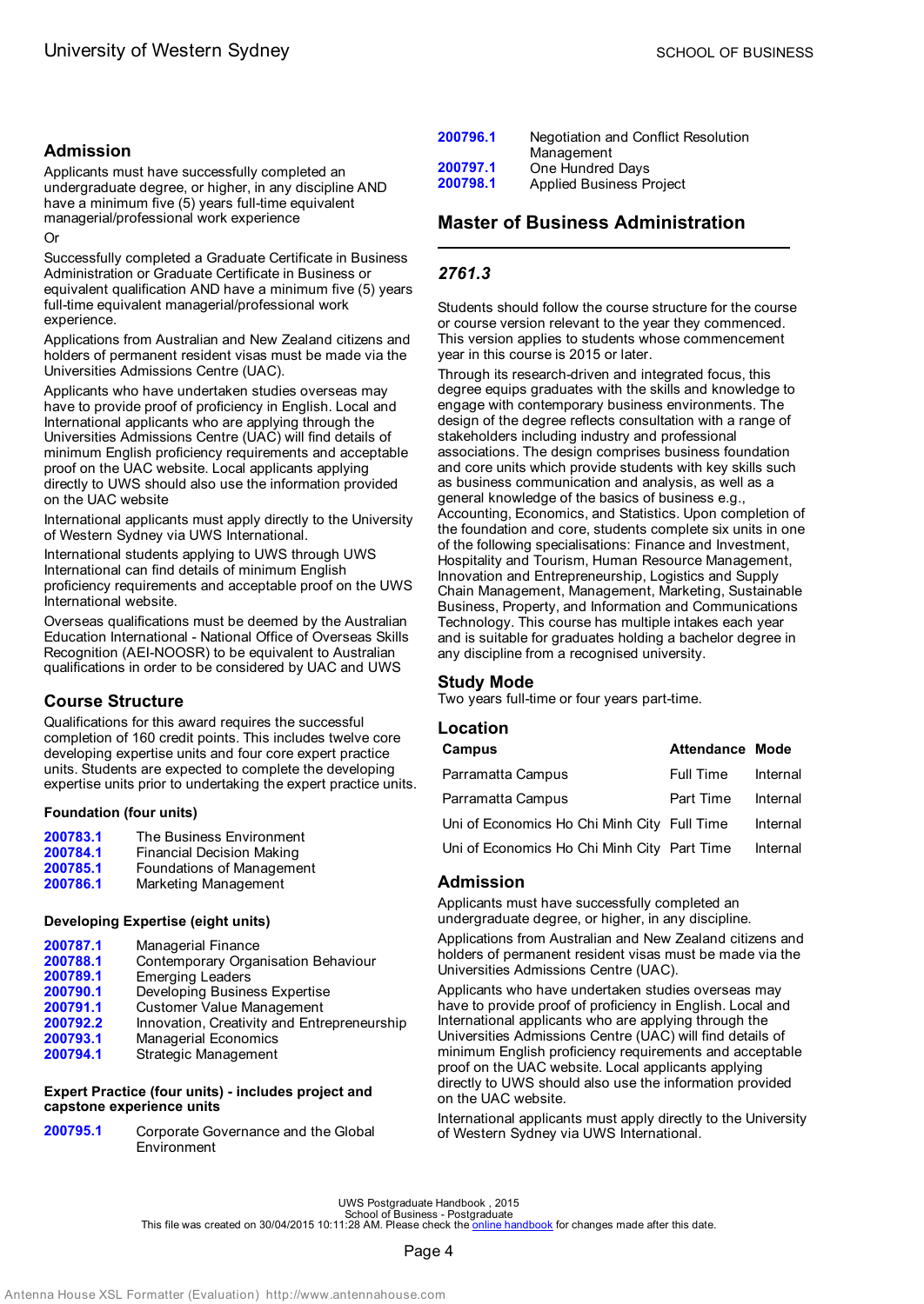## Admission

Applicants must have successfully completed an undergraduate degree, or higher, in any discipline AND have a minimum five (5) years full-time equivalent managerial/professional work experience

Or

Successfully completed a Graduate Certificate in Business Administration or Graduate Certificate in Business or equivalent qualification AND have a minimum five (5) years full-time equivalent managerial/professional work experience.

Applications from Australian and New Zealand citizens and holders of permanent resident visas must be made via the Universities Admissions Centre (UAC).

Applicants who have undertaken studies overseas may have to provide proof of proficiency in English. Local and International applicants who are applying through the Universities Admissions Centre (UAC) will find details of minimum English proficiency requirements and acceptable proof on the UAC website. Local applicants applying directly to UWS should also use the information provided on the UAC website

International applicants must apply directly to the University of Western Sydney via UWS International.

International students applying to UWS through UWS International can find details of minimum English proficiency requirements and acceptable proof on the UWS International website.

Overseas qualifications must be deemed by the Australian Education International - National Office of Overseas Skills Recognition (AEI-NOOSR) to be equivalent to Australian qualifications in order to be considered by UAC and UWS

## Course Structure

Qualifications for this award requires the successful completion of 160 credit points. This includes twelve core developing expertise units and four core expert practice units. Students are expected to complete the developing expertise units prior to undertaking the expert practice units.

### Foundation (four units)

| | |
|---|---|
| 200783.1 | The Business Environment |
| 200784.1 | Financial Decision Making |
| 200785.1 | Foundations of Management |
| 200786.1 | Marketing Management |

### Developing Expertise (eight units)

| | |
|---|---|
| 200787.1 | Managerial Finance |
| 200788.1 | Contemporary Organisation Behaviour |
| 200789.1 | Emerging Leaders |
| 200790.1 | Developing Business Expertise |
| 200791.1 | Customer Value Management |
| 200792.2 | Innovation, Creativity and Entrepreneurship |
| 200793.1 | Managerial Economics |
| 200794.1 | Strategic Management |

### Expert Practice (four units) - includes project and capstone experience units

| | |
|---|---|
| 200795.1 | Corporate Governance and the Global Environment |
| 200796.1 | Negotiation and Conflict Resolution Management |
| 200797.1 | One Hundred Days |
| 200798.1 | Applied Business Project |

## Master of Business Administration

### *2761.3*

Students should follow the course structure for the course or course version relevant to the year they commenced. This version applies to students whose commencement year in this course is 2015 or later.

Through its research-driven and integrated focus, this degree equips graduates with the skills and knowledge to engage with contemporary business environments. The design of the degree reflects consultation with a range of stakeholders including industry and professional associations. The design comprises business foundation and core units which provide students with key skills such as business communication and analysis, as well as a general knowledge of the basics of business e.g., Accounting, Economics, and Statistics. Upon completion of the foundation and core, students complete six units in one of the following specialisations: Finance and Investment, Hospitality and Tourism, Human Resource Management, Innovation and Entrepreneurship, Logistics and Supply Chain Management, Management, Marketing, Sustainable Business, Property, and Information and Communications Technology. This course has multiple intakes each year and is suitable for graduates holding a bachelor degree in any discipline from a recognised university.

## Study Mode

Two years full-time or four years part-time.

## Location

| Campus | Attendance | Mode |
|---|---|---|
| Parramatta Campus | Full Time | Internal |
| Parramatta Campus | Part Time | Internal |
| Uni of Economics Ho Chi Minh City | Full Time | Internal |
| Uni of Economics Ho Chi Minh City | Part Time | Internal |

## Admission

Applicants must have successfully completed an undergraduate degree, or higher, in any discipline.

Applications from Australian and New Zealand citizens and holders of permanent resident visas must be made via the Universities Admissions Centre (UAC).

Applicants who have undertaken studies overseas may have to provide proof of proficiency in English. Local and International applicants who are applying through the Universities Admissions Centre (UAC) will find details of minimum English proficiency requirements and acceptable proof on the UAC website. Local applicants applying directly to UWS should also use the information provided on the UAC website.

International applicants must apply directly to the University of Western Sydney via UWS International.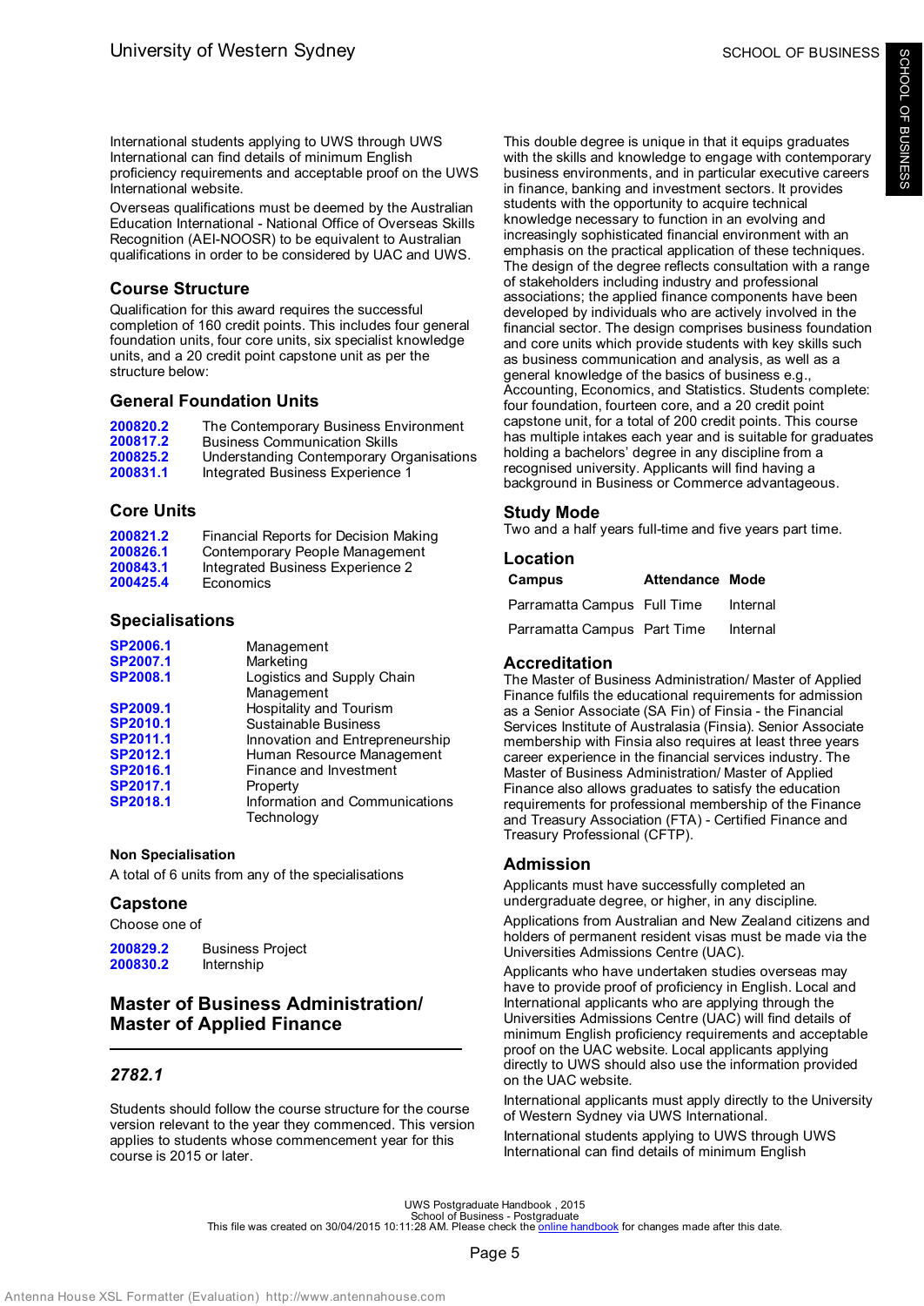International students applying to UWS through UWS International can find details of minimum English proficiency requirements and acceptable proof on the UWS International website.

Overseas qualifications must be deemed by the Australian Education International - National Office of Overseas Skills Recognition (AEI-NOOSR) to be equivalent to Australian qualifications in order to be considered by UAC and UWS.

### Course Structure

Qualification for this award requires the successful completion of 160 credit points. This includes four general foundation units, four core units, six specialist knowledge units, and a 20 credit point capstone unit as per the structure below:

### General Foundation Units

| | |
|---|---|
| 200820.2 | The Contemporary Business Environment |
| 200817.2 | Business Communication Skills |
| 200825.2 | Understanding Contemporary Organisations |
| 200831.1 | Integrated Business Experience 1 |

### Core Units

| | |
|---|---|
| 200821.2 | Financial Reports for Decision Making |
| 200826.1 | Contemporary People Management |
| 200843.1 | Integrated Business Experience 2 |
| 200425.4 | Economics |

### Specialisations

| | |
|---|---|
| SP2006.1 | Management |
| SP2007.1 | Marketing |
| SP2008.1 | Logistics and Supply Chain Management |
| SP2009.1 | Hospitality and Tourism |
| SP2010.1 | Sustainable Business |
| SP2011.1 | Innovation and Entrepreneurship |
| SP2012.1 | Human Resource Management |
| SP2016.1 | Finance and Investment |
| SP2017.1 | Property |
| SP2018.1 | Information and Communications Technology |

#### Non Specialisation

A total of 6 units from any of the specialisations

### Capstone

Choose one of

| | |
|---|---|
| 200829.2 | Business Project |
| 200830.2 | Internship |

## Master of Business Administration/ Master of Applied Finance

### *2782.1*

Students should follow the course structure for the course version relevant to the year they commenced. This version applies to students whose commencement year for this course is 2015 or later.

This double degree is unique in that it equips graduates with the skills and knowledge to engage with contemporary business environments, and in particular executive careers in finance, banking and investment sectors. It provides students with the opportunity to acquire technical knowledge necessary to function in an evolving and increasingly sophisticated financial environment with an emphasis on the practical application of these techniques. The design of the degree reflects consultation with a range of stakeholders including industry and professional associations; the applied finance components have been developed by individuals who are actively involved in the financial sector. The design comprises business foundation and core units which provide students with key skills such as business communication and analysis, as well as a general knowledge of the basics of business e.g., Accounting, Economics, and Statistics. Students complete: four foundation, fourteen core, and a 20 credit point capstone unit, for a total of 200 credit points. This course has multiple intakes each year and is suitable for graduates holding a bachelors' degree in any discipline from a recognised university. Applicants will find having a background in Business or Commerce advantageous.

### Study Mode

Two and a half years full-time and five years part time.

### Location

| Campus | Attendance | Mode |
|---|---|---|
| Parramatta Campus | Full Time | Internal |
| Parramatta Campus | Part Time | Internal |

### Accreditation

The Master of Business Administration/ Master of Applied Finance fulfils the educational requirements for admission as a Senior Associate (SA Fin) of Finsia - the Financial Services Institute of Australasia (Finsia). Senior Associate membership with Finsia also requires at least three years career experience in the financial services industry. The Master of Business Administration/ Master of Applied Finance also allows graduates to satisfy the education requirements for professional membership of the Finance and Treasury Association (FTA) - Certified Finance and Treasury Professional (CFTP).

### Admission

Applicants must have successfully completed an undergraduate degree, or higher, in any discipline.

Applications from Australian and New Zealand citizens and holders of permanent resident visas must be made via the Universities Admissions Centre (UAC).

Applicants who have undertaken studies overseas may have to provide proof of proficiency in English. Local and International applicants who are applying through the Universities Admissions Centre (UAC) will find details of minimum English proficiency requirements and acceptable proof on the UAC website. Local applicants applying directly to UWS should also use the information provided on the UAC website.

International applicants must apply directly to the University of Western Sydney via UWS International.

International students applying to UWS through UWS International can find details of minimum English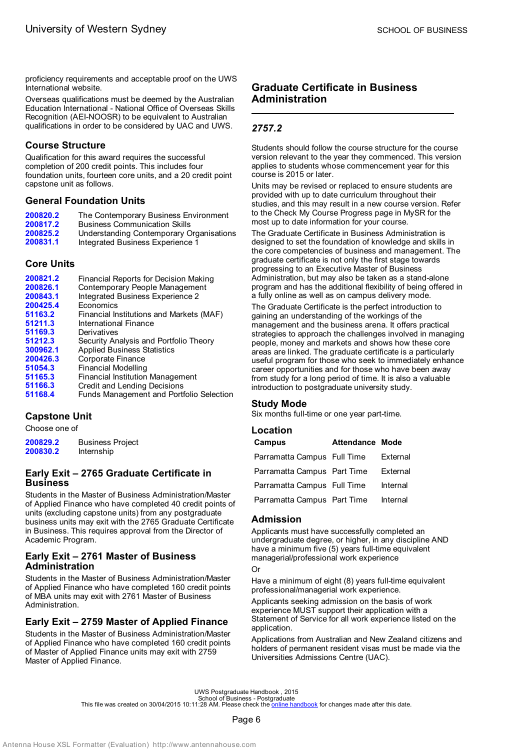proficiency requirements and acceptable proof on the UWS International website.

Overseas qualifications must be deemed by the Australian Education International - National Office of Overseas Skills Recognition (AEI-NOOSR) to be equivalent to Australian qualifications in order to be considered by UAC and UWS.

### Course Structure

Qualification for this award requires the successful completion of 200 credit points. This includes four foundation units, fourteen core units, and a 20 credit point capstone unit as follows.

### General Foundation Units

| | |
|---|---|
| **200820.2** | The Contemporary Business Environment |
| **200817.2** | Business Communication Skills |
| **200825.2** | Understanding Contemporary Organisations |
| **200831.1** | Integrated Business Experience 1 |

### Core Units

| | |
|---|---|
| **200821.2** | Financial Reports for Decision Making |
| **200826.1** | Contemporary People Management |
| **200843.1** | Integrated Business Experience 2 |
| **200425.4** | Economics |
| **51163.2** | Financial Institutions and Markets (MAF) |
| **51211.3** | International Finance |
| **51169.3** | Derivatives |
| **51212.3** | Security Analysis and Portfolio Theory |
| **300962.1** | Applied Business Statistics |
| **200426.3** | Corporate Finance |
| **51054.3** | Financial Modelling |
| **51165.3** | Financial Institution Management |
| **51166.3** | Credit and Lending Decisions |
| **51168.4** | Funds Management and Portfolio Selection |

### Capstone Unit

Choose one of

| | |
|---|---|
| **200829.2** | Business Project |
| **200830.2** | Internship |

### Early Exit – 2765 Graduate Certificate in Business

Students in the Master of Business Administration/Master of Applied Finance who have completed 40 credit points of units (excluding capstone units) from any postgraduate business units may exit with the 2765 Graduate Certificate in Business. This requires approval from the Director of Academic Program.

### Early Exit – 2761 Master of Business Administration

Students in the Master of Business Administration/Master of Applied Finance who have completed 160 credit points of MBA units may exit with 2761 Master of Business Administration.

### Early Exit – 2759 Master of Applied Finance

Students in the Master of Business Administration/Master of Applied Finance who have completed 160 credit points of Master of Applied Finance units may exit with 2759 Master of Applied Finance.

## Graduate Certificate in Business Administration

### *2757.2*

Students should follow the course structure for the course version relevant to the year they commenced. This version applies to students whose commencement year for this course is 2015 or later.

Units may be revised or replaced to ensure students are provided with up to date curriculum throughout their studies, and this may result in a new course version. Refer to the Check My Course Progress page in MySR for the most up to date information for your course.

The Graduate Certificate in Business Administration is designed to set the foundation of knowledge and skills in the core competencies of business and management. The graduate certificate is not only the first stage towards progressing to an Executive Master of Business Administration, but may also be taken as a stand-alone program and has the additional flexibility of being offered in a fully online as well as on campus delivery mode.

The Graduate Certificate is the perfect introduction to gaining an understanding of the workings of the management and the business arena. It offers practical strategies to approach the challenges involved in managing people, money and markets and shows how these core areas are linked. The graduate certificate is a particularly useful program for those who seek to immediately enhance career opportunities and for those who have been away from study for a long period of time. It is also a valuable introduction to postgraduate university study.

### Study Mode

Six months full-time or one year part-time.

### Location

| Campus | Attendance | Mode |
|---|---|---|
| Parramatta Campus | Full Time | External |
| Parramatta Campus | Part Time | External |
| Parramatta Campus | Full Time | Internal |
| Parramatta Campus | Part Time | Internal |

### Admission

Applicants must have successfully completed an undergraduate degree, or higher, in any discipline AND have a minimum five (5) years full-time equivalent managerial/professional work experience

Or

Have a minimum of eight (8) years full-time equivalent professional/managerial work experience.

Applicants seeking admission on the basis of work experience MUST support their application with a Statement of Service for all work experience listed on the application.

Applications from Australian and New Zealand citizens and holders of permanent resident visas must be made via the Universities Admissions Centre (UAC).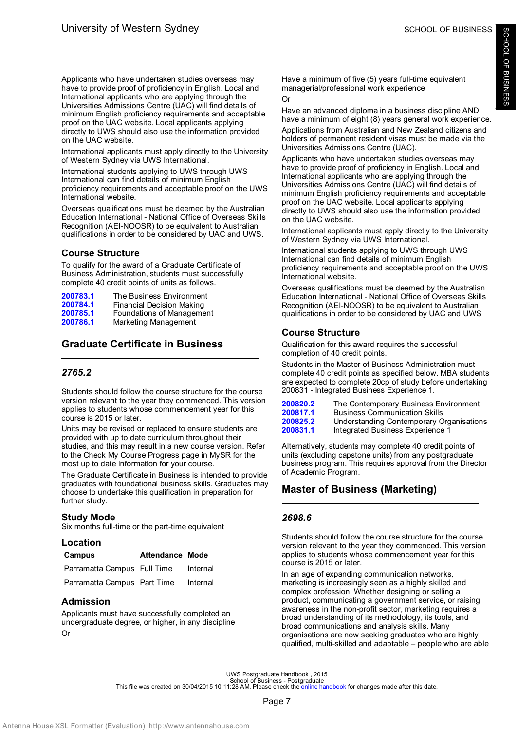Applicants who have undertaken studies overseas may have to provide proof of proficiency in English. Local and International applicants who are applying through the Universities Admissions Centre (UAC) will find details of minimum English proficiency requirements and acceptable proof on the UAC website. Local applicants applying directly to UWS should also use the information provided on the UAC website.

International applicants must apply directly to the University of Western Sydney via UWS International.

International students applying to UWS through UWS International can find details of minimum English proficiency requirements and acceptable proof on the UWS International website.

Overseas qualifications must be deemed by the Australian Education International - National Office of Overseas Skills Recognition (AEI-NOOSR) to be equivalent to Australian qualifications in order to be considered by UAC and UWS.

### Course Structure

To qualify for the award of a Graduate Certificate of Business Administration, students must successfully complete 40 credit points of units as follows.

| | |
|---|---|
| **200783.1** | The Business Environment |
| **200784.1** | Financial Decision Making |
| **200785.1** | Foundations of Management |
| **200786.1** | Marketing Management |

## Graduate Certificate in Business

### *2765.2*

Students should follow the course structure for the course version relevant to the year they commenced. This version applies to students whose commencement year for this course is 2015 or later.

Units may be revised or replaced to ensure students are provided with up to date curriculum throughout their studies, and this may result in a new course version. Refer to the Check My Course Progress page in MySR for the most up to date information for your course.

The Graduate Certificate in Business is intended to provide graduates with foundational business skills. Graduates may choose to undertake this qualification in preparation for further study.

### Study Mode

Six months full-time or the part-time equivalent

### Location

| Campus | Attendance | Mode |
|---|---|---|
| Parramatta Campus | Full Time | Internal |
| Parramatta Campus | Part Time | Internal |

### Admission

Applicants must have successfully completed an undergraduate degree, or higher, in any discipline

Or

Have a minimum of five (5) years full-time equivalent managerial/professional work experience

Or

Have an advanced diploma in a business discipline AND have a minimum of eight (8) years general work experience.

Applications from Australian and New Zealand citizens and holders of permanent resident visas must be made via the Universities Admissions Centre (UAC).

Applicants who have undertaken studies overseas may have to provide proof of proficiency in English. Local and International applicants who are applying through the Universities Admissions Centre (UAC) will find details of minimum English proficiency requirements and acceptable proof on the UAC website. Local applicants applying directly to UWS should also use the information provided on the UAC website.

International applicants must apply directly to the University of Western Sydney via UWS International.

International students applying to UWS through UWS International can find details of minimum English proficiency requirements and acceptable proof on the UWS International website.

Overseas qualifications must be deemed by the Australian Education International - National Office of Overseas Skills Recognition (AEI-NOOSR) to be equivalent to Australian qualifications in order to be considered by UAC and UWS

### Course Structure

Qualification for this award requires the successful completion of 40 credit points.

Students in the Master of Business Administration must complete 40 credit points as specified below. MBA students are expected to complete 20cp of study before undertaking 200831 - Integrated Business Experience 1.

| | |
|---|---|
| **200820.2** | The Contemporary Business Environment |
| **200817.1** | Business Communication Skills |
| **200825.2** | Understanding Contemporary Organisations |
| **200831.1** | Integrated Business Experience 1 |

Alternatively, students may complete 40 credit points of units (excluding capstone units) from any postgraduate business program. This requires approval from the Director of Academic Program.

## Master of Business (Marketing)

### *2698.6*

Students should follow the course structure for the course version relevant to the year they commenced. This version applies to students whose commencement year for this course is 2015 or later.

In an age of expanding communication networks, marketing is increasingly seen as a highly skilled and complex profession. Whether designing or selling a product, communicating a government service, or raising awareness in the non-profit sector, marketing requires a broad understanding of its methodology, its tools, and broad communications and analysis skills. Many organisations are now seeking graduates who are highly qualified, multi-skilled and adaptable – people who are able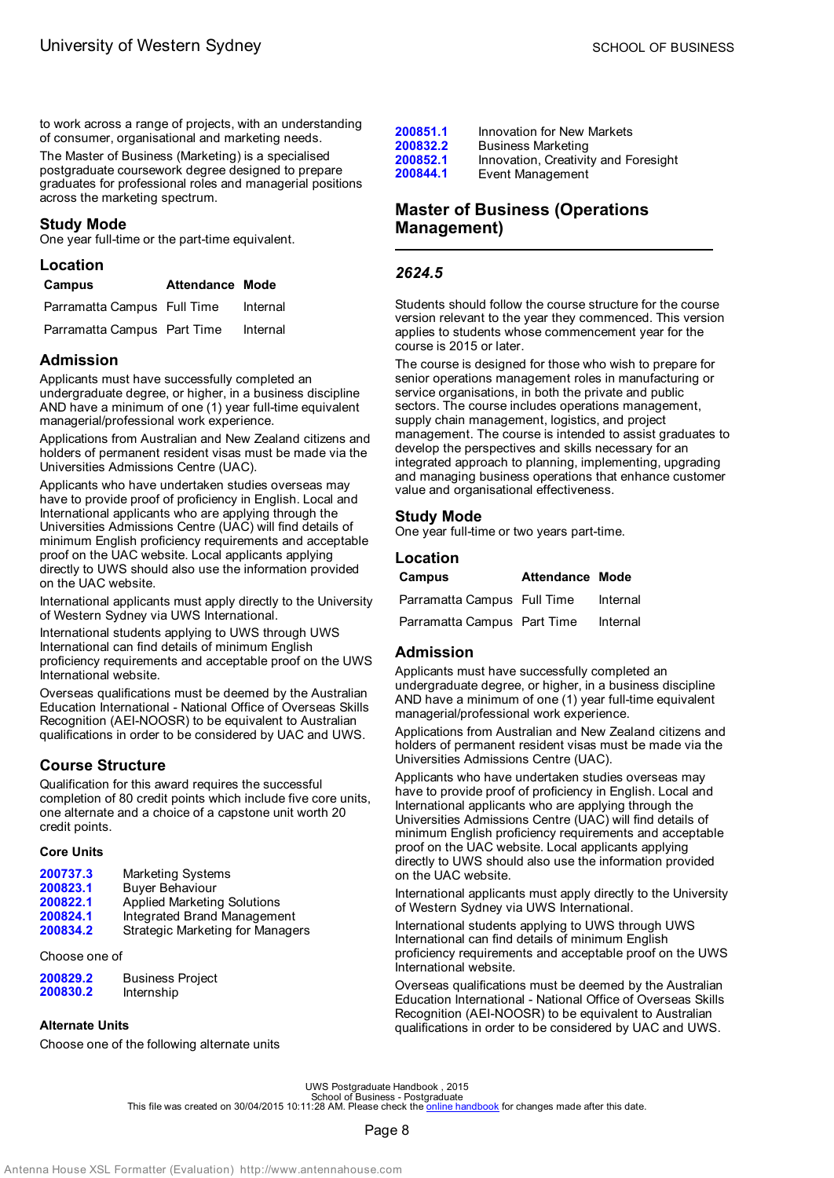to work across a range of projects, with an understanding of consumer, organisational and marketing needs.

The Master of Business (Marketing) is a specialised postgraduate coursework degree designed to prepare graduates for professional roles and managerial positions across the marketing spectrum.

### Study Mode

One year full-time or the part-time equivalent.

### Location

| Campus | Attendance | Mode |
|---|---|---|
| Parramatta Campus | Full Time | Internal |
| Parramatta Campus | Part Time | Internal |

### Admission

Applicants must have successfully completed an undergraduate degree, or higher, in a business discipline AND have a minimum of one (1) year full-time equivalent managerial/professional work experience.

Applications from Australian and New Zealand citizens and holders of permanent resident visas must be made via the Universities Admissions Centre (UAC).

Applicants who have undertaken studies overseas may have to provide proof of proficiency in English. Local and International applicants who are applying through the Universities Admissions Centre (UAC) will find details of minimum English proficiency requirements and acceptable proof on the UAC website. Local applicants applying directly to UWS should also use the information provided on the UAC website.

International applicants must apply directly to the University of Western Sydney via UWS International.

International students applying to UWS through UWS International can find details of minimum English proficiency requirements and acceptable proof on the UWS International website.

Overseas qualifications must be deemed by the Australian Education International - National Office of Overseas Skills Recognition (AEI-NOOSR) to be equivalent to Australian qualifications in order to be considered by UAC and UWS.

### Course Structure

Qualification for this award requires the successful completion of 80 credit points which include five core units, one alternate and a choice of a capstone unit worth 20 credit points.

#### Core Units

| | |
|---|---|
| **200737.3** | Marketing Systems |
| **200823.1** | Buyer Behaviour |
| **200822.1** | Applied Marketing Solutions |
| **200824.1** | Integrated Brand Management |
| **200834.2** | Strategic Marketing for Managers |

Choose one of

| | |
|---|---|
| **200829.2** | Business Project |
| **200830.2** | Internship |

#### Alternate Units

Choose one of the following alternate units

| | |
|---|---|
| **200851.1** | Innovation for New Markets |
| **200832.2** | Business Marketing |
| **200852.1** | Innovation, Creativity and Foresight |
| **200844.1** | Event Management |

## Master of Business (Operations Management)

### *2624.5*

Students should follow the course structure for the course version relevant to the year they commenced. This version applies to students whose commencement year for the course is 2015 or later.

The course is designed for those who wish to prepare for senior operations management roles in manufacturing or service organisations, in both the private and public sectors. The course includes operations management, supply chain management, logistics, and project management. The course is intended to assist graduates to develop the perspectives and skills necessary for an integrated approach to planning, implementing, upgrading and managing business operations that enhance customer value and organisational effectiveness.

### Study Mode

One year full-time or two years part-time.

### Location

| Campus | Attendance | Mode |
|---|---|---|
| Parramatta Campus | Full Time | Internal |
| Parramatta Campus | Part Time | Internal |

### Admission

Applicants must have successfully completed an undergraduate degree, or higher, in a business discipline AND have a minimum of one (1) year full-time equivalent managerial/professional work experience.

Applications from Australian and New Zealand citizens and holders of permanent resident visas must be made via the Universities Admissions Centre (UAC).

Applicants who have undertaken studies overseas may have to provide proof of proficiency in English. Local and International applicants who are applying through the Universities Admissions Centre (UAC) will find details of minimum English proficiency requirements and acceptable proof on the UAC website. Local applicants applying directly to UWS should also use the information provided on the UAC website.

International applicants must apply directly to the University of Western Sydney via UWS International.

International students applying to UWS through UWS International can find details of minimum English proficiency requirements and acceptable proof on the UWS International website.

Overseas qualifications must be deemed by the Australian Education International - National Office of Overseas Skills Recognition (AEI-NOOSR) to be equivalent to Australian qualifications in order to be considered by UAC and UWS.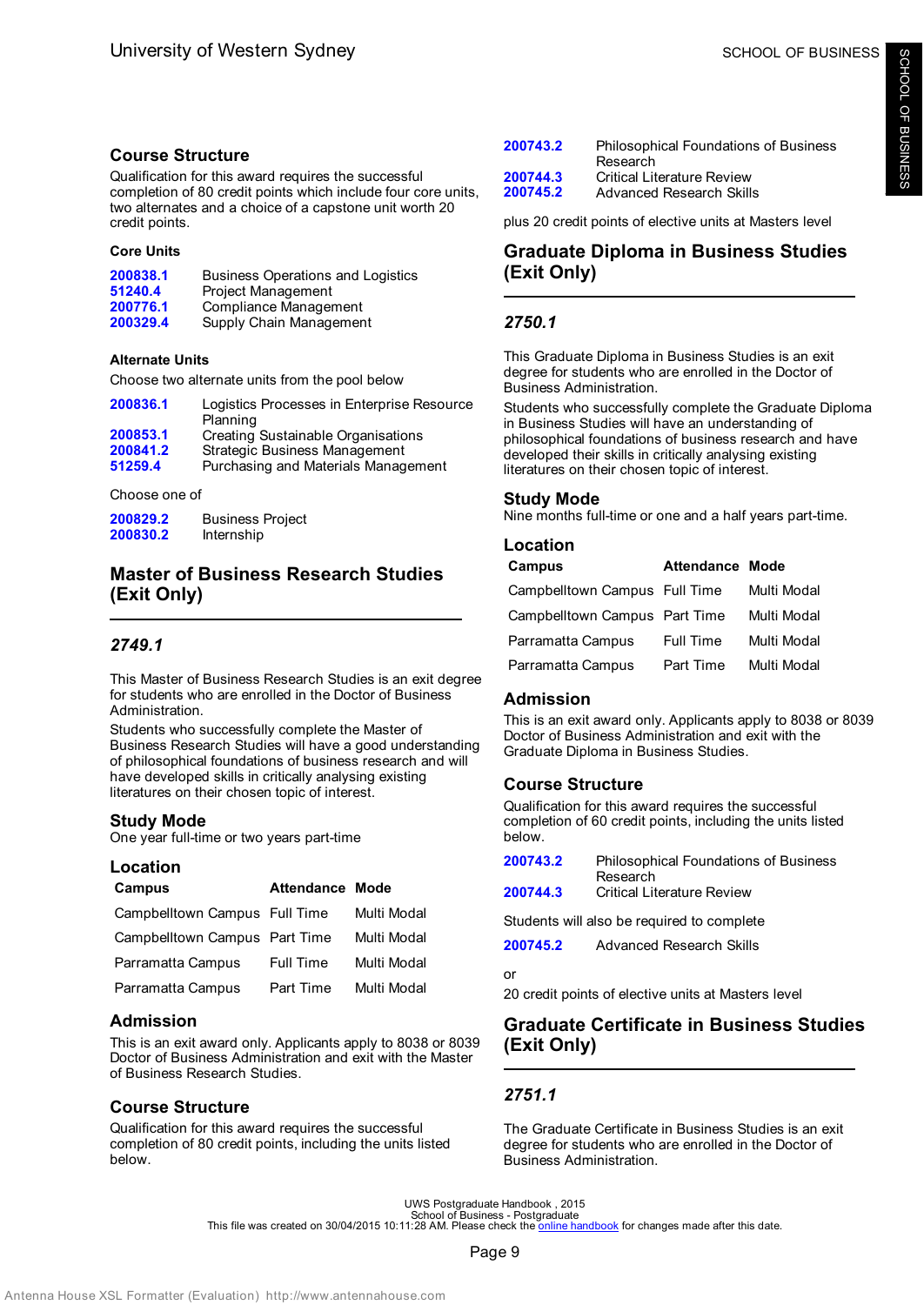### Course Structure

Qualification for this award requires the successful completion of 80 credit points which include four core units, two alternates and a choice of a capstone unit worth 20 credit points.

#### Core Units

| | |
|---|---|
| 200838.1 | Business Operations and Logistics |
| 51240.4 | Project Management |
| 200776.1 | Compliance Management |
| 200329.4 | Supply Chain Management |

#### Alternate Units

Choose two alternate units from the pool below

| | |
|---|---|
| 200836.1 | Logistics Processes in Enterprise Resource Planning |
| 200853.1 | Creating Sustainable Organisations |
| 200841.2 | Strategic Business Management |
| 51259.4 | Purchasing and Materials Management |

Choose one of

| | |
|---|---|
| 200829.2 | Business Project |
| 200830.2 | Internship |

## Master of Business Research Studies (Exit Only)

### *2749.1*

This Master of Business Research Studies is an exit degree for students who are enrolled in the Doctor of Business Administration.

Students who successfully complete the Master of Business Research Studies will have a good understanding of philosophical foundations of business research and will have developed skills in critically analysing existing literatures on their chosen topic of interest.

### Study Mode

One year full-time or two years part-time

### Location

| Campus | Attendance | Mode |
|---|---|---|
| Campbelltown Campus | Full Time | Multi Modal |
| Campbelltown Campus | Part Time | Multi Modal |
| Parramatta Campus | Full Time | Multi Modal |
| Parramatta Campus | Part Time | Multi Modal |

### Admission

This is an exit award only. Applicants apply to 8038 or 8039 Doctor of Business Administration and exit with the Master of Business Research Studies.

### Course Structure

Qualification for this award requires the successful completion of 80 credit points, including the units listed below.

| | |
|---|---|
| 200743.2 | Philosophical Foundations of Business Research |
| 200744.3 | Critical Literature Review |
| 200745.2 | Advanced Research Skills |

plus 20 credit points of elective units at Masters level

## Graduate Diploma in Business Studies (Exit Only)

### *2750.1*

This Graduate Diploma in Business Studies is an exit degree for students who are enrolled in the Doctor of Business Administration.

Students who successfully complete the Graduate Diploma in Business Studies will have an understanding of philosophical foundations of business research and have developed their skills in critically analysing existing literatures on their chosen topic of interest.

### Study Mode

Nine months full-time or one and a half years part-time.

### Location

| Campus | Attendance | Mode |
|---|---|---|
| Campbelltown Campus | Full Time | Multi Modal |
| Campbelltown Campus | Part Time | Multi Modal |
| Parramatta Campus | Full Time | Multi Modal |
| Parramatta Campus | Part Time | Multi Modal |

### Admission

This is an exit award only. Applicants apply to 8038 or 8039 Doctor of Business Administration and exit with the Graduate Diploma in Business Studies.

### Course Structure

Qualification for this award requires the successful completion of 60 credit points, including the units listed below.

| | |
|---|---|
| 200743.2 | Philosophical Foundations of Business Research |
| 200744.3 | Critical Literature Review |

Students will also be required to complete

| | |
|---|---|
| 200745.2 | Advanced Research Skills |

or

20 credit points of elective units at Masters level

## Graduate Certificate in Business Studies (Exit Only)

### *2751.1*

The Graduate Certificate in Business Studies is an exit degree for students who are enrolled in the Doctor of Business Administration.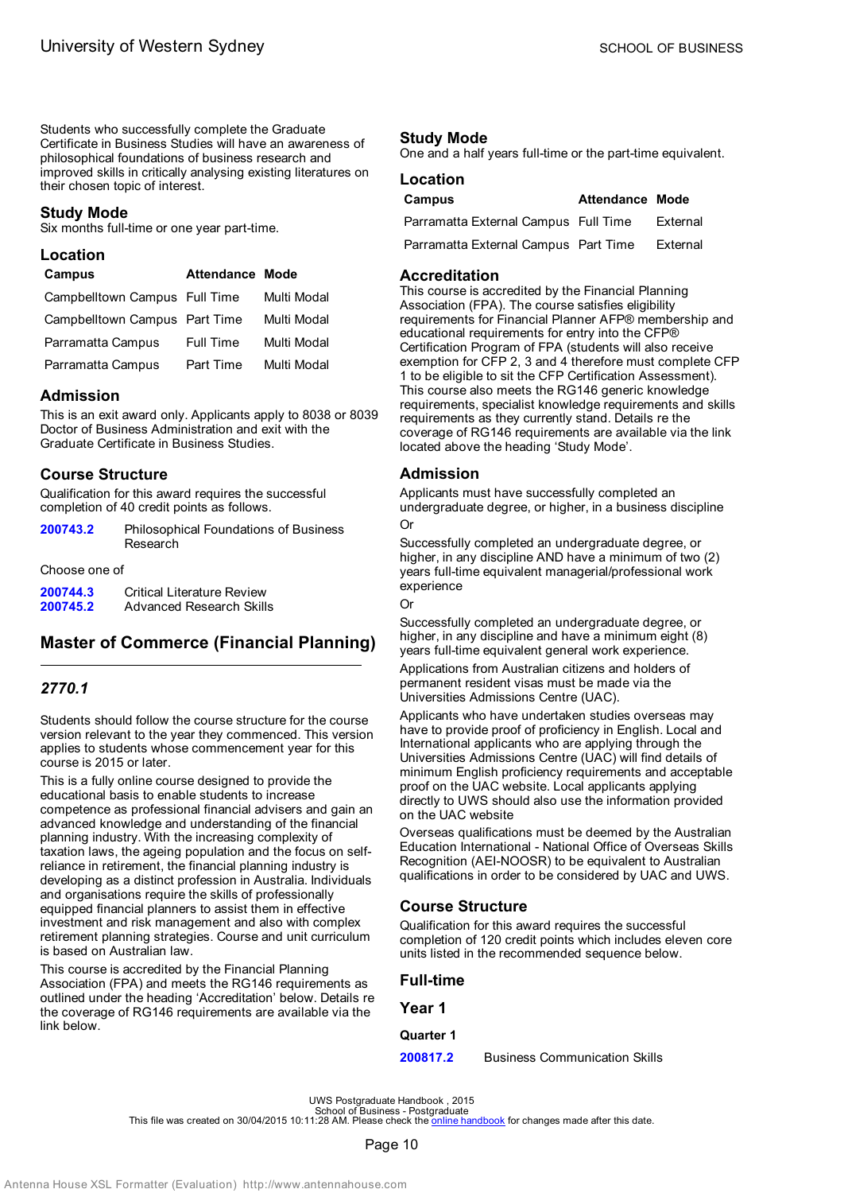Students who successfully complete the Graduate Certificate in Business Studies will have an awareness of philosophical foundations of business research and improved skills in critically analysing existing literatures on their chosen topic of interest.

### Study Mode

Six months full-time or one year part-time.

### Location

| Campus | Attendance | Mode |
|---|---|---|
| Campbelltown Campus | Full Time | Multi Modal |
| Campbelltown Campus | Part Time | Multi Modal |
| Parramatta Campus | Full Time | Multi Modal |
| Parramatta Campus | Part Time | Multi Modal |

### Admission

This is an exit award only. Applicants apply to 8038 or 8039 Doctor of Business Administration and exit with the Graduate Certificate in Business Studies.

### Course Structure

Qualification for this award requires the successful completion of 40 credit points as follows.

| | |
|---|---|
| 200743.2 | Philosophical Foundations of Business Research |

Choose one of

| | |
|---|---|
| 200744.3 | Critical Literature Review |
| 200745.2 | Advanced Research Skills |

## Master of Commerce (Financial Planning)

### *2770.1*

Students should follow the course structure for the course version relevant to the year they commenced. This version applies to students whose commencement year for this course is 2015 or later.

This is a fully online course designed to provide the educational basis to enable students to increase competence as professional financial advisers and gain an advanced knowledge and understanding of the financial planning industry. With the increasing complexity of taxation laws, the ageing population and the focus on self-reliance in retirement, the financial planning industry is developing as a distinct profession in Australia. Individuals and organisations require the skills of professionally equipped financial planners to assist them in effective investment and risk management and also with complex retirement planning strategies. Course and unit curriculum is based on Australian law.

This course is accredited by the Financial Planning Association (FPA) and meets the RG146 requirements as outlined under the heading 'Accreditation' below. Details re the coverage of RG146 requirements are available via the link below.

### Study Mode

One and a half years full-time or the part-time equivalent.

### Location

| Campus | Attendance | Mode |
|---|---|---|
| Parramatta External Campus | Full Time | External |
| Parramatta External Campus | Part Time | External |

### Accreditation

This course is accredited by the Financial Planning Association (FPA). The course satisfies eligibility requirements for Financial Planner AFP® membership and educational requirements for entry into the CFP® Certification Program of FPA (students will also receive exemption for CFP 2, 3 and 4 therefore must complete CFP 1 to be eligible to sit the CFP Certification Assessment). This course also meets the RG146 generic knowledge requirements, specialist knowledge requirements and skills requirements as they currently stand. Details re the coverage of RG146 requirements are available via the link located above the heading 'Study Mode'.

### Admission

Applicants must have successfully completed an undergraduate degree, or higher, in a business discipline

Or

Successfully completed an undergraduate degree, or higher, in any discipline AND have a minimum of two (2) years full-time equivalent managerial/professional work experience

Or

Successfully completed an undergraduate degree, or higher, in any discipline and have a minimum eight (8) years full-time equivalent general work experience.

Applications from Australian citizens and holders of permanent resident visas must be made via the Universities Admissions Centre (UAC).

Applicants who have undertaken studies overseas may have to provide proof of proficiency in English. Local and International applicants who are applying through the Universities Admissions Centre (UAC) will find details of minimum English proficiency requirements and acceptable proof on the UAC website. Local applicants applying directly to UWS should also use the information provided on the UAC website

Overseas qualifications must be deemed by the Australian Education International - National Office of Overseas Skills Recognition (AEI-NOOSR) to be equivalent to Australian qualifications in order to be considered by UAC and UWS.

### Course Structure

Qualification for this award requires the successful completion of 120 credit points which includes eleven core units listed in the recommended sequence below.

### Full-time

### Year 1

#### Quarter 1

| | |
|---|---|
| 200817.2 | Business Communication Skills |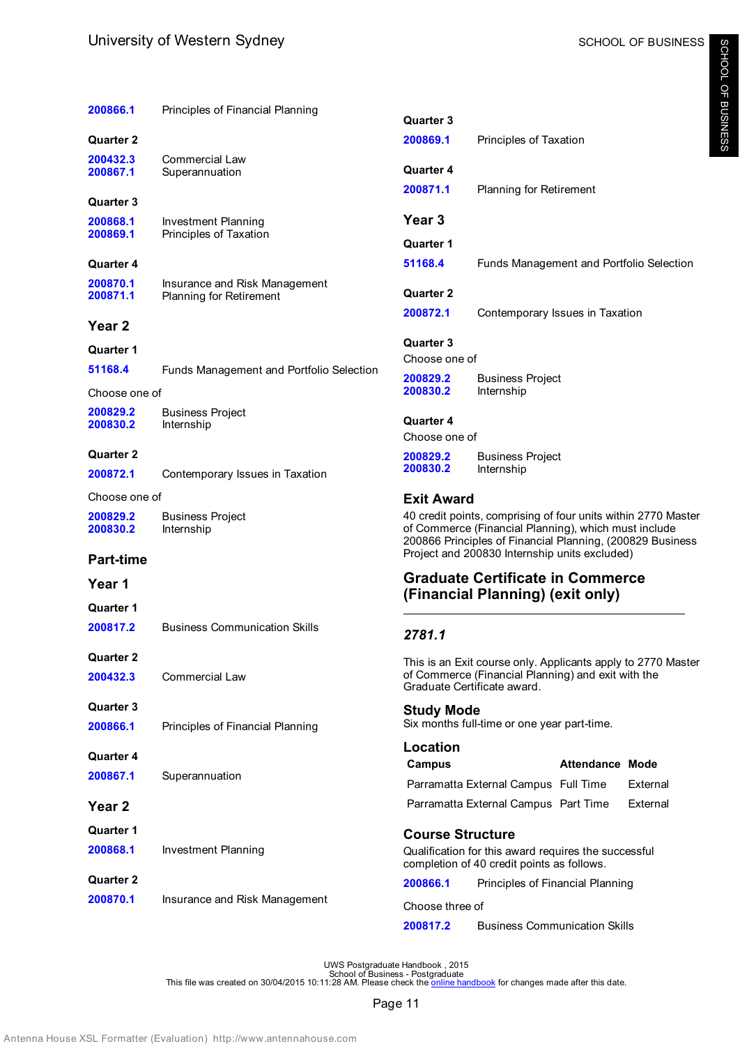| | |
|---|---|
| 200866.1 | Principles of Financial Planning |

Quarter 2

| | |
|---|---|
| 200432.3 | Commercial Law |
| 200867.1 | Superannuation |

Quarter 3

| | |
|---|---|
| 200868.1 | Investment Planning |
| 200869.1 | Principles of Taxation |

Quarter 4

| | |
|---|---|
| 200870.1 | Insurance and Risk Management |
| 200871.1 | Planning for Retirement |

### Year 2

Quarter 1

| | |
|---|---|
| 51168.4 | Funds Management and Portfolio Selection |

Choose one of

| | |
|---|---|
| 200829.2 | Business Project |
| 200830.2 | Internship |

Quarter 2

| | |
|---|---|
| 200872.1 | Contemporary Issues in Taxation |

Choose one of

| | |
|---|---|
| 200829.2 | Business Project |
| 200830.2 | Internship |

### Part-time

### Year 1

Quarter 1

| | |
|---|---|
| 200817.2 | Business Communication Skills |

Quarter 2

| | |
|---|---|
| 200432.3 | Commercial Law |

Quarter 3

| | |
|---|---|
| 200866.1 | Principles of Financial Planning |

Quarter 4

| | |
|---|---|
| 200867.1 | Superannuation |

### Year 2

Quarter 1

| | |
|---|---|
| 200868.1 | Investment Planning |

Quarter 2

| | |
|---|---|
| 200870.1 | Insurance and Risk Management |

Quarter 3

| | |
|---|---|
| 200869.1 | Principles of Taxation |

Quarter 4

| | |
|---|---|
| 200871.1 | Planning for Retirement |

### Year 3

Quarter 1

| | |
|---|---|
| 51168.4 | Funds Management and Portfolio Selection |

Quarter 2

| | |
|---|---|
| 200872.1 | Contemporary Issues in Taxation |

Quarter 3

Choose one of

| | |
|---|---|
| 200829.2 | Business Project |
| 200830.2 | Internship |

Quarter 4

Choose one of

| | |
|---|---|
| 200829.2 | Business Project |
| 200830.2 | Internship |

### Exit Award

40 credit points, comprising of four units within 2770 Master of Commerce (Financial Planning), which must include 200866 Principles of Financial Planning, (200829 Business Project and 200830 Internship units excluded)

## Graduate Certificate in Commerce (Financial Planning) (exit only)

### *2781.1*

This is an Exit course only. Applicants apply to 2770 Master of Commerce (Financial Planning) and exit with the Graduate Certificate award.

### Study Mode

Six months full-time or one year part-time.

### Location

| Campus | Attendance | Mode |
|---|---|---|
| Parramatta External Campus | Full Time | External |
| Parramatta External Campus | Part Time | External |

### Course Structure

Qualification for this award requires the successful completion of 40 credit points as follows.

| | |
|---|---|
| 200866.1 | Principles of Financial Planning |

Choose three of

| | |
|---|---|
| 200817.2 | Business Communication Skills |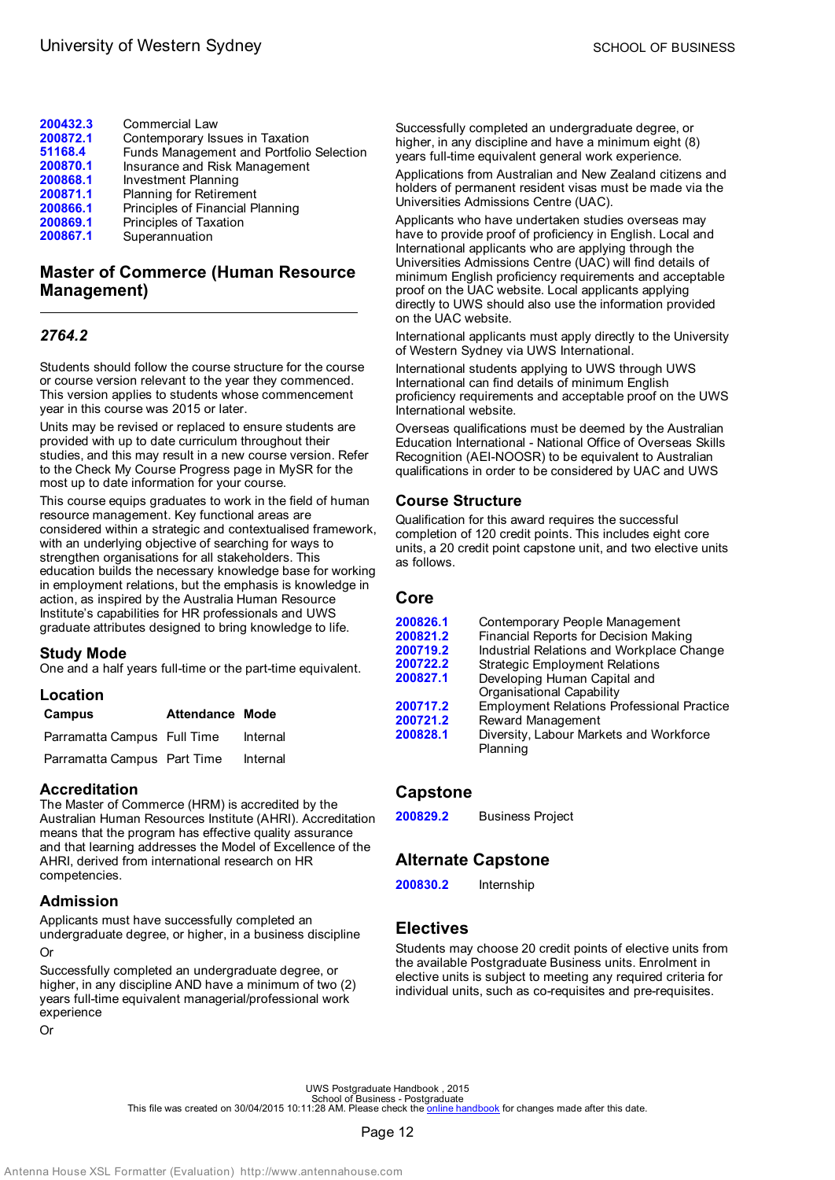| | |
|---|---|
| 200432.3 | Commercial Law |
| 200872.1 | Contemporary Issues in Taxation |
| 51168.4 | Funds Management and Portfolio Selection |
| 200870.1 | Insurance and Risk Management |
| 200868.1 | Investment Planning |
| 200871.1 | Planning for Retirement |
| 200866.1 | Principles of Financial Planning |
| 200869.1 | Principles of Taxation |
| 200867.1 | Superannuation |

## Master of Commerce (Human Resource Management)

### *2764.2*

Students should follow the course structure for the course or course version relevant to the year they commenced. This version applies to students whose commencement year in this course was 2015 or later.

Units may be revised or replaced to ensure students are provided with up to date curriculum throughout their studies, and this may result in a new course version. Refer to the Check My Course Progress page in MySR for the most up to date information for your course.

This course equips graduates to work in the field of human resource management. Key functional areas are considered within a strategic and contextualised framework, with an underlying objective of searching for ways to strengthen organisations for all stakeholders. This education builds the necessary knowledge base for working in employment relations, but the emphasis is knowledge in action, as inspired by the Australia Human Resource Institute's capabilities for HR professionals and UWS graduate attributes designed to bring knowledge to life.

### Study Mode

One and a half years full-time or the part-time equivalent.

### Location

| Campus | Attendance | Mode |
|---|---|---|
| Parramatta Campus | Full Time | Internal |
| Parramatta Campus | Part Time | Internal |

### Accreditation

The Master of Commerce (HRM) is accredited by the Australian Human Resources Institute (AHRI). Accreditation means that the program has effective quality assurance and that learning addresses the Model of Excellence of the AHRI, derived from international research on HR competencies.

### Admission

Applicants must have successfully completed an undergraduate degree, or higher, in a business discipline

Or

Successfully completed an undergraduate degree, or higher, in any discipline AND have a minimum of two (2) years full-time equivalent managerial/professional work experience

Or

Successfully completed an undergraduate degree, or higher, in any discipline and have a minimum eight (8) years full-time equivalent general work experience.

Applications from Australian and New Zealand citizens and holders of permanent resident visas must be made via the Universities Admissions Centre (UAC).

Applicants who have undertaken studies overseas may have to provide proof of proficiency in English. Local and International applicants who are applying through the Universities Admissions Centre (UAC) will find details of minimum English proficiency requirements and acceptable proof on the UAC website. Local applicants applying directly to UWS should also use the information provided on the UAC website.

International applicants must apply directly to the University of Western Sydney via UWS International.

International students applying to UWS through UWS International can find details of minimum English proficiency requirements and acceptable proof on the UWS International website.

Overseas qualifications must be deemed by the Australian Education International - National Office of Overseas Skills Recognition (AEI-NOOSR) to be equivalent to Australian qualifications in order to be considered by UAC and UWS

### Course Structure

Qualification for this award requires the successful completion of 120 credit points. This includes eight core units, a 20 credit point capstone unit, and two elective units as follows.

### Core

| | |
|---|---|
| 200826.1 | Contemporary People Management |
| 200821.2 | Financial Reports for Decision Making |
| 200719.2 | Industrial Relations and Workplace Change |
| 200722.2 | Strategic Employment Relations |
| 200827.1 | Developing Human Capital and Organisational Capability |
| 200717.2 | Employment Relations Professional Practice |
| 200721.2 | Reward Management |
| 200828.1 | Diversity, Labour Markets and Workforce Planning |

### Capstone

| | |
|---|---|
| 200829.2 | Business Project |

### Alternate Capstone

| | |
|---|---|
| 200830.2 | Internship |

### Electives

Students may choose 20 credit points of elective units from the available Postgraduate Business units. Enrolment in elective units is subject to meeting any required criteria for individual units, such as co-requisites and pre-requisites.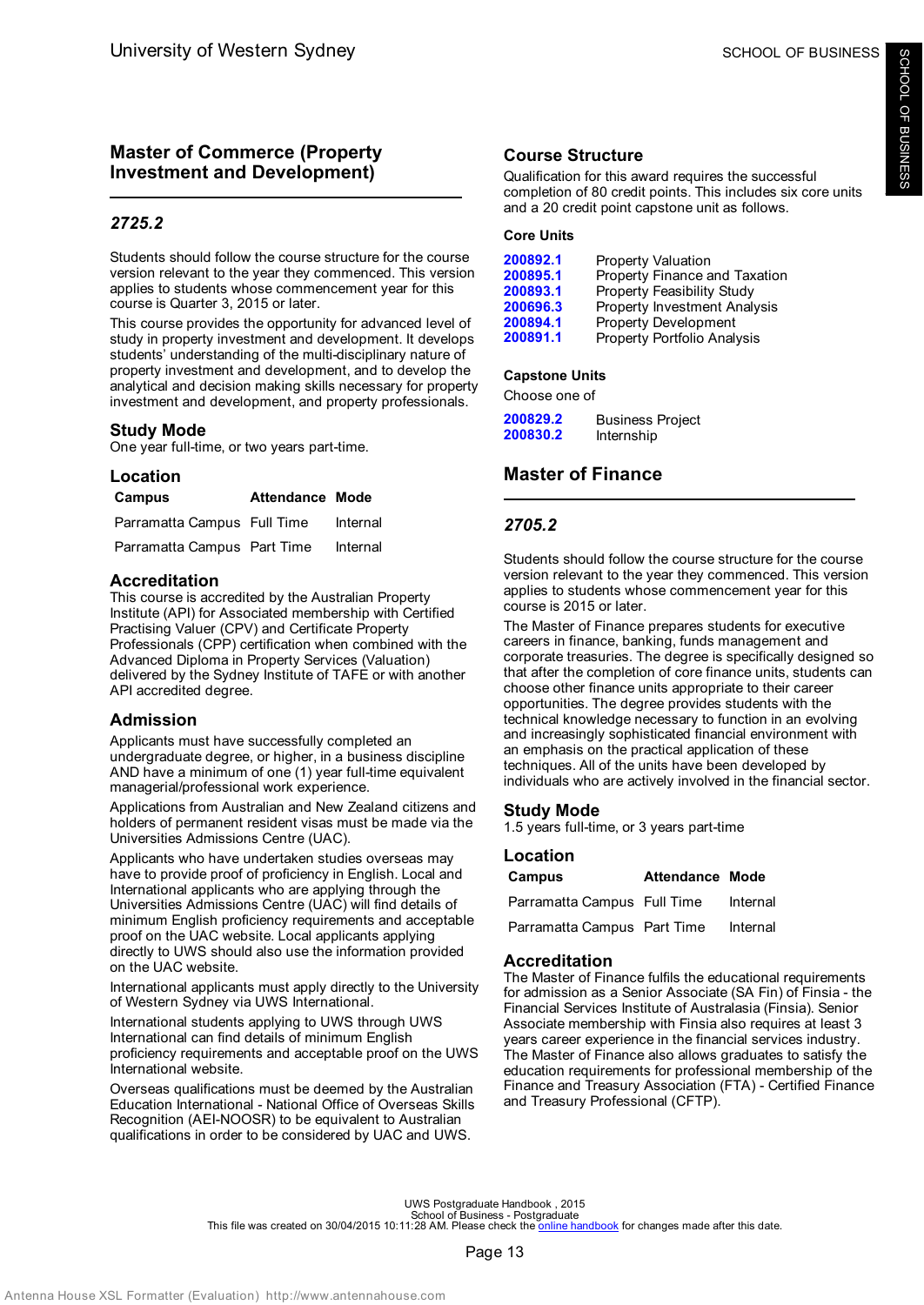## Master of Commerce (Property Investment and Development)

### *2725.2*

Students should follow the course structure for the course version relevant to the year they commenced. This version applies to students whose commencement year for this course is Quarter 3, 2015 or later.

This course provides the opportunity for advanced level of study in property investment and development. It develops students' understanding of the multi-disciplinary nature of property investment and development, and to develop the analytical and decision making skills necessary for property investment and development, and property professionals.

### Study Mode

One year full-time, or two years part-time.

### Location

| Campus | Attendance | Mode |
|---|---|---|
| Parramatta Campus | Full Time | Internal |
| Parramatta Campus | Part Time | Internal |

### Accreditation

This course is accredited by the Australian Property Institute (API) for Associated membership with Certified Practising Valuer (CPV) and Certificate Property Professionals (CPP) certification when combined with the Advanced Diploma in Property Services (Valuation) delivered by the Sydney Institute of TAFE or with another API accredited degree.

### Admission

Applicants must have successfully completed an undergraduate degree, or higher, in a business discipline AND have a minimum of one (1) year full-time equivalent managerial/professional work experience.

Applications from Australian and New Zealand citizens and holders of permanent resident visas must be made via the Universities Admissions Centre (UAC).

Applicants who have undertaken studies overseas may have to provide proof of proficiency in English. Local and International applicants who are applying through the Universities Admissions Centre (UAC) will find details of minimum English proficiency requirements and acceptable proof on the UAC website. Local applicants applying directly to UWS should also use the information provided on the UAC website.

International applicants must apply directly to the University of Western Sydney via UWS International.

International students applying to UWS through UWS International can find details of minimum English proficiency requirements and acceptable proof on the UWS International website.

Overseas qualifications must be deemed by the Australian Education International - National Office of Overseas Skills Recognition (AEI-NOOSR) to be equivalent to Australian qualifications in order to be considered by UAC and UWS.

### Course Structure

Qualification for this award requires the successful completion of 80 credit points. This includes six core units and a 20 credit point capstone unit as follows.

#### Core Units

| | |
|---|---|
| **200892.1** | Property Valuation |
| **200895.1** | Property Finance and Taxation |
| **200893.1** | Property Feasibility Study |
| **200696.3** | Property Investment Analysis |
| **200894.1** | Property Development |
| **200891.1** | Property Portfolio Analysis |

#### Capstone Units

Choose one of

| | |
|---|---|
| **200829.2** | Business Project |
| **200830.2** | Internship |

## Master of Finance

### *2705.2*

Students should follow the course structure for the course version relevant to the year they commenced. This version applies to students whose commencement year for this course is 2015 or later.

The Master of Finance prepares students for executive careers in finance, banking, funds management and corporate treasuries. The degree is specifically designed so that after the completion of core finance units, students can choose other finance units appropriate to their career opportunities. The degree provides students with the technical knowledge necessary to function in an evolving and increasingly sophisticated financial environment with an emphasis on the practical application of these techniques. All of the units have been developed by individuals who are actively involved in the financial sector.

### Study Mode

1.5 years full-time, or 3 years part-time

### Location

| Campus | Attendance | Mode |
|---|---|---|
| Parramatta Campus | Full Time | Internal |
| Parramatta Campus | Part Time | Internal |

### Accreditation

The Master of Finance fulfils the educational requirements for admission as a Senior Associate (SA Fin) of Finsia - the Financial Services Institute of Australasia (Finsia). Senior Associate membership with Finsia also requires at least 3 years career experience in the financial services industry. The Master of Finance also allows graduates to satisfy the education requirements for professional membership of the Finance and Treasury Association (FTA) - Certified Finance and Treasury Professional (CFTP).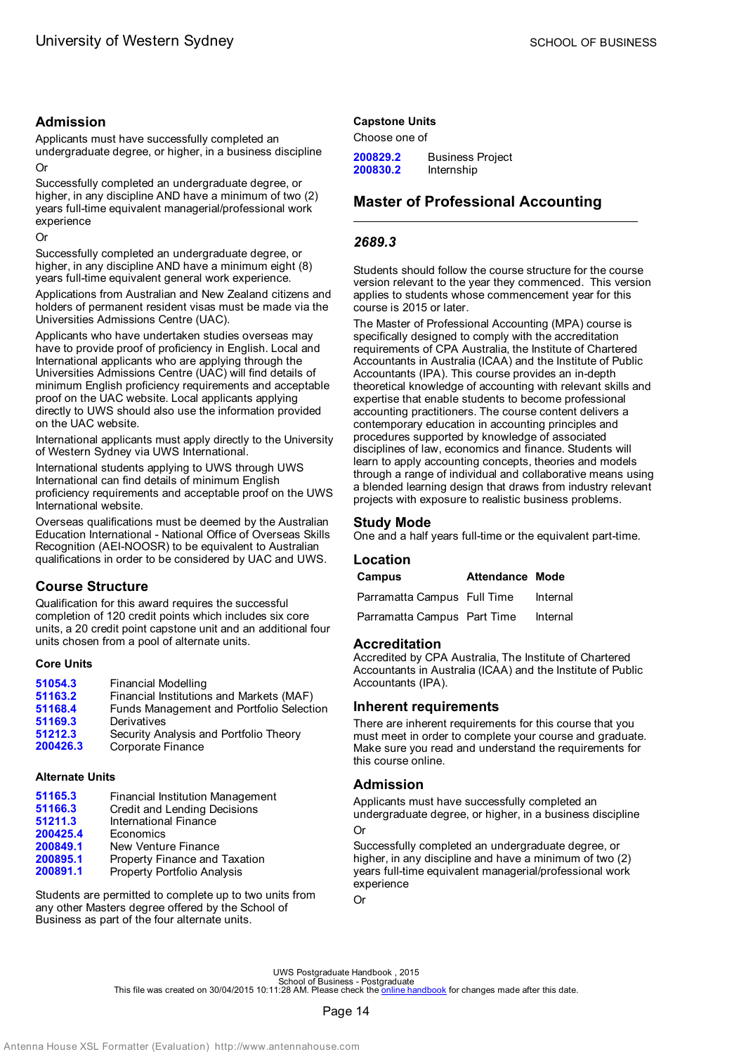## Admission

Applicants must have successfully completed an undergraduate degree, or higher, in a business discipline

Or

Successfully completed an undergraduate degree, or higher, in any discipline AND have a minimum of two (2) years full-time equivalent managerial/professional work experience

Or

Successfully completed an undergraduate degree, or higher, in any discipline AND have a minimum eight (8) years full-time equivalent general work experience.

Applications from Australian and New Zealand citizens and holders of permanent resident visas must be made via the Universities Admissions Centre (UAC).

Applicants who have undertaken studies overseas may have to provide proof of proficiency in English. Local and International applicants who are applying through the Universities Admissions Centre (UAC) will find details of minimum English proficiency requirements and acceptable proof on the UAC website. Local applicants applying directly to UWS should also use the information provided on the UAC website.

International applicants must apply directly to the University of Western Sydney via UWS International.

International students applying to UWS through UWS International can find details of minimum English proficiency requirements and acceptable proof on the UWS International website.

Overseas qualifications must be deemed by the Australian Education International - National Office of Overseas Skills Recognition (AEI-NOOSR) to be equivalent to Australian qualifications in order to be considered by UAC and UWS.

## Course Structure

Qualification for this award requires the successful completion of 120 credit points which includes six core units, a 20 credit point capstone unit and an additional four units chosen from a pool of alternate units.

#### Core Units

| | |
|---|---|
| 51054.3 | Financial Modelling |
| 51163.2 | Financial Institutions and Markets (MAF) |
| 51168.4 | Funds Management and Portfolio Selection |
| 51169.3 | Derivatives |
| 51212.3 | Security Analysis and Portfolio Theory |
| 200426.3 | Corporate Finance |

#### Alternate Units

| | |
|---|---|
| 51165.3 | Financial Institution Management |
| 51166.3 | Credit and Lending Decisions |
| 51211.3 | International Finance |
| 200425.4 | Economics |
| 200849.1 | New Venture Finance |
| 200895.1 | Property Finance and Taxation |
| 200891.1 | Property Portfolio Analysis |

Students are permitted to complete up to two units from any other Masters degree offered by the School of Business as part of the four alternate units.

#### Capstone Units

Choose one of

| | |
|---|---|
| 200829.2 | Business Project |
| 200830.2 | Internship |

## Master of Professional Accounting

### *2689.3*

Students should follow the course structure for the course version relevant to the year they commenced. This version applies to students whose commencement year for this course is 2015 or later.

The Master of Professional Accounting (MPA) course is specifically designed to comply with the accreditation requirements of CPA Australia, the Institute of Chartered Accountants in Australia (ICAA) and the Institute of Public Accountants (IPA). This course provides an in-depth theoretical knowledge of accounting with relevant skills and expertise that enable students to become professional accounting practitioners. The course content delivers a contemporary education in accounting principles and procedures supported by knowledge of associated disciplines of law, economics and finance. Students will learn to apply accounting concepts, theories and models through a range of individual and collaborative means using a blended learning design that draws from industry relevant projects with exposure to realistic business problems.

## Study Mode

One and a half years full-time or the equivalent part-time.

## Location

| Campus | Attendance | Mode |
|---|---|---|
| Parramatta Campus | Full Time | Internal |
| Parramatta Campus | Part Time | Internal |

## Accreditation

Accredited by CPA Australia, The Institute of Chartered Accountants in Australia (ICAA) and the Institute of Public Accountants (IPA).

## Inherent requirements

There are inherent requirements for this course that you must meet in order to complete your course and graduate. Make sure you read and understand the requirements for this course online.

## Admission

Applicants must have successfully completed an undergraduate degree, or higher, in a business discipline

Or

Successfully completed an undergraduate degree, or higher, in any discipline and have a minimum of two (2) years full-time equivalent managerial/professional work experience

Or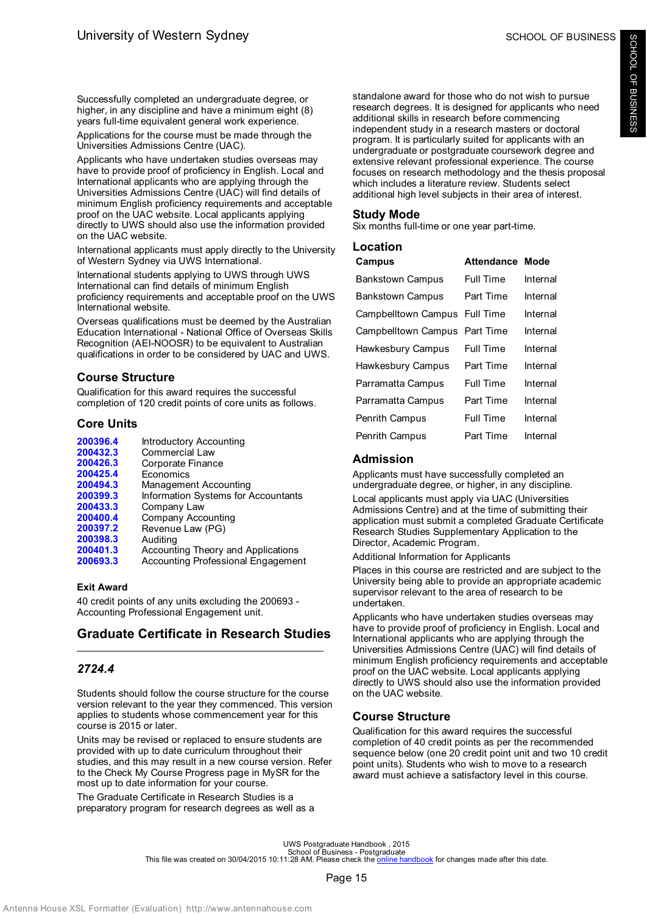Successfully completed an undergraduate degree, or higher, in any discipline and have a minimum eight (8) years full-time equivalent general work experience.

Applications for the course must be made through the Universities Admissions Centre (UAC).

Applicants who have undertaken studies overseas may have to provide proof of proficiency in English. Local and International applicants who are applying through the Universities Admissions Centre (UAC) will find details of minimum English proficiency requirements and acceptable proof on the UAC website. Local applicants applying directly to UWS should also use the information provided on the UAC website.

International applicants must apply directly to the University of Western Sydney via UWS International.

International students applying to UWS through UWS International can find details of minimum English proficiency requirements and acceptable proof on the UWS International website.

Overseas qualifications must be deemed by the Australian Education International - National Office of Overseas Skills Recognition (AEI-NOOSR) to be equivalent to Australian qualifications in order to be considered by UAC and UWS.

## Course Structure

Qualification for this award requires the successful completion of 120 credit points of core units as follows.

## Core Units

| | |
|---|---|
| **200396.4** | Introductory Accounting |
| **200432.3** | Commercial Law |
| **200426.3** | Corporate Finance |
| **200425.4** | Economics |
| **200494.3** | Management Accounting |
| **200399.3** | Information Systems for Accountants |
| **200433.3** | Company Law |
| **200400.4** | Company Accounting |
| **200397.2** | Revenue Law (PG) |
| **200398.3** | Auditing |
| **200401.3** | Accounting Theory and Applications |
| **200693.3** | Accounting Professional Engagement |

### Exit Award

40 credit points of any units excluding the 200693 - Accounting Professional Engagement unit.

# Graduate Certificate in Research Studies

## *2724.4*

Students should follow the course structure for the course version relevant to the year they commenced. This version applies to students whose commencement year for this course is 2015 or later.

Units may be revised or replaced to ensure students are provided with up to date curriculum throughout their studies, and this may result in a new course version. Refer to the Check My Course Progress page in MySR for the most up to date information for your course.

The Graduate Certificate in Research Studies is a preparatory program for research degrees as well as a standalone award for those who do not wish to pursue research degrees. It is designed for applicants who need additional skills in research before commencing independent study in a research masters or doctoral program. It is particularly suited for applicants with an undergraduate or postgraduate coursework degree and extensive relevant professional experience. The course focuses on research methodology and the thesis proposal which includes a literature review. Students select additional high level subjects in their area of interest.

## Study Mode

Six months full-time or one year part-time.

## Location

| Campus | Attendance | Mode |
|---|---|---|
| Bankstown Campus | Full Time | Internal |
| Bankstown Campus | Part Time | Internal |
| Campbelltown Campus | Full Time | Internal |
| Campbelltown Campus | Part Time | Internal |
| Hawkesbury Campus | Full Time | Internal |
| Hawkesbury Campus | Part Time | Internal |
| Parramatta Campus | Full Time | Internal |
| Parramatta Campus | Part Time | Internal |
| Penrith Campus | Full Time | Internal |
| Penrith Campus | Part Time | Internal |

## Admission

Applicants must have successfully completed an undergraduate degree, or higher, in any discipline.

Local applicants must apply via UAC (Universities Admissions Centre) and at the time of submitting their application must submit a completed Graduate Certificate Research Studies Supplementary Application to the Director, Academic Program.

Additional Information for Applicants

Places in this course are restricted and are subject to the University being able to provide an appropriate academic supervisor relevant to the area of research to be undertaken.

Applicants who have undertaken studies overseas may have to provide proof of proficiency in English. Local and International applicants who are applying through the Universities Admissions Centre (UAC) will find details of minimum English proficiency requirements and acceptable proof on the UAC website. Local applicants applying directly to UWS should also use the information provided on the UAC website.

## Course Structure

Qualification for this award requires the successful completion of 40 credit points as per the recommended sequence below (one 20 credit point unit and two 10 credit point units). Students who wish to move to a research award must achieve a satisfactory level in this course.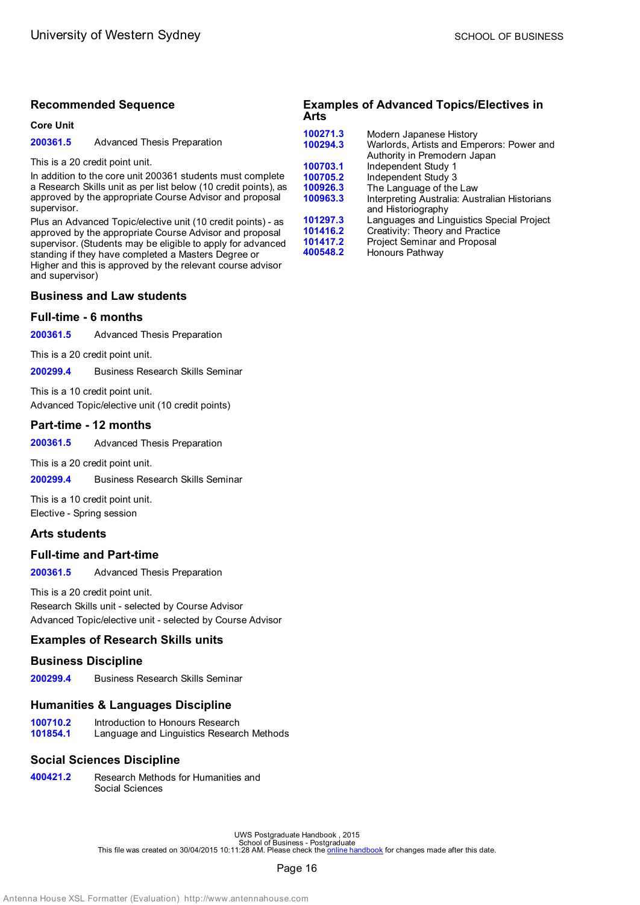## Recommended Sequence

### Core Unit

**200361.5** Advanced Thesis Preparation

This is a 20 credit point unit.

In addition to the core unit 200361 students must complete a Research Skills unit as per list below (10 credit points), as approved by the appropriate Course Advisor and proposal supervisor.

Plus an Advanced Topic/elective unit (10 credit points) - as approved by the appropriate Course Advisor and proposal supervisor. (Students may be eligible to apply for advanced standing if they have completed a Masters Degree or Higher and this is approved by the relevant course advisor and supervisor)

## Business and Law students

### Full-time - 6 months

**200361.5** Advanced Thesis Preparation

This is a 20 credit point unit.

**200299.4** Business Research Skills Seminar

This is a 10 credit point unit.

Advanced Topic/elective unit (10 credit points)

### Part-time - 12 months

**200361.5** Advanced Thesis Preparation

This is a 20 credit point unit.

**200299.4** Business Research Skills Seminar

This is a 10 credit point unit.

Elective - Spring session

## Arts students

### Full-time and Part-time

**200361.5** Advanced Thesis Preparation

This is a 20 credit point unit.

Research Skills unit - selected by Course Advisor

Advanced Topic/elective unit - selected by Course Advisor

## Examples of Research Skills units

### Business Discipline

**200299.4** Business Research Skills Seminar

### Humanities & Languages Discipline

**100710.2** Introduction to Honours Research

**101854.1** Language and Linguistics Research Methods

### Social Sciences Discipline

**400421.2** Research Methods for Humanities and Social Sciences

## Examples of Advanced Topics/Electives in Arts

**100271.3** Modern Japanese History

**100294.3** Warlords, Artists and Emperors: Power and Authority in Premodern Japan

**100703.1** Independent Study 1

**100705.2** Independent Study 3

**100926.3** The Language of the Law

**100963.3** Interpreting Australia: Australian Historians and Historiography

**101297.3** Languages and Linguistics Special Project

**101416.2** Creativity: Theory and Practice

**101417.2** Project Seminar and Proposal

**400548.2** Honours Pathway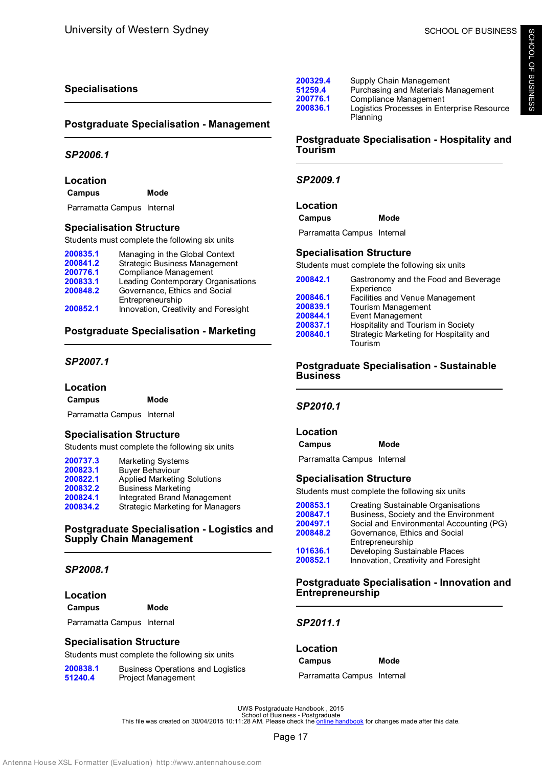## Specialisations

### Postgraduate Specialisation - Management

#### *SP2006.1*

##### Location

| Campus | Mode |
|---|---|
| Parramatta Campus | Internal |

##### Specialisation Structure

Students must complete the following six units

| | |
|---|---|
| 200835.1 | Managing in the Global Context |
| 200841.2 | Strategic Business Management |
| 200776.1 | Compliance Management |
| 200833.1 | Leading Contemporary Organisations |
| 200848.2 | Governance, Ethics and Social Entrepreneurship |
| 200852.1 | Innovation, Creativity and Foresight |

### Postgraduate Specialisation - Marketing

#### *SP2007.1*

##### Location

| Campus | Mode |
|---|---|
| Parramatta Campus | Internal |

##### Specialisation Structure

Students must complete the following six units

| | |
|---|---|
| 200737.3 | Marketing Systems |
| 200823.1 | Buyer Behaviour |
| 200822.1 | Applied Marketing Solutions |
| 200832.2 | Business Marketing |
| 200824.1 | Integrated Brand Management |
| 200834.2 | Strategic Marketing for Managers |

### Postgraduate Specialisation - Logistics and Supply Chain Management

#### *SP2008.1*

##### Location

| Campus | Mode |
|---|---|
| Parramatta Campus | Internal |

##### Specialisation Structure

Students must complete the following six units

| | |
|---|---|
| 200838.1 | Business Operations and Logistics |
| 51240.4 | Project Management |
| 200329.4 | Supply Chain Management |
| 51259.4 | Purchasing and Materials Management |
| 200776.1 | Compliance Management |
| 200836.1 | Logistics Processes in Enterprise Resource Planning |

### Postgraduate Specialisation - Hospitality and Tourism

#### *SP2009.1*

##### Location

| Campus | Mode |
|---|---|
| Parramatta Campus | Internal |

##### Specialisation Structure

Students must complete the following six units

| | |
|---|---|
| 200842.1 | Gastronomy and the Food and Beverage Experience |
| 200846.1 | Facilities and Venue Management |
| 200839.1 | Tourism Management |
| 200844.1 | Event Management |
| 200837.1 | Hospitality and Tourism in Society |
| 200840.1 | Strategic Marketing for Hospitality and Tourism |

### Postgraduate Specialisation - Sustainable Business

#### *SP2010.1*

##### Location

| Campus | Mode |
|---|---|
| Parramatta Campus | Internal |

##### Specialisation Structure

Students must complete the following six units

| | |
|---|---|
| 200853.1 | Creating Sustainable Organisations |
| 200847.1 | Business, Society and the Environment |
| 200497.1 | Social and Environmental Accounting (PG) |
| 200848.2 | Governance, Ethics and Social Entrepreneurship |
| 101636.1 | Developing Sustainable Places |
| 200852.1 | Innovation, Creativity and Foresight |

### Postgraduate Specialisation - Innovation and Entrepreneurship

#### *SP2011.1*

##### Location

| Campus | Mode |
|---|---|
| Parramatta Campus | Internal |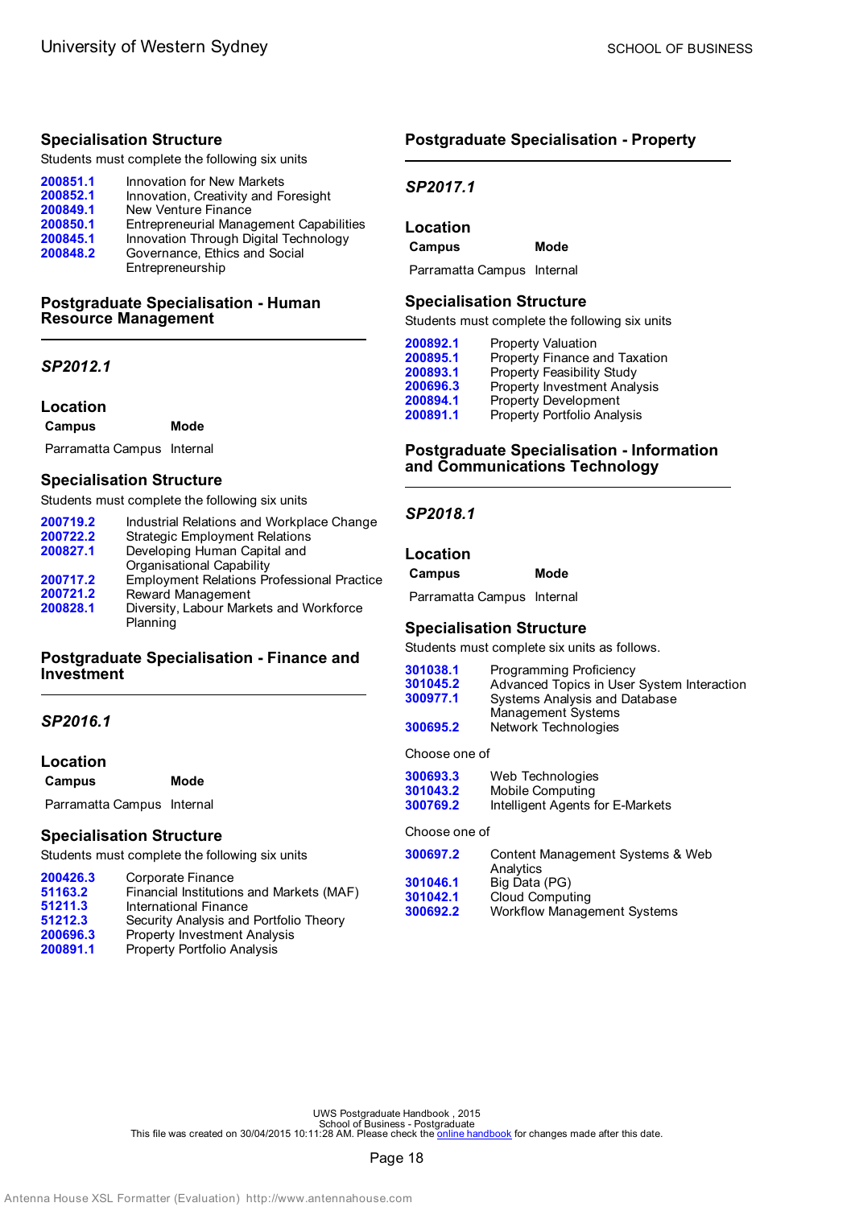### Specialisation Structure

Students must complete the following six units

| | |
|---|---|
| 200851.1 | Innovation for New Markets |
| 200852.1 | Innovation, Creativity and Foresight |
| 200849.1 | New Venture Finance |
| 200850.1 | Entrepreneurial Management Capabilities |
| 200845.1 | Innovation Through Digital Technology |
| 200848.2 | Governance, Ethics and Social Entrepreneurship |

## Postgraduate Specialisation - Human Resource Management

### *SP2012.1*

### Location

| Campus | Mode |
|---|---|
| Parramatta Campus | Internal |

### Specialisation Structure

Students must complete the following six units

| | |
|---|---|
| 200719.2 | Industrial Relations and Workplace Change |
| 200722.2 | Strategic Employment Relations |
| 200827.1 | Developing Human Capital and Organisational Capability |
| 200717.2 | Employment Relations Professional Practice |
| 200721.2 | Reward Management |
| 200828.1 | Diversity, Labour Markets and Workforce Planning |

## Postgraduate Specialisation - Finance and Investment

### *SP2016.1*

### Location

| Campus | Mode |
|---|---|
| Parramatta Campus | Internal |

### Specialisation Structure

Students must complete the following six units

| | |
|---|---|
| 200426.3 | Corporate Finance |
| 51163.2 | Financial Institutions and Markets (MAF) |
| 51211.3 | International Finance |
| 51212.3 | Security Analysis and Portfolio Theory |
| 200696.3 | Property Investment Analysis |
| 200891.1 | Property Portfolio Analysis |

## Postgraduate Specialisation - Property

### *SP2017.1*

### Location

| Campus | Mode |
|---|---|
| Parramatta Campus | Internal |

### Specialisation Structure

Students must complete the following six units

| | |
|---|---|
| 200892.1 | Property Valuation |
| 200895.1 | Property Finance and Taxation |
| 200893.1 | Property Feasibility Study |
| 200696.3 | Property Investment Analysis |
| 200894.1 | Property Development |
| 200891.1 | Property Portfolio Analysis |

## Postgraduate Specialisation - Information and Communications Technology

### *SP2018.1*

### Location

| Campus | Mode |
|---|---|
| Parramatta Campus | Internal |

### Specialisation Structure

Students must complete six units as follows.

| | |
|---|---|
| 301038.1 | Programming Proficiency |
| 301045.2 | Advanced Topics in User System Interaction |
| 300977.1 | Systems Analysis and Database Management Systems |
| 300695.2 | Network Technologies |

Choose one of

| | |
|---|---|
| 300693.3 | Web Technologies |
| 301043.2 | Mobile Computing |
| 300769.2 | Intelligent Agents for E-Markets |

Choose one of

| | |
|---|---|
| 300697.2 | Content Management Systems & Web Analytics |
| 301046.1 | Big Data (PG) |
| 301042.1 | Cloud Computing |
| 300692.2 | Workflow Management Systems |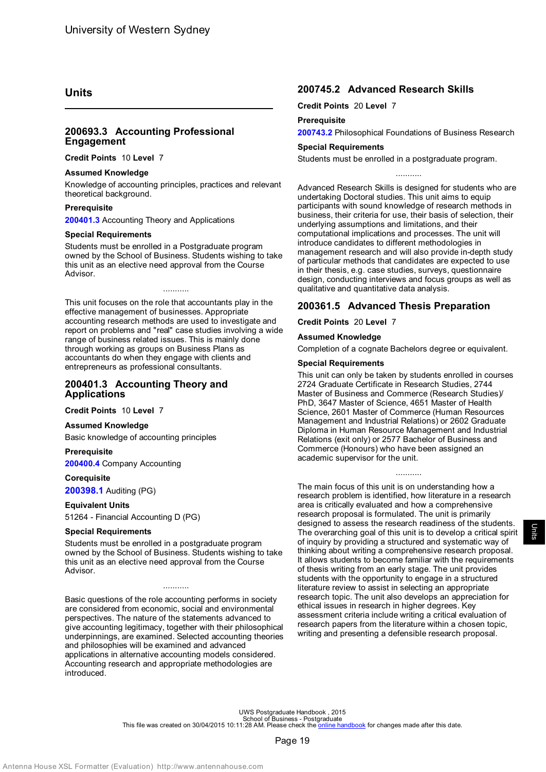## Units

### 200693.3 Accounting Professional Engagement

**Credit Points** 10 **Level** 7

**Assumed Knowledge**

Knowledge of accounting principles, practices and relevant theoretical background.

**Prerequisite**

**200401.3** Accounting Theory and Applications

**Special Requirements**

Students must be enrolled in a Postgraduate program owned by the School of Business. Students wishing to take this unit as an elective need approval from the Course Advisor.

...........

This unit focuses on the role that accountants play in the effective management of businesses. Appropriate accounting research methods are used to investigate and report on problems and "real" case studies involving a wide range of business related issues. This is mainly done through working as groups on Business Plans as accountants do when they engage with clients and entrepreneurs as professional consultants.

### 200401.3 Accounting Theory and Applications

**Credit Points** 10 **Level** 7

**Assumed Knowledge**

Basic knowledge of accounting principles

**Prerequisite**

**200400.4** Company Accounting

**Corequisite**

**200398.1** Auditing (PG)

**Equivalent Units**

51264 - Financial Accounting D (PG)

**Special Requirements**

Students must be enrolled in a postgraduate program owned by the School of Business. Students wishing to take this unit as an elective need approval from the Course Advisor.

...........

Basic questions of the role accounting performs in society are considered from economic, social and environmental perspectives. The nature of the statements advanced to give accounting legitimacy, together with their philosophical underpinnings, are examined. Selected accounting theories and philosophies will be examined and advanced applications in alternative accounting models considered. Accounting research and appropriate methodologies are introduced.

### 200745.2 Advanced Research Skills

**Credit Points** 20 **Level** 7

**Prerequisite**

**200743.2** Philosophical Foundations of Business Research

**Special Requirements**

Students must be enrolled in a postgraduate program.

...........

Advanced Research Skills is designed for students who are undertaking Doctoral studies. This unit aims to equip participants with sound knowledge of research methods in business, their criteria for use, their basis of selection, their underlying assumptions and limitations, and their computational implications and processes. The unit will introduce candidates to different methodologies in management research and will also provide in-depth study of particular methods that candidates are expected to use in their thesis, e.g. case studies, surveys, questionnaire design, conducting interviews and focus groups as well as qualitative and quantitative data analysis.

### 200361.5 Advanced Thesis Preparation

**Credit Points** 20 **Level** 7

**Assumed Knowledge**

Completion of a cognate Bachelors degree or equivalent.

**Special Requirements**

This unit can only be taken by students enrolled in courses 2724 Graduate Certificate in Research Studies, 2744 Master of Business and Commerce (Research Studies)/ PhD, 3647 Master of Science, 4651 Master of Health Science, 2601 Master of Commerce (Human Resources Management and Industrial Relations) or 2602 Graduate Diploma in Human Resource Management and Industrial Relations (exit only) or 2577 Bachelor of Business and Commerce (Honours) who have been assigned an academic supervisor for the unit.

...........

The main focus of this unit is on understanding how a research problem is identified, how literature in a research area is critically evaluated and how a comprehensive research proposal is formulated. The unit is primarily designed to assess the research readiness of the students. The overarching goal of this unit is to develop a critical spirit of inquiry by providing a structured and systematic way of thinking about writing a comprehensive research proposal. It allows students to become familiar with the requirements of thesis writing from an early stage. The unit provides students with the opportunity to engage in a structured literature review to assist in selecting an appropriate research topic. The unit also develops an appreciation for ethical issues in research in higher degrees. Key assessment criteria include writing a critical evaluation of research papers from the literature within a chosen topic, writing and presenting a defensible research proposal.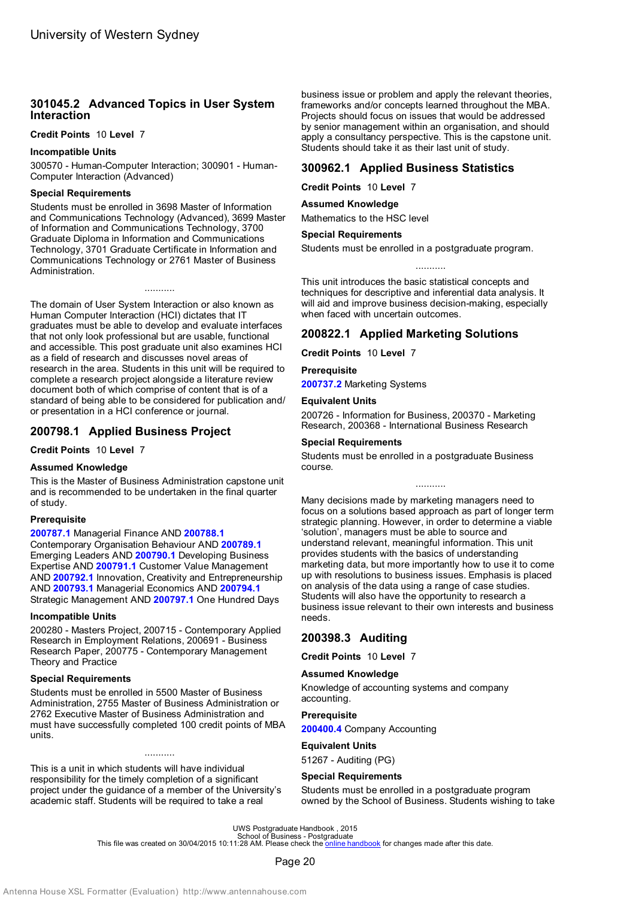## 301045.2 Advanced Topics in User System Interaction

**Credit Points** 10 **Level** 7

**Incompatible Units**

300570 - Human-Computer Interaction; 300901 - Human-Computer Interaction (Advanced)

**Special Requirements**

Students must be enrolled in 3698 Master of Information and Communications Technology (Advanced), 3699 Master of Information and Communications Technology, 3700 Graduate Diploma in Information and Communications Technology, 3701 Graduate Certificate in Information and Communications Technology or 2761 Master of Business Administration.

...........

The domain of User System Interaction or also known as Human Computer Interaction (HCI) dictates that IT graduates must be able to develop and evaluate interfaces that not only look professional but are usable, functional and accessible. This post graduate unit also examines HCI as a field of research and discusses novel areas of research in the area. Students in this unit will be required to complete a research project alongside a literature review document both of which comprise of content that is of a standard of being able to be considered for publication and/or presentation in a HCI conference or journal.

## 200798.1 Applied Business Project

**Credit Points** 10 **Level** 7

**Assumed Knowledge**

This is the Master of Business Administration capstone unit and is recommended to be undertaken in the final quarter of study.

**Prerequisite**

**200787.1** Managerial Finance AND **200788.1** Contemporary Organisation Behaviour AND **200789.1** Emerging Leaders AND **200790.1** Developing Business Expertise AND **200791.1** Customer Value Management AND **200792.1** Innovation, Creativity and Entrepreneurship AND **200793.1** Managerial Economics AND **200794.1** Strategic Management AND **200797.1** One Hundred Days

**Incompatible Units**

200280 - Masters Project, 200715 - Contemporary Applied Research in Employment Relations, 200691 - Business Research Paper, 200775 - Contemporary Management Theory and Practice

**Special Requirements**

Students must be enrolled in 5500 Master of Business Administration, 2755 Master of Business Administration or 2762 Executive Master of Business Administration and must have successfully completed 100 credit points of MBA units.

...........

This is a unit in which students will have individual responsibility for the timely completion of a significant project under the guidance of a member of the University's academic staff. Students will be required to take a real business issue or problem and apply the relevant theories, frameworks and/or concepts learned throughout the MBA. Projects should focus on issues that would be addressed by senior management within an organisation, and should apply a consultancy perspective. This is the capstone unit. Students should take it as their last unit of study.

## 300962.1 Applied Business Statistics

**Credit Points** 10 **Level** 7

**Assumed Knowledge**

Mathematics to the HSC level

**Special Requirements**

Students must be enrolled in a postgraduate program.

...........

This unit introduces the basic statistical concepts and techniques for descriptive and inferential data analysis. It will aid and improve business decision-making, especially when faced with uncertain outcomes.

## 200822.1 Applied Marketing Solutions

**Credit Points** 10 **Level** 7

**Prerequisite**

**200737.2** Marketing Systems

**Equivalent Units**

200726 - Information for Business, 200370 - Marketing Research, 200368 - International Business Research

**Special Requirements**

Students must be enrolled in a postgraduate Business course.

...........

Many decisions made by marketing managers need to focus on a solutions based approach as part of longer term strategic planning. However, in order to determine a viable 'solution', managers must be able to source and understand relevant, meaningful information. This unit provides students with the basics of understanding marketing data, but more importantly how to use it to come up with resolutions to business issues. Emphasis is placed on analysis of the data using a range of case studies. Students will also have the opportunity to research a business issue relevant to their own interests and business needs.

## 200398.3 Auditing

**Credit Points** 10 **Level** 7

**Assumed Knowledge**

Knowledge of accounting systems and company accounting.

**Prerequisite**

**200400.4** Company Accounting

**Equivalent Units**

51267 - Auditing (PG)

**Special Requirements**

Students must be enrolled in a postgraduate program owned by the School of Business. Students wishing to take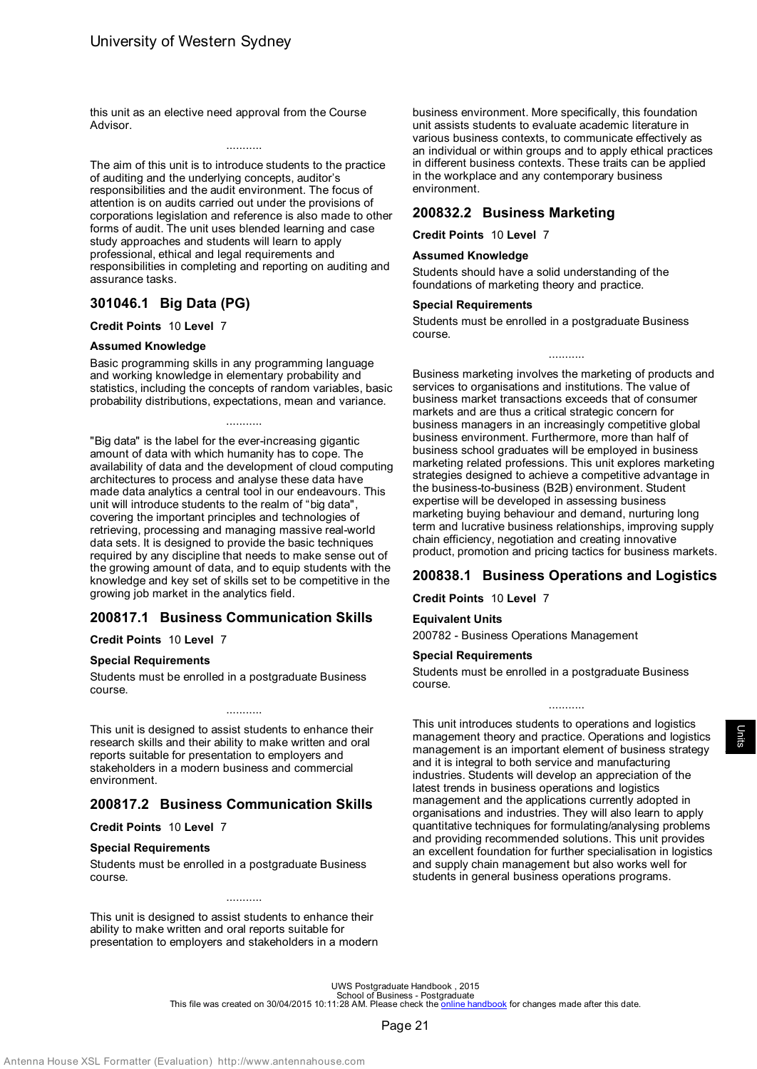this unit as an elective need approval from the Course Advisor.

...........

The aim of this unit is to introduce students to the practice of auditing and the underlying concepts, auditor's responsibilities and the audit environment. The focus of attention is on audits carried out under the provisions of corporations legislation and reference is also made to other forms of audit. The unit uses blended learning and case study approaches and students will learn to apply professional, ethical and legal requirements and responsibilities in completing and reporting on auditing and assurance tasks.

## 301046.1 Big Data (PG)

**Credit Points** 10 **Level** 7

### Assumed Knowledge

Basic programming skills in any programming language and working knowledge in elementary probability and statistics, including the concepts of random variables, basic probability distributions, expectations, mean and variance.

...........

"Big data" is the label for the ever-increasing gigantic amount of data with which humanity has to cope. The availability of data and the development of cloud computing architectures to process and analyse these data have made data analytics a central tool in our endeavours. This unit will introduce students to the realm of "big data", covering the important principles and technologies of retrieving, processing and managing massive real-world data sets. It is designed to provide the basic techniques required by any discipline that needs to make sense out of the growing amount of data, and to equip students with the knowledge and key set of skills set to be competitive in the growing job market in the analytics field.

## 200817.1 Business Communication Skills

**Credit Points** 10 **Level** 7

### Special Requirements

Students must be enrolled in a postgraduate Business course.

...........

This unit is designed to assist students to enhance their research skills and their ability to make written and oral reports suitable for presentation to employers and stakeholders in a modern business and commercial environment.

## 200817.2 Business Communication Skills

**Credit Points** 10 **Level** 7

### Special Requirements

Students must be enrolled in a postgraduate Business course.

...........

This unit is designed to assist students to enhance their ability to make written and oral reports suitable for presentation to employers and stakeholders in a modern business environment. More specifically, this foundation unit assists students to evaluate academic literature in various business contexts, to communicate effectively as an individual or within groups and to apply ethical practices in different business contexts. These traits can be applied in the workplace and any contemporary business environment.

## 200832.2 Business Marketing

**Credit Points** 10 **Level** 7

### Assumed Knowledge

Students should have a solid understanding of the foundations of marketing theory and practice.

### Special Requirements

Students must be enrolled in a postgraduate Business course.

...........

Business marketing involves the marketing of products and services to organisations and institutions. The value of business market transactions exceeds that of consumer markets and are thus a critical strategic concern for business managers in an increasingly competitive global business environment. Furthermore, more than half of business school graduates will be employed in business marketing related professions. This unit explores marketing strategies designed to achieve a competitive advantage in the business-to-business (B2B) environment. Student expertise will be developed in assessing business marketing buying behaviour and demand, nurturing long term and lucrative business relationships, improving supply chain efficiency, negotiation and creating innovative product, promotion and pricing tactics for business markets.

## 200838.1 Business Operations and Logistics

**Credit Points** 10 **Level** 7

### Equivalent Units

200782 - Business Operations Management

### Special Requirements

Students must be enrolled in a postgraduate Business course.

...........

This unit introduces students to operations and logistics management theory and practice. Operations and logistics management is an important element of business strategy and it is integral to both service and manufacturing industries. Students will develop an appreciation of the latest trends in business operations and logistics management and the applications currently adopted in organisations and industries. They will also learn to apply quantitative techniques for formulating/analysing problems and providing recommended solutions. This unit provides an excellent foundation for further specialisation in logistics and supply chain management but also works well for students in general business operations programs.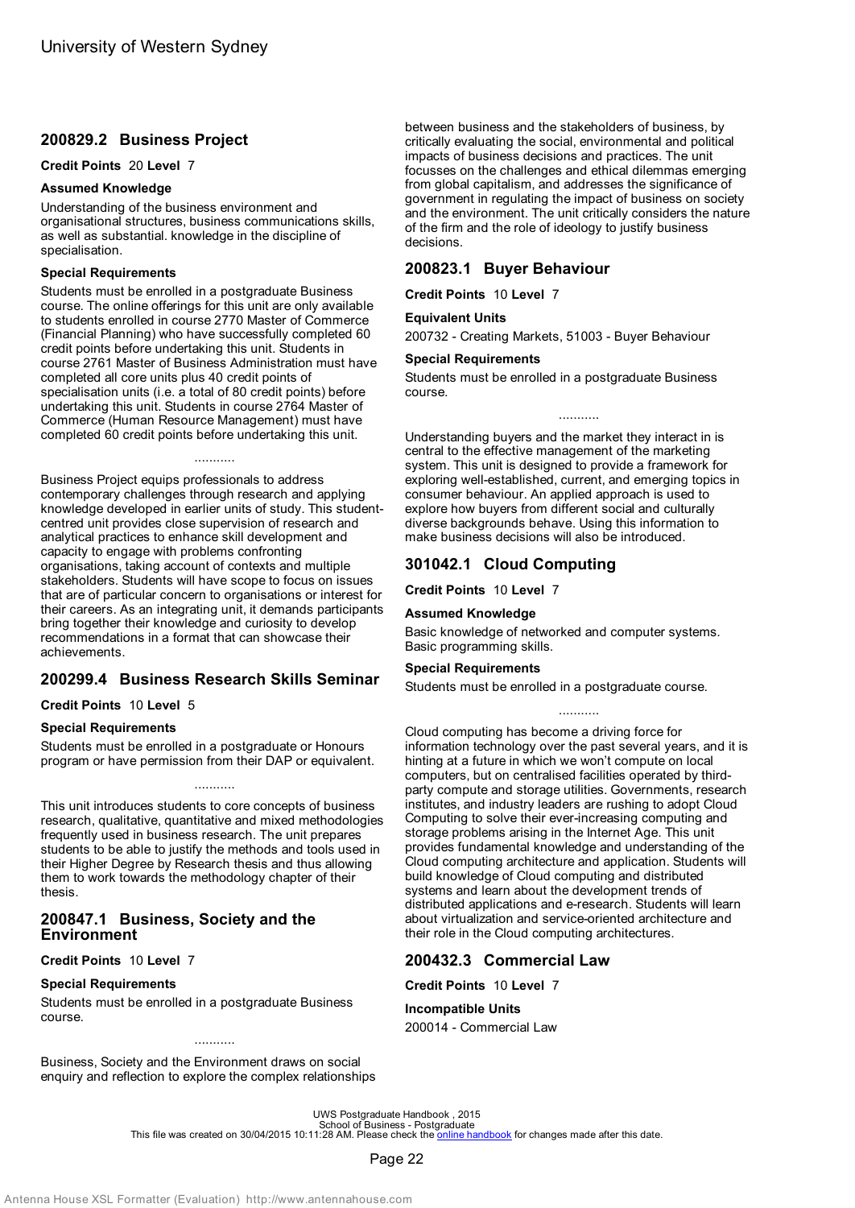## 200829.2 Business Project

**Credit Points** 20 **Level** 7

### Assumed Knowledge

Understanding of the business environment and organisational structures, business communications skills, as well as substantial. knowledge in the discipline of specialisation.

### Special Requirements

Students must be enrolled in a postgraduate Business course. The online offerings for this unit are only available to students enrolled in course 2770 Master of Commerce (Financial Planning) who have successfully completed 60 credit points before undertaking this unit. Students in course 2761 Master of Business Administration must have completed all core units plus 40 credit points of specialisation units (i.e. a total of 80 credit points) before undertaking this unit. Students in course 2764 Master of Commerce (Human Resource Management) must have completed 60 credit points before undertaking this unit.

...........

Business Project equips professionals to address contemporary challenges through research and applying knowledge developed in earlier units of study. This student-centred unit provides close supervision of research and analytical practices to enhance skill development and capacity to engage with problems confronting organisations, taking account of contexts and multiple stakeholders. Students will have scope to focus on issues that are of particular concern to organisations or interest for their careers. As an integrating unit, it demands participants bring together their knowledge and curiosity to develop recommendations in a format that can showcase their achievements.

## 200299.4 Business Research Skills Seminar

**Credit Points** 10 **Level** 5

### Special Requirements

Students must be enrolled in a postgraduate or Honours program or have permission from their DAP or equivalent.

...........

This unit introduces students to core concepts of business research, qualitative, quantitative and mixed methodologies frequently used in business research. The unit prepares students to be able to justify the methods and tools used in their Higher Degree by Research thesis and thus allowing them to work towards the methodology chapter of their thesis.

## 200847.1 Business, Society and the Environment

**Credit Points** 10 **Level** 7

### Special Requirements

Students must be enrolled in a postgraduate Business course.

...........

Business, Society and the Environment draws on social enquiry and reflection to explore the complex relationships between business and the stakeholders of business, by critically evaluating the social, environmental and political impacts of business decisions and practices. The unit focusses on the challenges and ethical dilemmas emerging from global capitalism, and addresses the significance of government in regulating the impact of business on society and the environment. The unit critically considers the nature of the firm and the role of ideology to justify business decisions.

## 200823.1 Buyer Behaviour

**Credit Points** 10 **Level** 7

### Equivalent Units

200732 - Creating Markets, 51003 - Buyer Behaviour

### Special Requirements

Students must be enrolled in a postgraduate Business course.

...........

Understanding buyers and the market they interact in is central to the effective management of the marketing system. This unit is designed to provide a framework for exploring well-established, current, and emerging topics in consumer behaviour. An applied approach is used to explore how buyers from different social and culturally diverse backgrounds behave. Using this information to make business decisions will also be introduced.

## 301042.1 Cloud Computing

**Credit Points** 10 **Level** 7

### Assumed Knowledge

Basic knowledge of networked and computer systems. Basic programming skills.

### Special Requirements

Students must be enrolled in a postgraduate course.

...........

Cloud computing has become a driving force for information technology over the past several years, and it is hinting at a future in which we won't compute on local computers, but on centralised facilities operated by third-party compute and storage utilities. Governments, research institutes, and industry leaders are rushing to adopt Cloud Computing to solve their ever-increasing computing and storage problems arising in the Internet Age. This unit provides fundamental knowledge and understanding of the Cloud computing architecture and application. Students will build knowledge of Cloud computing and distributed systems and learn about the development trends of distributed applications and e-research. Students will learn about virtualization and service-oriented architecture and their role in the Cloud computing architectures.

## 200432.3 Commercial Law

**Credit Points** 10 **Level** 7

### Incompatible Units

200014 - Commercial Law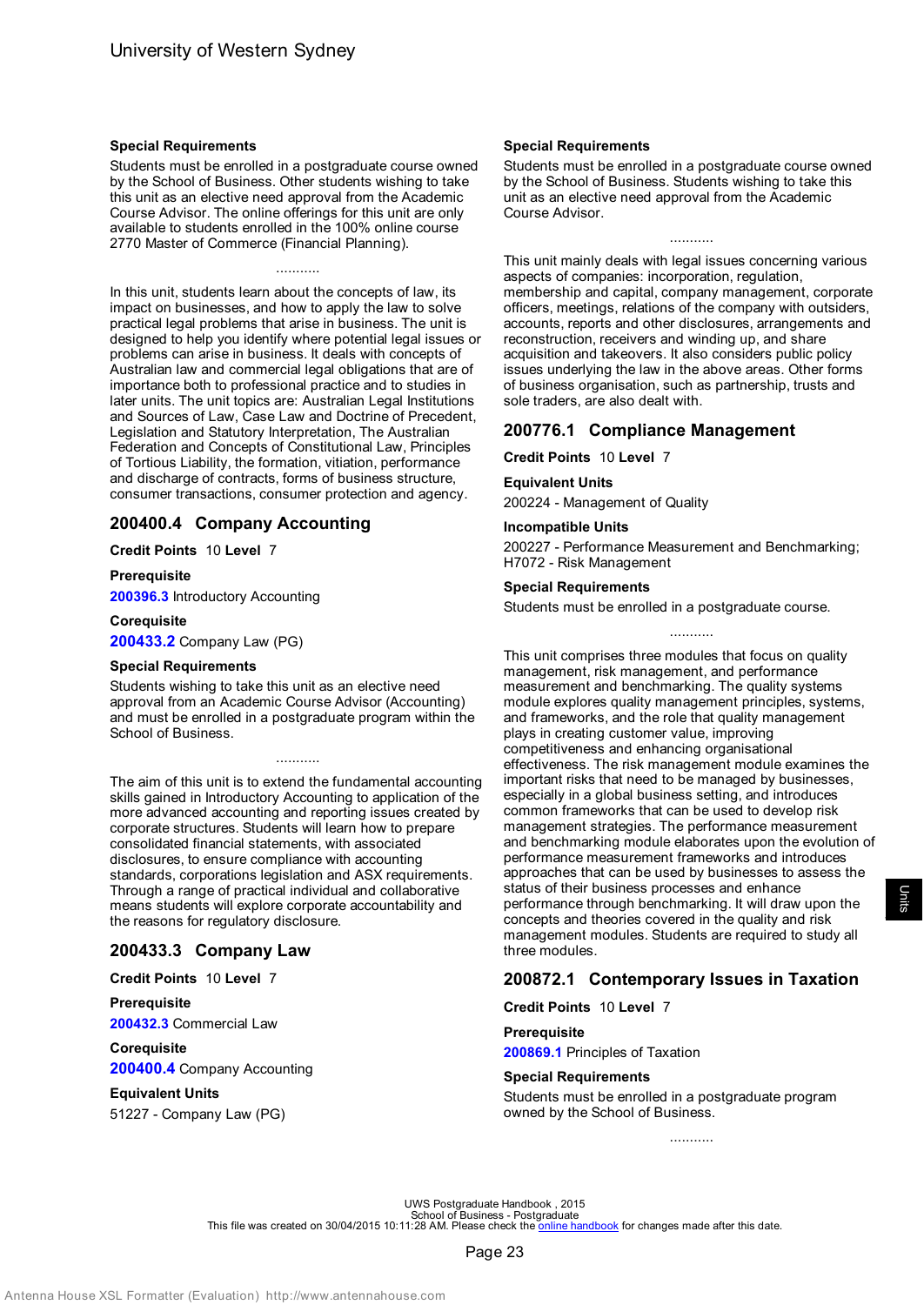**Special Requirements**

Students must be enrolled in a postgraduate course owned by the School of Business. Other students wishing to take this unit as an elective need approval from the Academic Course Advisor. The online offerings for this unit are only available to students enrolled in the 100% online course 2770 Master of Commerce (Financial Planning).

...........

In this unit, students learn about the concepts of law, its impact on businesses, and how to apply the law to solve practical legal problems that arise in business. The unit is designed to help you identify where potential legal issues or problems can arise in business. It deals with concepts of Australian law and commercial legal obligations that are of importance both to professional practice and to studies in later units. The unit topics are: Australian Legal Institutions and Sources of Law, Case Law and Doctrine of Precedent, Legislation and Statutory Interpretation, The Australian Federation and Concepts of Constitutional Law, Principles of Tortious Liability, the formation, vitiation, performance and discharge of contracts, forms of business structure, consumer transactions, consumer protection and agency.

## 200400.4 Company Accounting

**Credit Points** 10 **Level** 7

**Prerequisite**

**200396.3** Introductory Accounting

**Corequisite**

**200433.2** Company Law (PG)

**Special Requirements**

Students wishing to take this unit as an elective need approval from an Academic Course Advisor (Accounting) and must be enrolled in a postgraduate program within the School of Business.

...........

The aim of this unit is to extend the fundamental accounting skills gained in Introductory Accounting to application of the more advanced accounting and reporting issues created by corporate structures. Students will learn how to prepare consolidated financial statements, with associated disclosures, to ensure compliance with accounting standards, corporations legislation and ASX requirements. Through a range of practical individual and collaborative means students will explore corporate accountability and the reasons for regulatory disclosure.

## 200433.3 Company Law

**Credit Points** 10 **Level** 7

**Prerequisite**

**200432.3** Commercial Law

**Corequisite**

**200400.4** Company Accounting

**Equivalent Units**

51227 - Company Law (PG)

**Special Requirements**

Students must be enrolled in a postgraduate course owned by the School of Business. Students wishing to take this unit as an elective need approval from the Academic Course Advisor.

...........

This unit mainly deals with legal issues concerning various aspects of companies: incorporation, regulation, membership and capital, company management, corporate officers, meetings, relations of the company with outsiders, accounts, reports and other disclosures, arrangements and reconstruction, receivers and winding up, and share acquisition and takeovers. It also considers public policy issues underlying the law in the above areas. Other forms of business organisation, such as partnership, trusts and sole traders, are also dealt with.

## 200776.1 Compliance Management

**Credit Points** 10 **Level** 7

**Equivalent Units**

200224 - Management of Quality

**Incompatible Units**

200227 - Performance Measurement and Benchmarking; H7072 - Risk Management

**Special Requirements**

Students must be enrolled in a postgraduate course.

...........

This unit comprises three modules that focus on quality management, risk management, and performance measurement and benchmarking. The quality systems module explores quality management principles, systems, and frameworks, and the role that quality management plays in creating customer value, improving competitiveness and enhancing organisational effectiveness. The risk management module examines the important risks that need to be managed by businesses, especially in a global business setting, and introduces common frameworks that can be used to develop risk management strategies. The performance measurement and benchmarking module elaborates upon the evolution of performance measurement frameworks and introduces approaches that can be used by businesses to assess the status of their business processes and enhance performance through benchmarking. It will draw upon the concepts and theories covered in the quality and risk management modules. Students are required to study all three modules.

## 200872.1 Contemporary Issues in Taxation

**Credit Points** 10 **Level** 7

**Prerequisite**

**200869.1** Principles of Taxation

**Special Requirements**

Students must be enrolled in a postgraduate program owned by the School of Business.

...........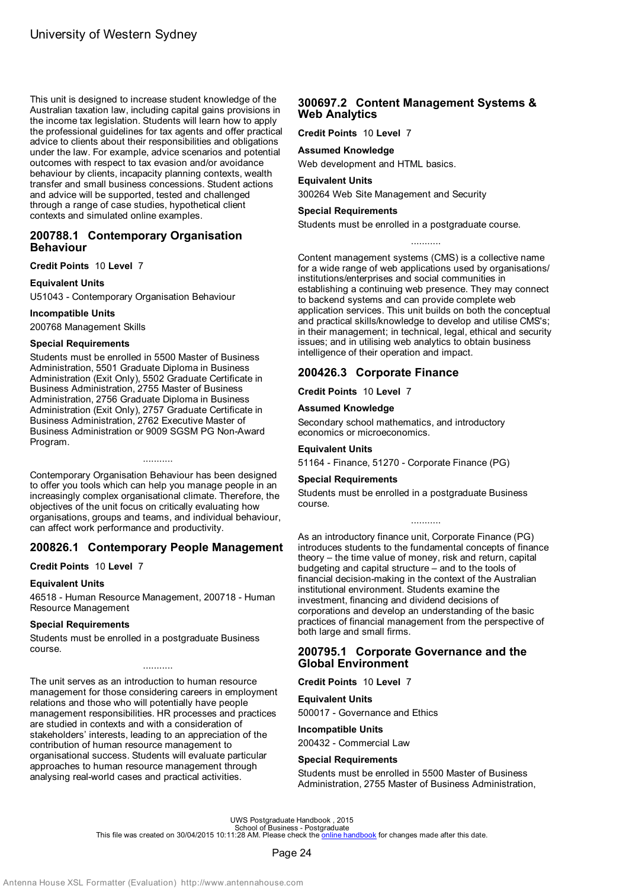This unit is designed to increase student knowledge of the Australian taxation law, including capital gains provisions in the income tax legislation. Students will learn how to apply the professional guidelines for tax agents and offer practical advice to clients about their responsibilities and obligations under the law. For example, advice scenarios and potential outcomes with respect to tax evasion and/or avoidance behaviour by clients, incapacity planning contexts, wealth transfer and small business concessions. Student actions and advice will be supported, tested and challenged through a range of case studies, hypothetical client contexts and simulated online examples.

## 200788.1 Contemporary Organisation Behaviour

**Credit Points** 10 **Level** 7

**Equivalent Units**

U51043 - Contemporary Organisation Behaviour

**Incompatible Units**

200768 Management Skills

**Special Requirements**

Students must be enrolled in 5500 Master of Business Administration, 5501 Graduate Diploma in Business Administration (Exit Only), 5502 Graduate Certificate in Business Administration, 2755 Master of Business Administration, 2756 Graduate Diploma in Business Administration (Exit Only), 2757 Graduate Certificate in Business Administration, 2762 Executive Master of Business Administration or 9009 SGSM PG Non-Award Program.

...........

Contemporary Organisation Behaviour has been designed to offer you tools which can help you manage people in an increasingly complex organisational climate. Therefore, the objectives of the unit focus on critically evaluating how organisations, groups and teams, and individual behaviour, can affect work performance and productivity.

## 200826.1 Contemporary People Management

**Credit Points** 10 **Level** 7

**Equivalent Units**

46518 - Human Resource Management, 200718 - Human Resource Management

**Special Requirements**

Students must be enrolled in a postgraduate Business course.

...........

The unit serves as an introduction to human resource management for those considering careers in employment relations and those who will potentially have people management responsibilities. HR processes and practices are studied in contexts and with a consideration of stakeholders' interests, leading to an appreciation of the contribution of human resource management to organisational success. Students will evaluate particular approaches to human resource management through analysing real-world cases and practical activities.

## 300697.2 Content Management Systems & Web Analytics

**Credit Points** 10 **Level** 7

**Assumed Knowledge**

Web development and HTML basics.

**Equivalent Units**

300264 Web Site Management and Security

**Special Requirements**

Students must be enrolled in a postgraduate course.

...........

Content management systems (CMS) is a collective name for a wide range of web applications used by organisations/ institutions/enterprises and social communities in establishing a continuing web presence. They may connect to backend systems and can provide complete web application services. This unit builds on both the conceptual and practical skills/knowledge to develop and utilise CMS's; in their management; in technical, legal, ethical and security issues; and in utilising web analytics to obtain business intelligence of their operation and impact.

## 200426.3 Corporate Finance

**Credit Points** 10 **Level** 7

**Assumed Knowledge**

Secondary school mathematics, and introductory economics or microeconomics.

**Equivalent Units**

51164 - Finance, 51270 - Corporate Finance (PG)

**Special Requirements**

Students must be enrolled in a postgraduate Business course.

...........

As an introductory finance unit, Corporate Finance (PG) introduces students to the fundamental concepts of finance theory – the time value of money, risk and return, capital budgeting and capital structure – and to the tools of financial decision-making in the context of the Australian institutional environment. Students examine the investment, financing and dividend decisions of corporations and develop an understanding of the basic practices of financial management from the perspective of both large and small firms.

## 200795.1 Corporate Governance and the Global Environment

**Credit Points** 10 **Level** 7

**Equivalent Units**

500017 - Governance and Ethics

**Incompatible Units**

200432 - Commercial Law

**Special Requirements**

Students must be enrolled in 5500 Master of Business Administration, 2755 Master of Business Administration,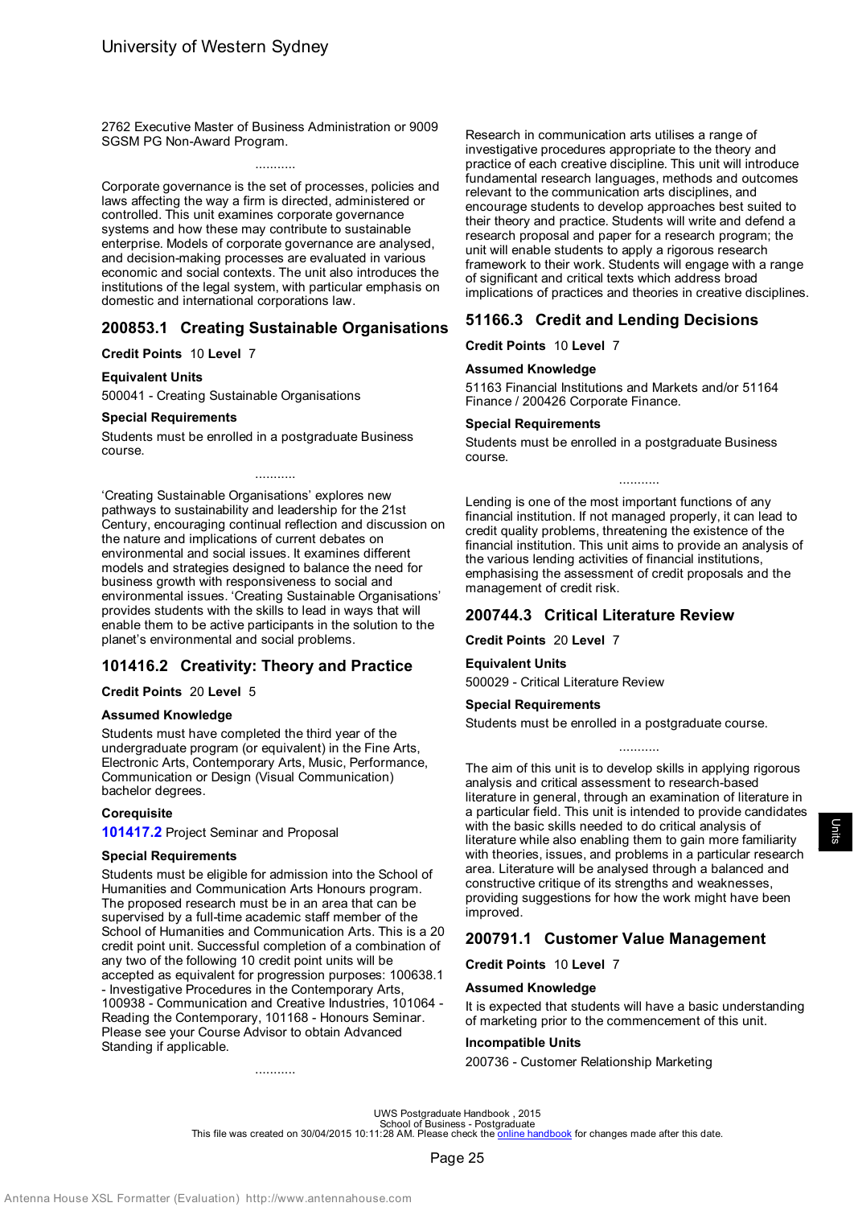2762 Executive Master of Business Administration or 9009 SGSM PG Non-Award Program.

...........

Corporate governance is the set of processes, policies and laws affecting the way a firm is directed, administered or controlled. This unit examines corporate governance systems and how these may contribute to sustainable enterprise. Models of corporate governance are analysed, and decision-making processes are evaluated in various economic and social contexts. The unit also introduces the institutions of the legal system, with particular emphasis on domestic and international corporations law.

## 200853.1 Creating Sustainable Organisations

**Credit Points** 10 **Level** 7

**Equivalent Units**

500041 - Creating Sustainable Organisations

**Special Requirements**

Students must be enrolled in a postgraduate Business course.

...........

'Creating Sustainable Organisations' explores new pathways to sustainability and leadership for the 21st Century, encouraging continual reflection and discussion on the nature and implications of current debates on environmental and social issues. It examines different models and strategies designed to balance the need for business growth with responsiveness to social and environmental issues. 'Creating Sustainable Organisations' provides students with the skills to lead in ways that will enable them to be active participants in the solution to the planet's environmental and social problems.

## 101416.2 Creativity: Theory and Practice

**Credit Points** 20 **Level** 5

**Assumed Knowledge**

Students must have completed the third year of the undergraduate program (or equivalent) in the Fine Arts, Electronic Arts, Contemporary Arts, Music, Performance, Communication or Design (Visual Communication) bachelor degrees.

**Corequisite**

**101417.2** Project Seminar and Proposal

**Special Requirements**

Students must be eligible for admission into the School of Humanities and Communication Arts Honours program. The proposed research must be in an area that can be supervised by a full-time academic staff member of the School of Humanities and Communication Arts. This is a 20 credit point unit. Successful completion of a combination of any two of the following 10 credit point units will be accepted as equivalent for progression purposes: 100638.1 - Investigative Procedures in the Contemporary Arts, 100938 - Communication and Creative Industries, 101064 - Reading the Contemporary, 101168 - Honours Seminar. Please see your Course Advisor to obtain Advanced Standing if applicable.

...........

Research in communication arts utilises a range of investigative procedures appropriate to the theory and practice of each creative discipline. This unit will introduce fundamental research languages, methods and outcomes relevant to the communication arts disciplines, and encourage students to develop approaches best suited to their theory and practice. Students will write and defend a research proposal and paper for a research program; the unit will enable students to apply a rigorous research framework to their work. Students will engage with a range of significant and critical texts which address broad implications of practices and theories in creative disciplines.

## 51166.3 Credit and Lending Decisions

**Credit Points** 10 **Level** 7

**Assumed Knowledge**

51163 Financial Institutions and Markets and/or 51164 Finance / 200426 Corporate Finance.

**Special Requirements**

Students must be enrolled in a postgraduate Business course.

...........

Lending is one of the most important functions of any financial institution. If not managed properly, it can lead to credit quality problems, threatening the existence of the financial institution. This unit aims to provide an analysis of the various lending activities of financial institutions, emphasising the assessment of credit proposals and the management of credit risk.

## 200744.3 Critical Literature Review

**Credit Points** 20 **Level** 7

**Equivalent Units**

500029 - Critical Literature Review

**Special Requirements**

Students must be enrolled in a postgraduate course.

...........

The aim of this unit is to develop skills in applying rigorous analysis and critical assessment to research-based literature in general, through an examination of literature in a particular field. This unit is intended to provide candidates with the basic skills needed to do critical analysis of literature while also enabling them to gain more familiarity with theories, issues, and problems in a particular research area. Literature will be analysed through a balanced and constructive critique of its strengths and weaknesses, providing suggestions for how the work might have been improved.

## 200791.1 Customer Value Management

**Credit Points** 10 **Level** 7

**Assumed Knowledge**

It is expected that students will have a basic understanding of marketing prior to the commencement of this unit.

**Incompatible Units**

200736 - Customer Relationship Marketing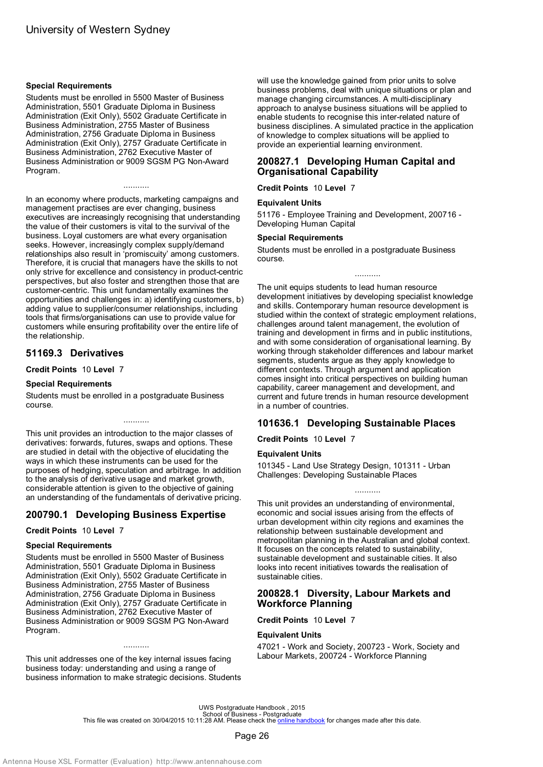**Special Requirements**

Students must be enrolled in 5500 Master of Business Administration, 5501 Graduate Diploma in Business Administration (Exit Only), 5502 Graduate Certificate in Business Administration, 2755 Master of Business Administration, 2756 Graduate Diploma in Business Administration (Exit Only), 2757 Graduate Certificate in Business Administration, 2762 Executive Master of Business Administration or 9009 SGSM PG Non-Award Program.

...........

In an economy where products, marketing campaigns and management practises are ever changing, business executives are increasingly recognising that understanding the value of their customers is vital to the survival of the business. Loyal customers are what every organisation seeks. However, increasingly complex supply/demand relationships also result in 'promiscuity' among customers. Therefore, it is crucial that managers have the skills to not only strive for excellence and consistency in product-centric perspectives, but also foster and strengthen those that are customer-centric. This unit fundamentally examines the opportunities and challenges in: a) identifying customers, b) adding value to supplier/consumer relationships, including tools that firms/organisations can use to provide value for customers while ensuring profitability over the entire life of the relationship.

## 51169.3 Derivatives

**Credit Points** 10 **Level** 7

**Special Requirements**

Students must be enrolled in a postgraduate Business course.

...........

This unit provides an introduction to the major classes of derivatives: forwards, futures, swaps and options. These are studied in detail with the objective of elucidating the ways in which these instruments can be used for the purposes of hedging, speculation and arbitrage. In addition to the analysis of derivative usage and market growth, considerable attention is given to the objective of gaining an understanding of the fundamentals of derivative pricing.

## 200790.1 Developing Business Expertise

**Credit Points** 10 **Level** 7

**Special Requirements**

Students must be enrolled in 5500 Master of Business Administration, 5501 Graduate Diploma in Business Administration (Exit Only), 5502 Graduate Certificate in Business Administration, 2755 Master of Business Administration, 2756 Graduate Diploma in Business Administration (Exit Only), 2757 Graduate Certificate in Business Administration, 2762 Executive Master of Business Administration or 9009 SGSM PG Non-Award Program.

...........

This unit addresses one of the key internal issues facing business today: understanding and using a range of business information to make strategic decisions. Students will use the knowledge gained from prior units to solve business problems, deal with unique situations or plan and manage changing circumstances. A multi-disciplinary approach to analyse business situations will be applied to enable students to recognise this inter-related nature of business disciplines. A simulated practice in the application of knowledge to complex situations will be applied to provide an experiential learning environment.

## 200827.1 Developing Human Capital and Organisational Capability

**Credit Points** 10 **Level** 7

**Equivalent Units**

51176 - Employee Training and Development, 200716 - Developing Human Capital

**Special Requirements**

Students must be enrolled in a postgraduate Business course.

...........

The unit equips students to lead human resource development initiatives by developing specialist knowledge and skills. Contemporary human resource development is studied within the context of strategic employment relations, challenges around talent management, the evolution of training and development in firms and in public institutions, and with some consideration of organisational learning. By working through stakeholder differences and labour market segments, students argue as they apply knowledge to different contexts. Through argument and application comes insight into critical perspectives on building human capability, career management and development, and current and future trends in human resource development in a number of countries.

## 101636.1 Developing Sustainable Places

**Credit Points** 10 **Level** 7

**Equivalent Units**

101345 - Land Use Strategy Design, 101311 - Urban Challenges: Developing Sustainable Places

...........

This unit provides an understanding of environmental, economic and social issues arising from the effects of urban development within city regions and examines the relationship between sustainable development and metropolitan planning in the Australian and global context. It focuses on the concepts related to sustainability, sustainable development and sustainable cities. It also looks into recent initiatives towards the realisation of sustainable cities.

## 200828.1 Diversity, Labour Markets and Workforce Planning

**Credit Points** 10 **Level** 7

**Equivalent Units**

47021 - Work and Society, 200723 - Work, Society and Labour Markets, 200724 - Workforce Planning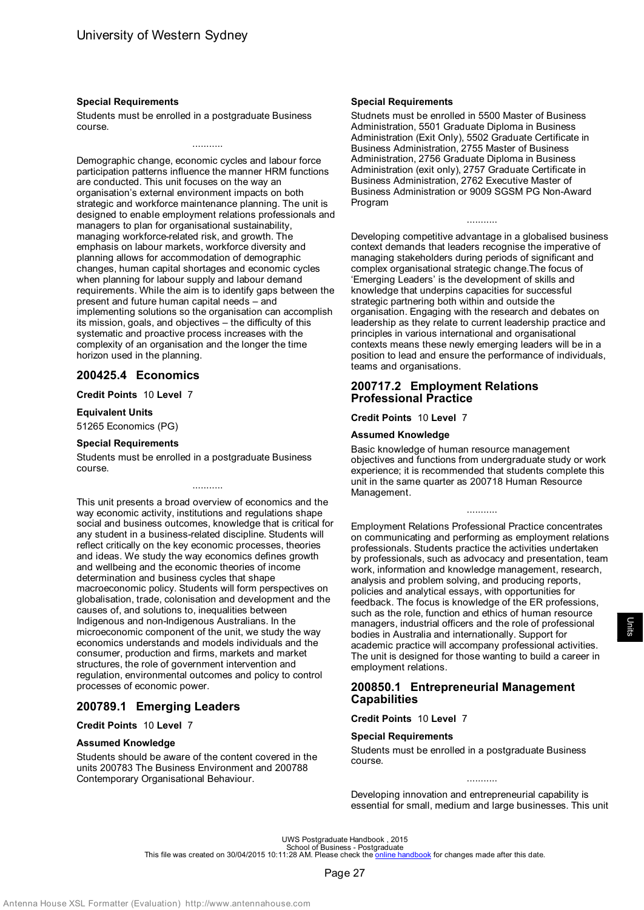#### Special Requirements

Students must be enrolled in a postgraduate Business course.

...........

Demographic change, economic cycles and labour force participation patterns influence the manner HRM functions are conducted. This unit focuses on the way an organisation's external environment impacts on both strategic and workforce maintenance planning. The unit is designed to enable employment relations professionals and managers to plan for organisational sustainability, managing workforce-related risk, and growth. The emphasis on labour markets, workforce diversity and planning allows for accommodation of demographic changes, human capital shortages and economic cycles when planning for labour supply and labour demand requirements. While the aim is to identify gaps between the present and future human capital needs – and implementing solutions so the organisation can accomplish its mission, goals, and objectives – the difficulty of this systematic and proactive process increases with the complexity of an organisation and the longer the time horizon used in the planning.

## 200425.4 Economics

**Credit Points** 10 **Level** 7

#### Equivalent Units

51265 Economics (PG)

#### Special Requirements

Students must be enrolled in a postgraduate Business course.

...........

This unit presents a broad overview of economics and the way economic activity, institutions and regulations shape social and business outcomes, knowledge that is critical for any student in a business-related discipline. Students will reflect critically on the key economic processes, theories and ideas. We study the way economics defines growth and wellbeing and the economic theories of income determination and business cycles that shape macroeconomic policy. Students will form perspectives on globalisation, trade, colonisation and development and the causes of, and solutions to, inequalities between Indigenous and non-Indigenous Australians. In the microeconomic component of the unit, we study the way economics understands and models individuals and the consumer, production and firms, markets and market structures, the role of government intervention and regulation, environmental outcomes and policy to control processes of economic power.

## 200789.1 Emerging Leaders

**Credit Points** 10 **Level** 7

#### Assumed Knowledge

Students should be aware of the content covered in the units 200783 The Business Environment and 200788 Contemporary Organisational Behaviour.

#### Special Requirements

Studnets must be enrolled in 5500 Master of Business Administration, 5501 Graduate Diploma in Business Administration (Exit Only), 5502 Graduate Certificate in Business Administration, 2755 Master of Business Administration, 2756 Graduate Diploma in Business Administration (exit only), 2757 Graduate Certificate in Business Administration, 2762 Executive Master of Business Administration or 9009 SGSM PG Non-Award Program

...........

Developing competitive advantage in a globalised business context demands that leaders recognise the imperative of managing stakeholders during periods of significant and complex organisational strategic change.The focus of 'Emerging Leaders' is the development of skills and knowledge that underpins capacities for successful strategic partnering both within and outside the organisation. Engaging with the research and debates on leadership as they relate to current leadership practice and principles in various international and organisational contexts means these newly emerging leaders will be in a position to lead and ensure the performance of individuals, teams and organisations.

## 200717.2 Employment Relations Professional Practice

**Credit Points** 10 **Level** 7

#### Assumed Knowledge

Basic knowledge of human resource management objectives and functions from undergraduate study or work experience; it is recommended that students complete this unit in the same quarter as 200718 Human Resource Management.

...........

Employment Relations Professional Practice concentrates on communicating and performing as employment relations professionals. Students practice the activities undertaken by professionals, such as advocacy and presentation, team work, information and knowledge management, research, analysis and problem solving, and producing reports, policies and analytical essays, with opportunities for feedback. The focus is knowledge of the ER professions, such as the role, function and ethics of human resource managers, industrial officers and the role of professional bodies in Australia and internationally. Support for academic practice will accompany professional activities. The unit is designed for those wanting to build a career in employment relations.

## 200850.1 Entrepreneurial Management Capabilities

**Credit Points** 10 **Level** 7

#### Special Requirements

Students must be enrolled in a postgraduate Business course.

...........

Developing innovation and entrepreneurial capability is essential for small, medium and large businesses. This unit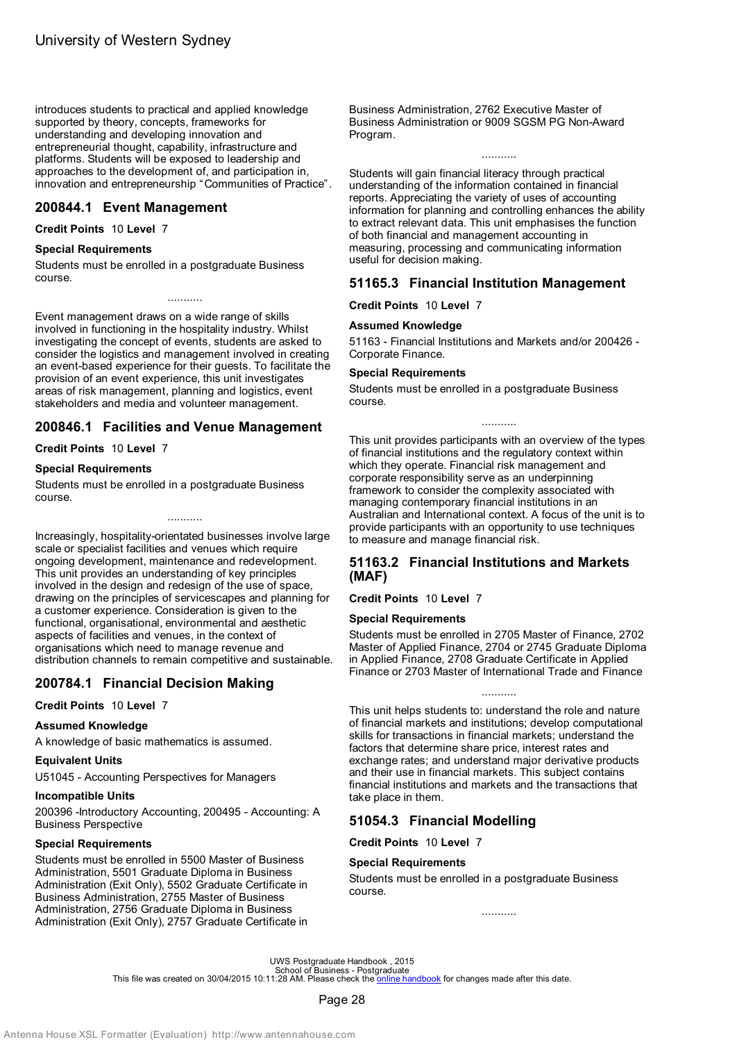introduces students to practical and applied knowledge supported by theory, concepts, frameworks for understanding and developing innovation and entrepreneurial thought, capability, infrastructure and platforms. Students will be exposed to leadership and approaches to the development of, and participation in, innovation and entrepreneurship "Communities of Practice".

## 200844.1 Event Management

**Credit Points** 10 **Level** 7

**Special Requirements**

Students must be enrolled in a postgraduate Business course.

...........

Event management draws on a wide range of skills involved in functioning in the hospitality industry. Whilst investigating the concept of events, students are asked to consider the logistics and management involved in creating an event-based experience for their guests. To facilitate the provision of an event experience, this unit investigates areas of risk management, planning and logistics, event stakeholders and media and volunteer management.

## 200846.1 Facilities and Venue Management

**Credit Points** 10 **Level** 7

**Special Requirements**

Students must be enrolled in a postgraduate Business course.

...........

Increasingly, hospitality-orientated businesses involve large scale or specialist facilities and venues which require ongoing development, maintenance and redevelopment. This unit provides an understanding of key principles involved in the design and redesign of the use of space, drawing on the principles of servicescapes and planning for a customer experience. Consideration is given to the functional, organisational, environmental and aesthetic aspects of facilities and venues, in the context of organisations which need to manage revenue and distribution channels to remain competitive and sustainable.

## 200784.1 Financial Decision Making

**Credit Points** 10 **Level** 7

**Assumed Knowledge**

A knowledge of basic mathematics is assumed.

**Equivalent Units**

U51045 - Accounting Perspectives for Managers

**Incompatible Units**

200396 -Introductory Accounting, 200495 - Accounting: A Business Perspective

**Special Requirements**

Students must be enrolled in 5500 Master of Business Administration, 5501 Graduate Diploma in Business Administration (Exit Only), 5502 Graduate Certificate in Business Administration, 2755 Master of Business Administration, 2756 Graduate Diploma in Business Administration (Exit Only), 2757 Graduate Certificate in Business Administration, 2762 Executive Master of Business Administration or 9009 SGSM PG Non-Award Program.

...........

Students will gain financial literacy through practical understanding of the information contained in financial reports. Appreciating the variety of uses of accounting information for planning and controlling enhances the ability to extract relevant data. This unit emphasises the function of both financial and management accounting in measuring, processing and communicating information useful for decision making.

## 51165.3 Financial Institution Management

**Credit Points** 10 **Level** 7

**Assumed Knowledge**

51163 - Financial Institutions and Markets and/or 200426 - Corporate Finance.

**Special Requirements**

Students must be enrolled in a postgraduate Business course.

...........

This unit provides participants with an overview of the types of financial institutions and the regulatory context within which they operate. Financial risk management and corporate responsibility serve as an underpinning framework to consider the complexity associated with managing contemporary financial institutions in an Australian and International context. A focus of the unit is to provide participants with an opportunity to use techniques to measure and manage financial risk.

## 51163.2 Financial Institutions and Markets (MAF)

**Credit Points** 10 **Level** 7

**Special Requirements**

Students must be enrolled in 2705 Master of Finance, 2702 Master of Applied Finance, 2704 or 2745 Graduate Diploma in Applied Finance, 2708 Graduate Certificate in Applied Finance or 2703 Master of International Trade and Finance

...........

This unit helps students to: understand the role and nature of financial markets and institutions; develop computational skills for transactions in financial markets; understand the factors that determine share price, interest rates and exchange rates; and understand major derivative products and their use in financial markets. This subject contains financial institutions and markets and the transactions that take place in them.

## 51054.3 Financial Modelling

**Credit Points** 10 **Level** 7

**Special Requirements**

Students must be enrolled in a postgraduate Business course.

...........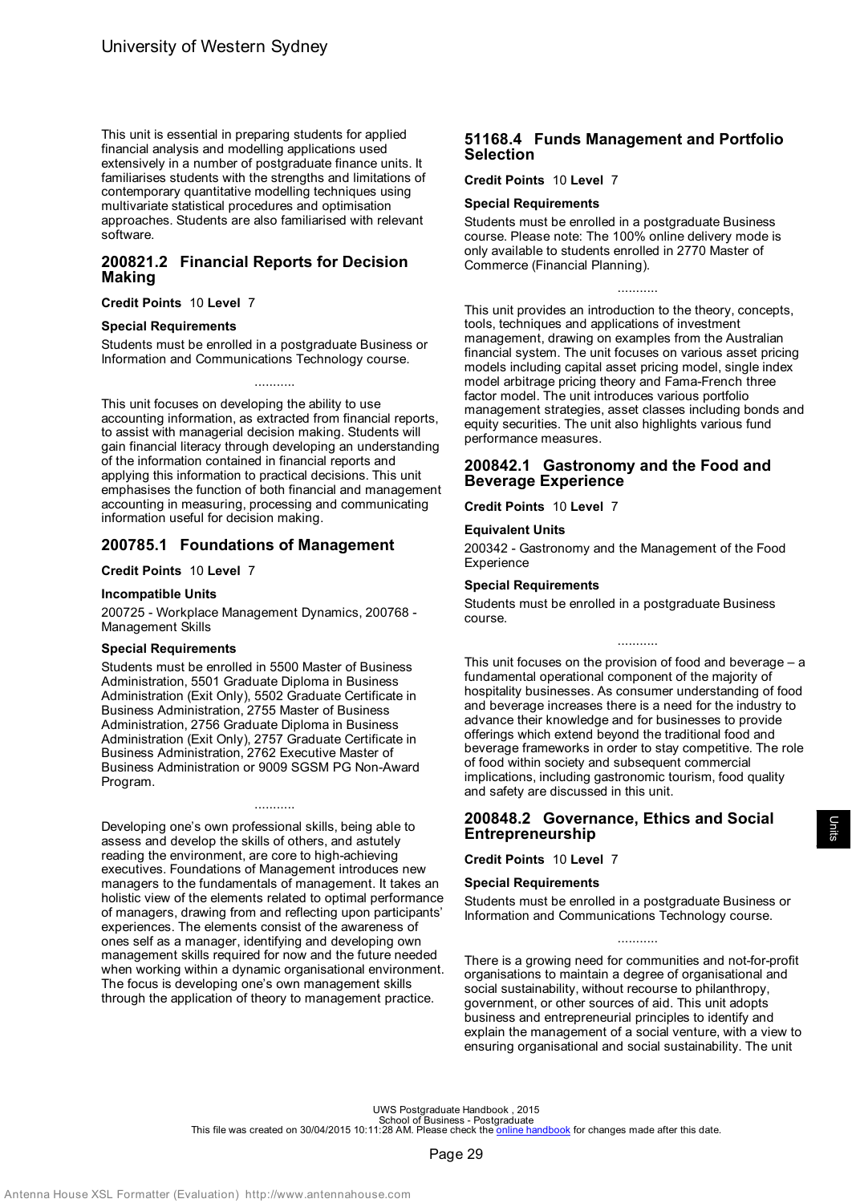This unit is essential in preparing students for applied financial analysis and modelling applications used extensively in a number of postgraduate finance units. It familiarises students with the strengths and limitations of contemporary quantitative modelling techniques using multivariate statistical procedures and optimisation approaches. Students are also familiarised with relevant software.

## 200821.2 Financial Reports for Decision Making

**Credit Points** 10 **Level** 7

### Special Requirements

Students must be enrolled in a postgraduate Business or Information and Communications Technology course.

...........

This unit focuses on developing the ability to use accounting information, as extracted from financial reports, to assist with managerial decision making. Students will gain financial literacy through developing an understanding of the information contained in financial reports and applying this information to practical decisions. This unit emphasises the function of both financial and management accounting in measuring, processing and communicating information useful for decision making.

## 200785.1 Foundations of Management

**Credit Points** 10 **Level** 7

### Incompatible Units

200725 - Workplace Management Dynamics, 200768 - Management Skills

### Special Requirements

Students must be enrolled in 5500 Master of Business Administration, 5501 Graduate Diploma in Business Administration (Exit Only), 5502 Graduate Certificate in Business Administration, 2755 Master of Business Administration, 2756 Graduate Diploma in Business Administration (Exit Only), 2757 Graduate Certificate in Business Administration, 2762 Executive Master of Business Administration or 9009 SGSM PG Non-Award Program.

...........

Developing one's own professional skills, being able to assess and develop the skills of others, and astutely reading the environment, are core to high-achieving executives. Foundations of Management introduces new managers to the fundamentals of management. It takes an holistic view of the elements related to optimal performance of managers, drawing from and reflecting upon participants' experiences. The elements consist of the awareness of ones self as a manager, identifying and developing own management skills required for now and the future needed when working within a dynamic organisational environment. The focus is developing one's own management skills through the application of theory to management practice.

## 51168.4 Funds Management and Portfolio Selection

**Credit Points** 10 **Level** 7

### Special Requirements

Students must be enrolled in a postgraduate Business course. Please note: The 100% online delivery mode is only available to students enrolled in 2770 Master of Commerce (Financial Planning).

...........

This unit provides an introduction to the theory, concepts, tools, techniques and applications of investment management, drawing on examples from the Australian financial system. The unit focuses on various asset pricing models including capital asset pricing model, single index model arbitrage pricing theory and Fama-French three factor model. The unit introduces various portfolio management strategies, asset classes including bonds and equity securities. The unit also highlights various fund performance measures.

## 200842.1 Gastronomy and the Food and Beverage Experience

**Credit Points** 10 **Level** 7

### Equivalent Units

200342 - Gastronomy and the Management of the Food Experience

### Special Requirements

Students must be enrolled in a postgraduate Business course.

...........

This unit focuses on the provision of food and beverage – a fundamental operational component of the majority of hospitality businesses. As consumer understanding of food and beverage increases there is a need for the industry to advance their knowledge and for businesses to provide offerings which extend beyond the traditional food and beverage frameworks in order to stay competitive. The role of food within society and subsequent commercial implications, including gastronomic tourism, food quality and safety are discussed in this unit.

## 200848.2 Governance, Ethics and Social Entrepreneurship

**Credit Points** 10 **Level** 7

### Special Requirements

Students must be enrolled in a postgraduate Business or Information and Communications Technology course.

...........

There is a growing need for communities and not-for-profit organisations to maintain a degree of organisational and social sustainability, without recourse to philanthropy, government, or other sources of aid. This unit adopts business and entrepreneurial principles to identify and explain the management of a social venture, with a view to ensuring organisational and social sustainability. The unit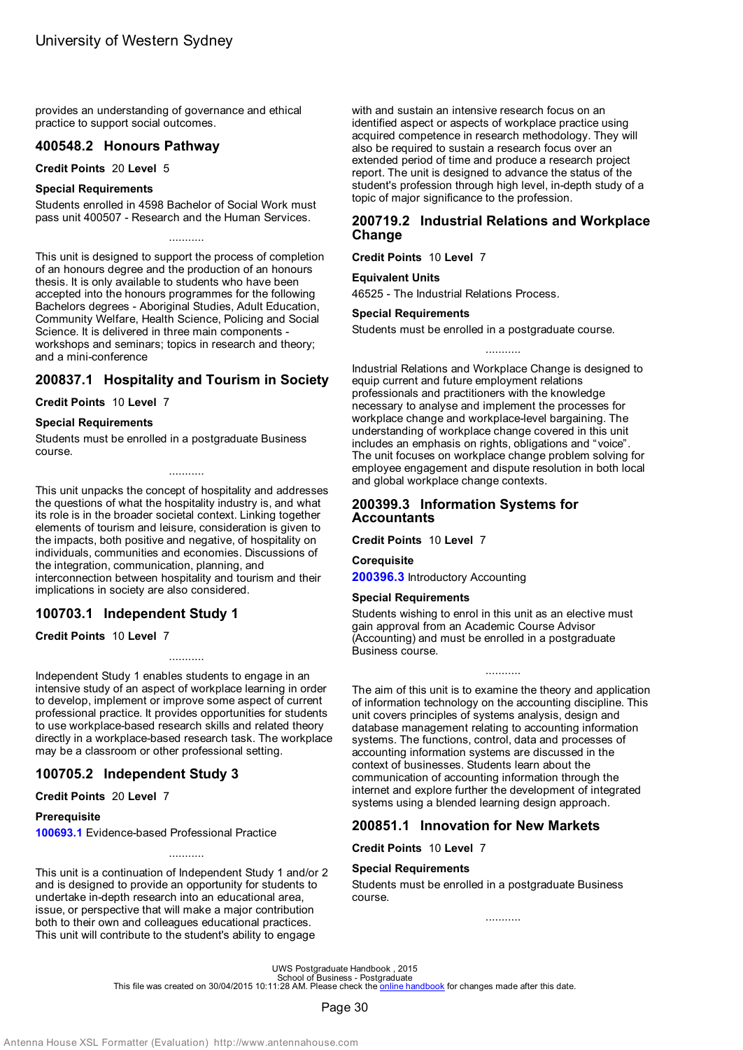provides an understanding of governance and ethical practice to support social outcomes.

## 400548.2 Honours Pathway

**Credit Points** 20 **Level** 5

**Special Requirements**

Students enrolled in 4598 Bachelor of Social Work must pass unit 400507 - Research and the Human Services.

...........

This unit is designed to support the process of completion of an honours degree and the production of an honours thesis. It is only available to students who have been accepted into the honours programmes for the following Bachelors degrees - Aboriginal Studies, Adult Education, Community Welfare, Health Science, Policing and Social Science. It is delivered in three main components - workshops and seminars; topics in research and theory; and a mini-conference

## 200837.1 Hospitality and Tourism in Society

**Credit Points** 10 **Level** 7

**Special Requirements**

Students must be enrolled in a postgraduate Business course.

...........

This unit unpacks the concept of hospitality and addresses the questions of what the hospitality industry is, and what its role is in the broader societal context. Linking together elements of tourism and leisure, consideration is given to the impacts, both positive and negative, of hospitality on individuals, communities and economies. Discussions of the integration, communication, planning, and interconnection between hospitality and tourism and their implications in society are also considered.

## 100703.1 Independent Study 1

**Credit Points** 10 **Level** 7

...........

Independent Study 1 enables students to engage in an intensive study of an aspect of workplace learning in order to develop, implement or improve some aspect of current professional practice. It provides opportunities for students to use workplace-based research skills and related theory directly in a workplace-based research task. The workplace may be a classroom or other professional setting.

## 100705.2 Independent Study 3

**Credit Points** 20 **Level** 7

**Prerequisite**

**100693.1** Evidence-based Professional Practice

...........

This unit is a continuation of Independent Study 1 and/or 2 and is designed to provide an opportunity for students to undertake in-depth research into an educational area, issue, or perspective that will make a major contribution both to their own and colleagues educational practices. This unit will contribute to the student's ability to engage with and sustain an intensive research focus on an identified aspect or aspects of workplace practice using acquired competence in research methodology. They will also be required to sustain a research focus over an extended period of time and produce a research project report. The unit is designed to advance the status of the student's profession through high level, in-depth study of a topic of major significance to the profession.

## 200719.2 Industrial Relations and Workplace Change

**Credit Points** 10 **Level** 7

**Equivalent Units**

46525 - The Industrial Relations Process.

**Special Requirements**

Students must be enrolled in a postgraduate course.

...........

Industrial Relations and Workplace Change is designed to equip current and future employment relations professionals and practitioners with the knowledge necessary to analyse and implement the processes for workplace change and workplace-level bargaining. The understanding of workplace change covered in this unit includes an emphasis on rights, obligations and “voice”. The unit focuses on workplace change problem solving for employee engagement and dispute resolution in both local and global workplace change contexts.

## 200399.3 Information Systems for Accountants

**Credit Points** 10 **Level** 7

**Corequisite**

**200396.3** Introductory Accounting

**Special Requirements**

Students wishing to enrol in this unit as an elective must gain approval from an Academic Course Advisor (Accounting) and must be enrolled in a postgraduate Business course.

...........

The aim of this unit is to examine the theory and application of information technology on the accounting discipline. This unit covers principles of systems analysis, design and database management relating to accounting information systems. The functions, control, data and processes of accounting information systems are discussed in the context of businesses. Students learn about the communication of accounting information through the internet and explore further the development of integrated systems using a blended learning design approach.

## 200851.1 Innovation for New Markets

**Credit Points** 10 **Level** 7

**Special Requirements**

Students must be enrolled in a postgraduate Business course.

...........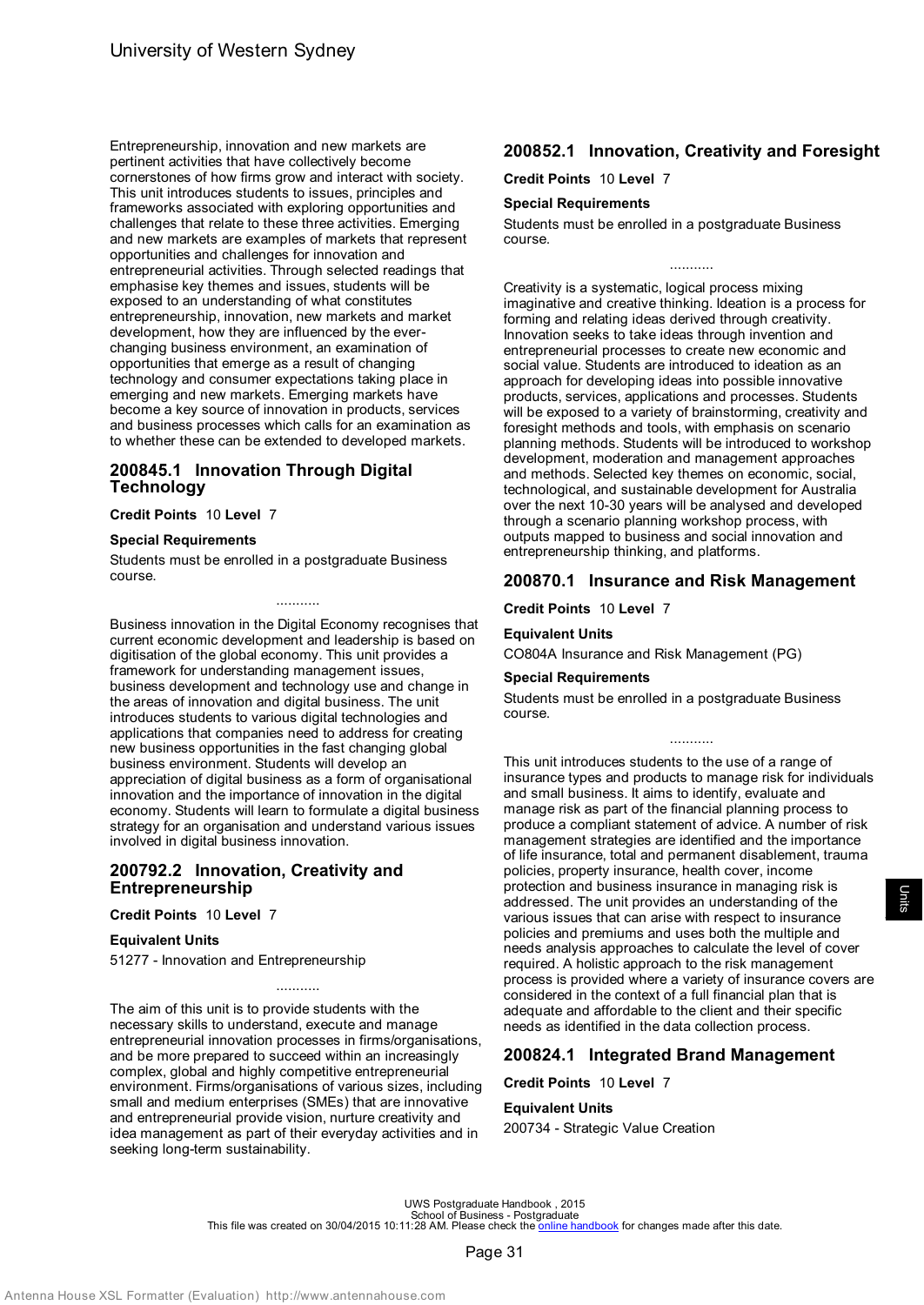Entrepreneurship, innovation and new markets are pertinent activities that have collectively become cornerstones of how firms grow and interact with society. This unit introduces students to issues, principles and frameworks associated with exploring opportunities and challenges that relate to these three activities. Emerging and new markets are examples of markets that represent opportunities and challenges for innovation and entrepreneurial activities. Through selected readings that emphasise key themes and issues, students will be exposed to an understanding of what constitutes entrepreneurship, innovation, new markets and market development, how they are influenced by the ever-changing business environment, an examination of opportunities that emerge as a result of changing technology and consumer expectations taking place in emerging and new markets. Emerging markets have become a key source of innovation in products, services and business processes which calls for an examination as to whether these can be extended to developed markets.

## 200845.1 Innovation Through Digital Technology

**Credit Points** 10 **Level** 7

**Special Requirements**

Students must be enrolled in a postgraduate Business course.

...........

Business innovation in the Digital Economy recognises that current economic development and leadership is based on digitisation of the global economy. This unit provides a framework for understanding management issues, business development and technology use and change in the areas of innovation and digital business. The unit introduces students to various digital technologies and applications that companies need to address for creating new business opportunities in the fast changing global business environment. Students will develop an appreciation of digital business as a form of organisational innovation and the importance of innovation in the digital economy. Students will learn to formulate a digital business strategy for an organisation and understand various issues involved in digital business innovation.

## 200792.2 Innovation, Creativity and Entrepreneurship

**Credit Points** 10 **Level** 7

**Equivalent Units**

51277 - Innovation and Entrepreneurship

...........

The aim of this unit is to provide students with the necessary skills to understand, execute and manage entrepreneurial innovation processes in firms/organisations, and be more prepared to succeed within an increasingly complex, global and highly competitive entrepreneurial environment. Firms/organisations of various sizes, including small and medium enterprises (SMEs) that are innovative and entrepreneurial provide vision, nurture creativity and idea management as part of their everyday activities and in seeking long-term sustainability.

## 200852.1 Innovation, Creativity and Foresight

**Credit Points** 10 **Level** 7

**Special Requirements**

Students must be enrolled in a postgraduate Business course.

...........

Creativity is a systematic, logical process mixing imaginative and creative thinking. Ideation is a process for forming and relating ideas derived through creativity. Innovation seeks to take ideas through invention and entrepreneurial processes to create new economic and social value. Students are introduced to ideation as an approach for developing ideas into possible innovative products, services, applications and processes. Students will be exposed to a variety of brainstorming, creativity and foresight methods and tools, with emphasis on scenario planning methods. Students will be introduced to workshop development, moderation and management approaches and methods. Selected key themes on economic, social, technological, and sustainable development for Australia over the next 10-30 years will be analysed and developed through a scenario planning workshop process, with outputs mapped to business and social innovation and entrepreneurship thinking, and platforms.

## 200870.1 Insurance and Risk Management

**Credit Points** 10 **Level** 7

**Equivalent Units**

CO804A Insurance and Risk Management (PG)

**Special Requirements**

Students must be enrolled in a postgraduate Business course.

...........

This unit introduces students to the use of a range of insurance types and products to manage risk for individuals and small business. It aims to identify, evaluate and manage risk as part of the financial planning process to produce a compliant statement of advice. A number of risk management strategies are identified and the importance of life insurance, total and permanent disablement, trauma policies, property insurance, health cover, income protection and business insurance in managing risk is addressed. The unit provides an understanding of the various issues that can arise with respect to insurance policies and premiums and uses both the multiple and needs analysis approaches to calculate the level of cover required. A holistic approach to the risk management process is provided where a variety of insurance covers are considered in the context of a full financial plan that is adequate and affordable to the client and their specific needs as identified in the data collection process.

## 200824.1 Integrated Brand Management

**Credit Points** 10 **Level** 7

**Equivalent Units**

200734 - Strategic Value Creation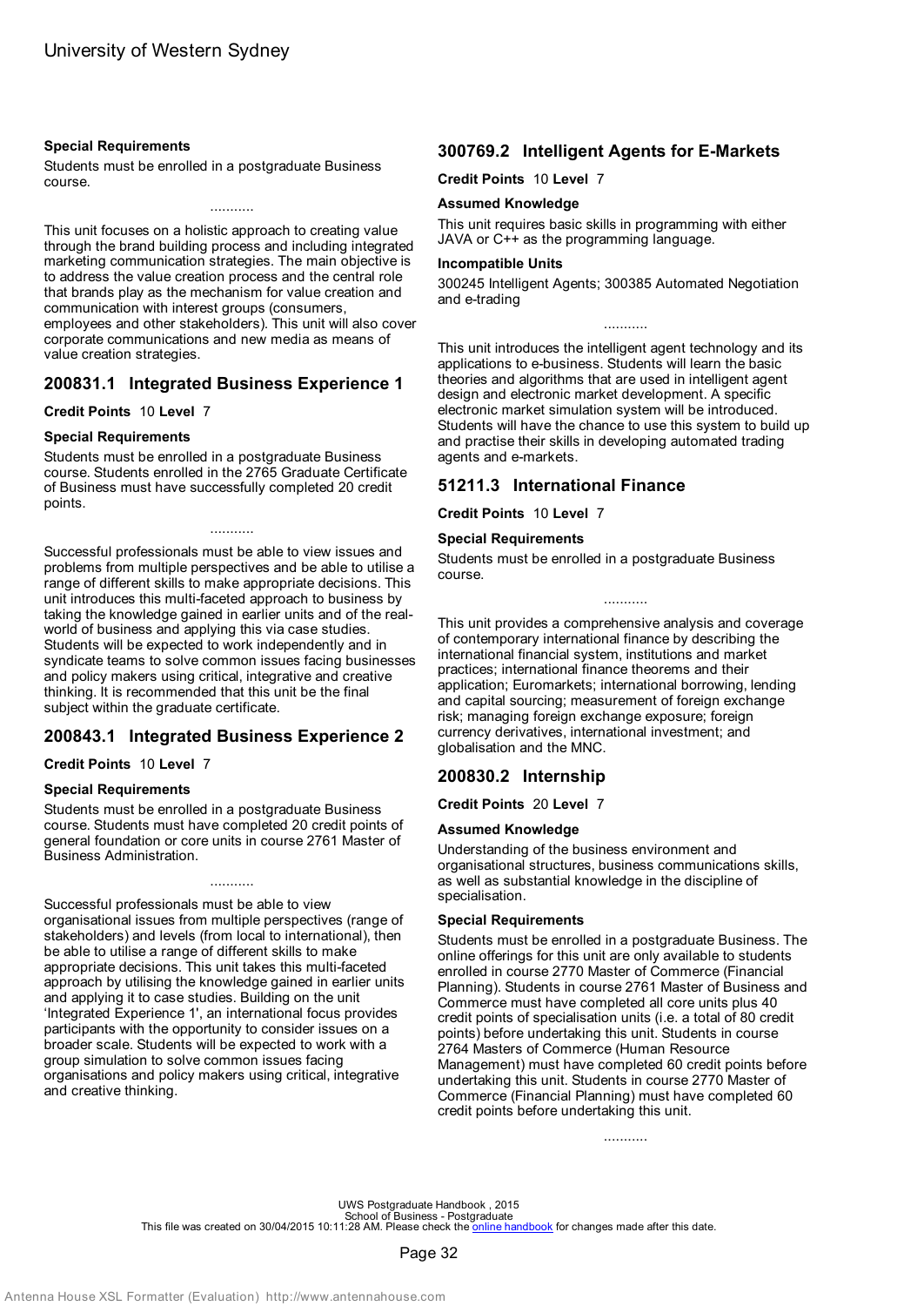### Special Requirements

Students must be enrolled in a postgraduate Business course.

...........

This unit focuses on a holistic approach to creating value through the brand building process and including integrated marketing communication strategies. The main objective is to address the value creation process and the central role that brands play as the mechanism for value creation and communication with interest groups (consumers, employees and other stakeholders). This unit will also cover corporate communications and new media as means of value creation strategies.

## 200831.1 Integrated Business Experience 1

**Credit Points** 10 **Level** 7

### Special Requirements

Students must be enrolled in a postgraduate Business course. Students enrolled in the 2765 Graduate Certificate of Business must have successfully completed 20 credit points.

...........

Successful professionals must be able to view issues and problems from multiple perspectives and be able to utilise a range of different skills to make appropriate decisions. This unit introduces this multi-faceted approach to business by taking the knowledge gained in earlier units and of the real-world of business and applying this via case studies. Students will be expected to work independently and in syndicate teams to solve common issues facing businesses and policy makers using critical, integrative and creative thinking. It is recommended that this unit be the final subject within the graduate certificate.

## 200843.1 Integrated Business Experience 2

**Credit Points** 10 **Level** 7

### Special Requirements

Students must be enrolled in a postgraduate Business course. Students must have completed 20 credit points of general foundation or core units in course 2761 Master of Business Administration.

...........

Successful professionals must be able to view organisational issues from multiple perspectives (range of stakeholders) and levels (from local to international), then be able to utilise a range of different skills to make appropriate decisions. This unit takes this multi-faceted approach by utilising the knowledge gained in earlier units and applying it to case studies. Building on the unit 'Integrated Experience 1', an international focus provides participants with the opportunity to consider issues on a broader scale. Students will be expected to work with a group simulation to solve common issues facing organisations and policy makers using critical, integrative and creative thinking.

## 300769.2 Intelligent Agents for E-Markets

**Credit Points** 10 **Level** 7

### Assumed Knowledge

This unit requires basic skills in programming with either JAVA or C++ as the programming language.

### Incompatible Units

300245 Intelligent Agents; 300385 Automated Negotiation and e-trading

...........

This unit introduces the intelligent agent technology and its applications to e-business. Students will learn the basic theories and algorithms that are used in intelligent agent design and electronic market development. A specific electronic market simulation system will be introduced. Students will have the chance to use this system to build up and practise their skills in developing automated trading agents and e-markets.

## 51211.3 International Finance

**Credit Points** 10 **Level** 7

### Special Requirements

Students must be enrolled in a postgraduate Business course.

...........

This unit provides a comprehensive analysis and coverage of contemporary international finance by describing the international financial system, institutions and market practices; international finance theorems and their application; Euromarkets; international borrowing, lending and capital sourcing; measurement of foreign exchange risk; managing foreign exchange exposure; foreign currency derivatives, international investment; and globalisation and the MNC.

## 200830.2 Internship

**Credit Points** 20 **Level** 7

### Assumed Knowledge

Understanding of the business environment and organisational structures, business communications skills, as well as substantial knowledge in the discipline of specialisation.

### Special Requirements

Students must be enrolled in a postgraduate Business. The online offerings for this unit are only available to students enrolled in course 2770 Master of Commerce (Financial Planning). Students in course 2761 Master of Business and Commerce must have completed all core units plus 40 credit points of specialisation units (i.e. a total of 80 credit points) before undertaking this unit. Students in course 2764 Masters of Commerce (Human Resource Management) must have completed 60 credit points before undertaking this unit. Students in course 2770 Master of Commerce (Financial Planning) must have completed 60 credit points before undertaking this unit.

...........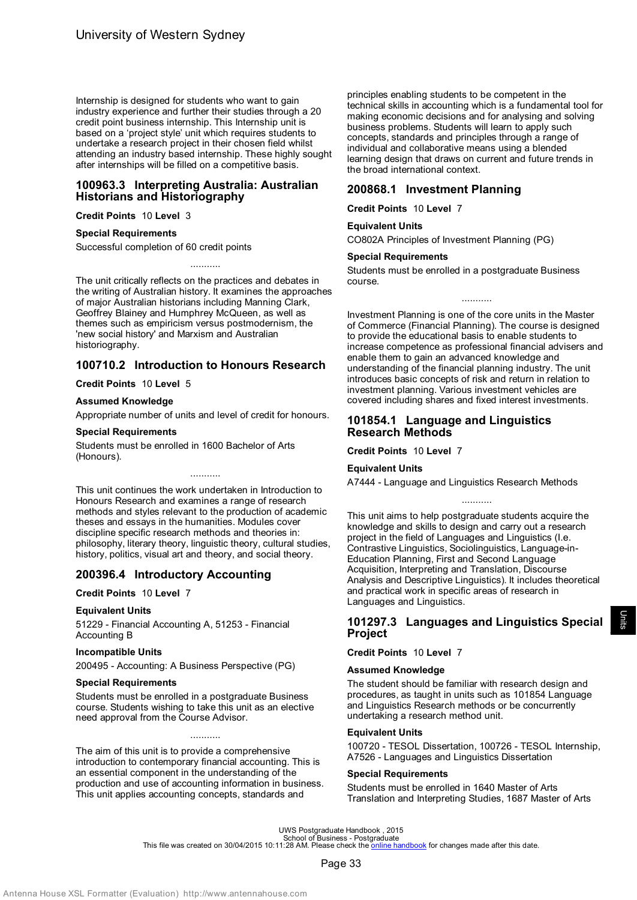Internship is designed for students who want to gain industry experience and further their studies through a 20 credit point business internship. This Internship unit is based on a 'project style' unit which requires students to undertake a research project in their chosen field whilst attending an industry based internship. These highly sought after internships will be filled on a competitive basis.

## 100963.3 Interpreting Australia: Australian Historians and Historiography

**Credit Points** 10 **Level** 3

**Special Requirements**

Successful completion of 60 credit points

...........

The unit critically reflects on the practices and debates in the writing of Australian history. It examines the approaches of major Australian historians including Manning Clark, Geoffrey Blainey and Humphrey McQueen, as well as themes such as empiricism versus postmodernism, the 'new social history' and Marxism and Australian historiography.

## 100710.2 Introduction to Honours Research

**Credit Points** 10 **Level** 5

**Assumed Knowledge**

Appropriate number of units and level of credit for honours.

**Special Requirements**

Students must be enrolled in 1600 Bachelor of Arts (Honours).

...........

This unit continues the work undertaken in Introduction to Honours Research and examines a range of research methods and styles relevant to the production of academic theses and essays in the humanities. Modules cover discipline specific research methods and theories in: philosophy, literary theory, linguistic theory, cultural studies, history, politics, visual art and theory, and social theory.

## 200396.4 Introductory Accounting

**Credit Points** 10 **Level** 7

**Equivalent Units**

51229 - Financial Accounting A, 51253 - Financial Accounting B

**Incompatible Units**

200495 - Accounting: A Business Perspective (PG)

**Special Requirements**

Students must be enrolled in a postgraduate Business course. Students wishing to take this unit as an elective need approval from the Course Advisor.

...........

The aim of this unit is to provide a comprehensive introduction to contemporary financial accounting. This is an essential component in the understanding of the production and use of accounting information in business. This unit applies accounting concepts, standards and principles enabling students to be competent in the technical skills in accounting which is a fundamental tool for making economic decisions and for analysing and solving business problems. Students will learn to apply such concepts, standards and principles through a range of individual and collaborative means using a blended learning design that draws on current and future trends in the broad international context.

## 200868.1 Investment Planning

**Credit Points** 10 **Level** 7

**Equivalent Units**

CO802A Principles of Investment Planning (PG)

**Special Requirements**

Students must be enrolled in a postgraduate Business course.

...........

Investment Planning is one of the core units in the Master of Commerce (Financial Planning). The course is designed to provide the educational basis to enable students to increase competence as professional financial advisers and enable them to gain an advanced knowledge and understanding of the financial planning industry. The unit introduces basic concepts of risk and return in relation to investment planning. Various investment vehicles are covered including shares and fixed interest investments.

## 101854.1 Language and Linguistics Research Methods

**Credit Points** 10 **Level** 7

**Equivalent Units**

A7444 - Language and Linguistics Research Methods

...........

This unit aims to help postgraduate students acquire the knowledge and skills to design and carry out a research project in the field of Languages and Linguistics (I.e. Contrastive Linguistics, Sociolinguistics, Language-in-Education Planning, First and Second Language Acquisition, Interpreting and Translation, Discourse Analysis and Descriptive Linguistics). It includes theoretical and practical work in specific areas of research in Languages and Linguistics.

## 101297.3 Languages and Linguistics Special Project

**Credit Points** 10 **Level** 7

**Assumed Knowledge**

The student should be familiar with research design and procedures, as taught in units such as 101854 Language and Linguistics Research methods or be concurrently undertaking a research method unit.

**Equivalent Units**

100720 - TESOL Dissertation, 100726 - TESOL Internship, A7526 - Languages and Linguistics Dissertation

**Special Requirements**

Students must be enrolled in 1640 Master of Arts Translation and Interpreting Studies, 1687 Master of Arts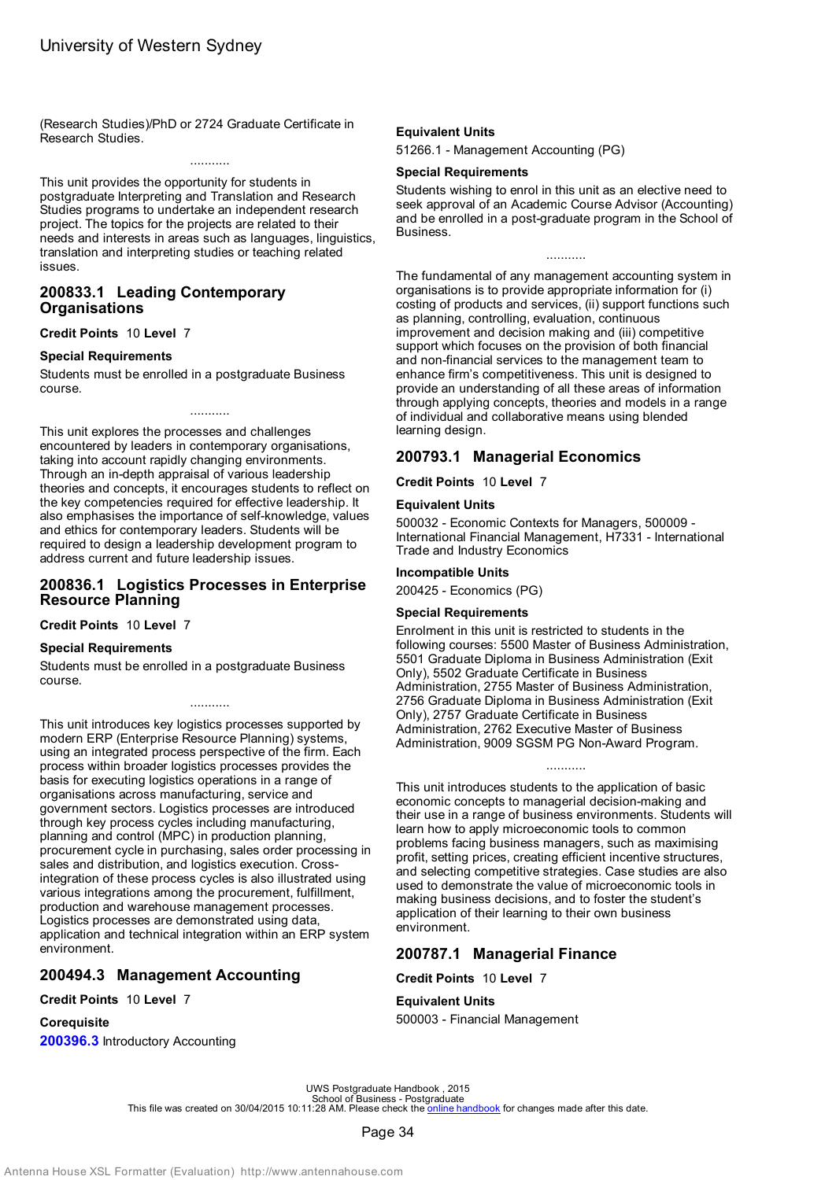(Research Studies)/PhD or 2724 Graduate Certificate in Research Studies.

...........

This unit provides the opportunity for students in postgraduate Interpreting and Translation and Research Studies programs to undertake an independent research project. The topics for the projects are related to their needs and interests in areas such as languages, linguistics, translation and interpreting studies or teaching related issues.

## 200833.1 Leading Contemporary Organisations

**Credit Points** 10 **Level** 7

**Special Requirements**

Students must be enrolled in a postgraduate Business course.

...........

This unit explores the processes and challenges encountered by leaders in contemporary organisations, taking into account rapidly changing environments. Through an in-depth appraisal of various leadership theories and concepts, it encourages students to reflect on the key competencies required for effective leadership. It also emphasises the importance of self-knowledge, values and ethics for contemporary leaders. Students will be required to design a leadership development program to address current and future leadership issues.

## 200836.1 Logistics Processes in Enterprise Resource Planning

**Credit Points** 10 **Level** 7

**Special Requirements**

Students must be enrolled in a postgraduate Business course.

...........

This unit introduces key logistics processes supported by modern ERP (Enterprise Resource Planning) systems, using an integrated process perspective of the firm. Each process within broader logistics processes provides the basis for executing logistics operations in a range of organisations across manufacturing, service and government sectors. Logistics processes are introduced through key process cycles including manufacturing, planning and control (MPC) in production planning, procurement cycle in purchasing, sales order processing in sales and distribution, and logistics execution. Cross-integration of these process cycles is also illustrated using various integrations among the procurement, fulfillment, production and warehouse management processes. Logistics processes are demonstrated using data, application and technical integration within an ERP system environment.

## 200494.3 Management Accounting

**Credit Points** 10 **Level** 7

**Corequisite**

**200396.3** Introductory Accounting

**Equivalent Units**

51266.1 - Management Accounting (PG)

**Special Requirements**

Students wishing to enrol in this unit as an elective need to seek approval of an Academic Course Advisor (Accounting) and be enrolled in a post-graduate program in the School of Business.

...........

The fundamental of any management accounting system in organisations is to provide appropriate information for (i) costing of products and services, (ii) support functions such as planning, controlling, evaluation, continuous improvement and decision making and (iii) competitive support which focuses on the provision of both financial and non-financial services to the management team to enhance firm's competitiveness. This unit is designed to provide an understanding of all these areas of information through applying concepts, theories and models in a range of individual and collaborative means using blended learning design.

## 200793.1 Managerial Economics

**Credit Points** 10 **Level** 7

**Equivalent Units**

500032 - Economic Contexts for Managers, 500009 - International Financial Management, H7331 - International Trade and Industry Economics

**Incompatible Units**

200425 - Economics (PG)

**Special Requirements**

Enrolment in this unit is restricted to students in the following courses: 5500 Master of Business Administration, 5501 Graduate Diploma in Business Administration (Exit Only), 5502 Graduate Certificate in Business Administration, 2755 Master of Business Administration, 2756 Graduate Diploma in Business Administration (Exit Only), 2757 Graduate Certificate in Business Administration, 2762 Executive Master of Business Administration, 9009 SGSM PG Non-Award Program.

...........

This unit introduces students to the application of basic economic concepts to managerial decision-making and their use in a range of business environments. Students will learn how to apply microeconomic tools to common problems facing business managers, such as maximising profit, setting prices, creating efficient incentive structures, and selecting competitive strategies. Case studies are also used to demonstrate the value of microeconomic tools in making business decisions, and to foster the student's application of their learning to their own business environment.

## 200787.1 Managerial Finance

**Credit Points** 10 **Level** 7

**Equivalent Units**

500003 - Financial Management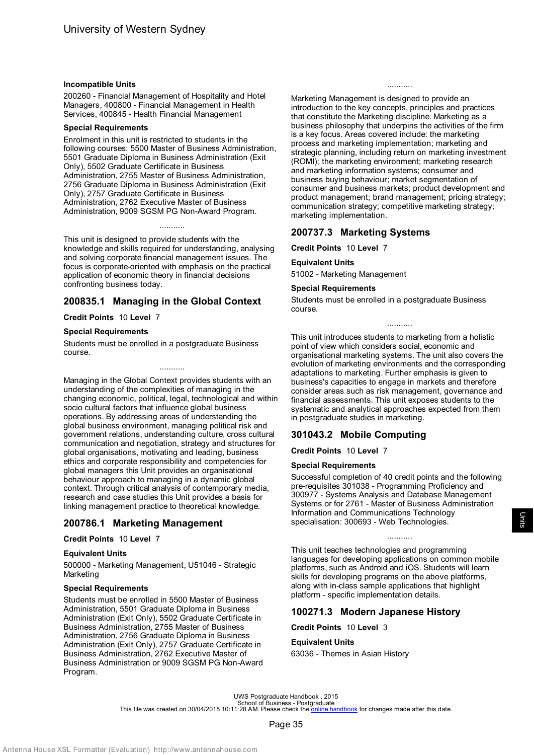**Incompatible Units**

200260 - Financial Management of Hospitality and Hotel Managers, 400800 - Financial Management in Health Services, 400845 - Health Financial Management

**Special Requirements**

Enrolment in this unit is restricted to students in the following courses: 5500 Master of Business Administration, 5501 Graduate Diploma in Business Administration (Exit Only), 5502 Graduate Certificate in Business Administration, 2755 Master of Business Administration, 2756 Graduate Diploma in Business Administration (Exit Only), 2757 Graduate Certificate in Business Administration, 2762 Executive Master of Business Administration, 9009 SGSM PG Non-Award Program.

...........

This unit is designed to provide students with the knowledge and skills required for understanding, analysing and solving corporate financial management issues. The focus is corporate-oriented with emphasis on the practical application of economic theory in financial decisions confronting business today.

## 200835.1 Managing in the Global Context

**Credit Points** 10 **Level** 7

**Special Requirements**

Students must be enrolled in a postgraduate Business course.

...........

Managing in the Global Context provides students with an understanding of the complexities of managing in the changing economic, political, legal, technological and within socio cultural factors that influence global business operations. By addressing areas of understanding the global business environment, managing political risk and government relations, understanding culture, cross cultural communication and negotiation, strategy and structures for global organisations, motivating and leading, business ethics and corporate responsibility and competencies for global managers this Unit provides an organisational behaviour approach to managing in a dynamic global context. Through critical analysis of contemporary media, research and case studies this Unit provides a basis for linking management practice to theoretical knowledge.

## 200786.1 Marketing Management

**Credit Points** 10 **Level** 7

**Equivalent Units**

500000 - Marketing Management, U51046 - Strategic Marketing

**Special Requirements**

Students must be enrolled in 5500 Master of Business Administration, 5501 Graduate Diploma in Business Administration (Exit Only), 5502 Graduate Certificate in Business Administration, 2755 Master of Business Administration, 2756 Graduate Diploma in Business Administration (Exit Only), 2757 Graduate Certificate in Business Administration, 2762 Executive Master of Business Administration or 9009 SGSM PG Non-Award Program.

...........

Marketing Management is designed to provide an introduction to the key concepts, principles and practices that constitute the Marketing discipline. Marketing as a business philosophy that underpins the activities of the firm is a key focus. Areas covered include: the marketing process and marketing implementation; marketing and strategic planning, including return on marketing investment (ROMI); the marketing environment; marketing research and marketing information systems; consumer and business buying behaviour; market segmentation of consumer and business markets; product development and product management; brand management; pricing strategy; communication strategy; competitive marketing strategy; marketing implementation.

## 200737.3 Marketing Systems

**Credit Points** 10 **Level** 7

**Equivalent Units**

51002 - Marketing Management

**Special Requirements**

Students must be enrolled in a postgraduate Business course.

...........

This unit introduces students to marketing from a holistic point of view which considers social, economic and organisational marketing systems. The unit also covers the evolution of marketing environments and the corresponding adaptations to marketing. Further emphasis is given to business's capacities to engage in markets and therefore consider areas such as risk management, governance and financial assessments. This unit exposes students to the systematic and analytical approaches expected from them in postgraduate studies in marketing.

## 301043.2 Mobile Computing

**Credit Points** 10 **Level** 7

**Special Requirements**

Successful completion of 40 credit points and the following pre-requisites 301038 - Programming Proficiency and 300977 - Systems Analysis and Database Management Systems or for 2761 - Master of Business Administration Information and Communications Technology specialisation: 300693 - Web Technologies.

...........

This unit teaches technologies and programming languages for developing applications on common mobile platforms, such as Android and iOS. Students will learn skills for developing programs on the above platforms, along with in-class sample applications that highlight platform - specific implementation details.

## 100271.3 Modern Japanese History

**Credit Points** 10 **Level** 3

**Equivalent Units**

63036 - Themes in Asian History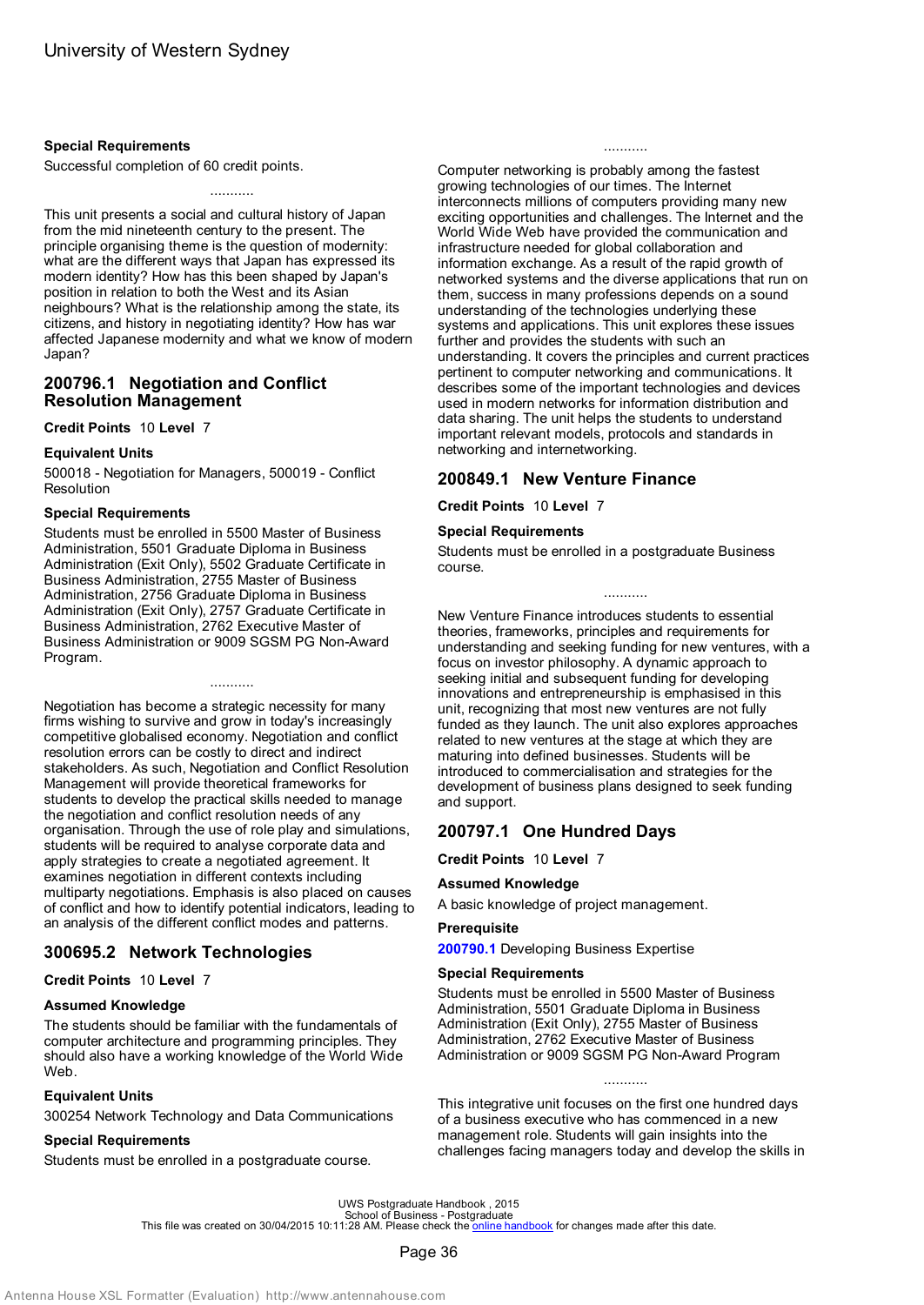**Special Requirements**

Successful completion of 60 credit points.

...........

This unit presents a social and cultural history of Japan from the mid nineteenth century to the present. The principle organising theme is the question of modernity: what are the different ways that Japan has expressed its modern identity? How has this been shaped by Japan's position in relation to both the West and its Asian neighbours? What is the relationship among the state, its citizens, and history in negotiating identity? How has war affected Japanese modernity and what we know of modern Japan?

## 200796.1 Negotiation and Conflict Resolution Management

**Credit Points** 10 **Level** 7

**Equivalent Units**

500018 - Negotiation for Managers, 500019 - Conflict Resolution

**Special Requirements**

Students must be enrolled in 5500 Master of Business Administration, 5501 Graduate Diploma in Business Administration (Exit Only), 5502 Graduate Certificate in Business Administration, 2755 Master of Business Administration, 2756 Graduate Diploma in Business Administration (Exit Only), 2757 Graduate Certificate in Business Administration, 2762 Executive Master of Business Administration or 9009 SGSM PG Non-Award Program.

...........

Negotiation has become a strategic necessity for many firms wishing to survive and grow in today's increasingly competitive globalised economy. Negotiation and conflict resolution errors can be costly to direct and indirect stakeholders. As such, Negotiation and Conflict Resolution Management will provide theoretical frameworks for students to develop the practical skills needed to manage the negotiation and conflict resolution needs of any organisation. Through the use of role play and simulations, students will be required to analyse corporate data and apply strategies to create a negotiated agreement. It examines negotiation in different contexts including multiparty negotiations. Emphasis is also placed on causes of conflict and how to identify potential indicators, leading to an analysis of the different conflict modes and patterns.

## 300695.2 Network Technologies

**Credit Points** 10 **Level** 7

**Assumed Knowledge**

The students should be familiar with the fundamentals of computer architecture and programming principles. They should also have a working knowledge of the World Wide Web.

**Equivalent Units**

300254 Network Technology and Data Communications

**Special Requirements**

Students must be enrolled in a postgraduate course.

...........

Computer networking is probably among the fastest growing technologies of our times. The Internet interconnects millions of computers providing many new exciting opportunities and challenges. The Internet and the World Wide Web have provided the communication and infrastructure needed for global collaboration and information exchange. As a result of the rapid growth of networked systems and the diverse applications that run on them, success in many professions depends on a sound understanding of the technologies underlying these systems and applications. This unit explores these issues further and provides the students with such an understanding. It covers the principles and current practices pertinent to computer networking and communications. It describes some of the important technologies and devices used in modern networks for information distribution and data sharing. The unit helps the students to understand important relevant models, protocols and standards in networking and internetworking.

## 200849.1 New Venture Finance

**Credit Points** 10 **Level** 7

**Special Requirements**

Students must be enrolled in a postgraduate Business course.

...........

New Venture Finance introduces students to essential theories, frameworks, principles and requirements for understanding and seeking funding for new ventures, with a focus on investor philosophy. A dynamic approach to seeking initial and subsequent funding for developing innovations and entrepreneurship is emphasised in this unit, recognizing that most new ventures are not fully funded as they launch. The unit also explores approaches related to new ventures at the stage at which they are maturing into defined businesses. Students will be introduced to commercialisation and strategies for the development of business plans designed to seek funding and support.

## 200797.1 One Hundred Days

**Credit Points** 10 **Level** 7

**Assumed Knowledge**

A basic knowledge of project management.

**Prerequisite**

**200790.1** Developing Business Expertise

**Special Requirements**

Students must be enrolled in 5500 Master of Business Administration, 5501 Graduate Diploma in Business Administration (Exit Only), 2755 Master of Business Administration, 2762 Executive Master of Business Administration or 9009 SGSM PG Non-Award Program

...........

This integrative unit focuses on the first one hundred days of a business executive who has commenced in a new management role. Students will gain insights into the challenges facing managers today and develop the skills in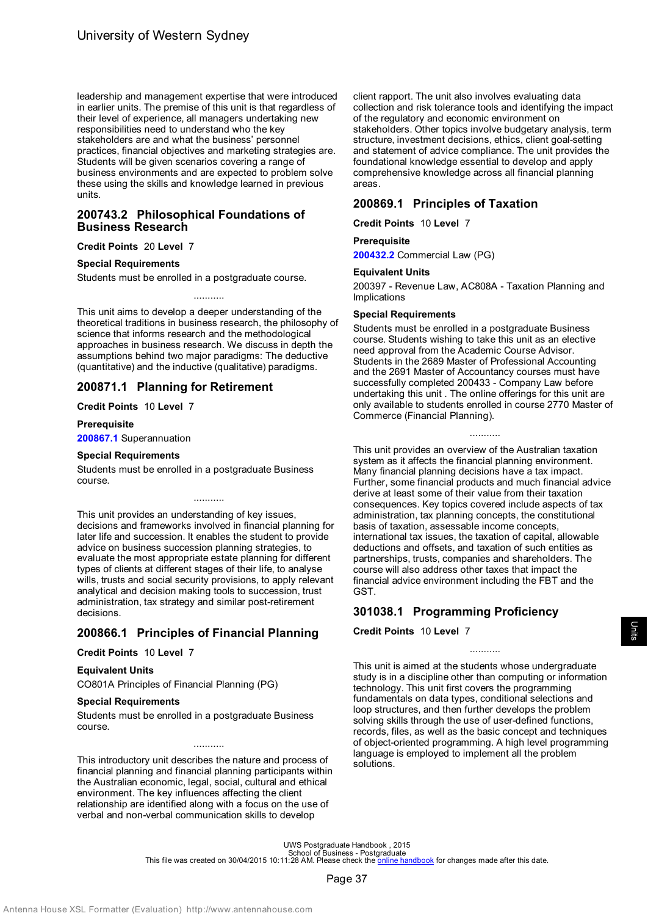leadership and management expertise that were introduced in earlier units. The premise of this unit is that regardless of their level of experience, all managers undertaking new responsibilities need to understand who the key stakeholders are and what the business' personnel practices, financial objectives and marketing strategies are. Students will be given scenarios covering a range of business environments and are expected to problem solve these using the skills and knowledge learned in previous units.

## 200743.2 Philosophical Foundations of Business Research

**Credit Points** 20 **Level** 7

### Special Requirements

Students must be enrolled in a postgraduate course.

...........

This unit aims to develop a deeper understanding of the theoretical traditions in business research, the philosophy of science that informs research and the methodological approaches in business research. We discuss in depth the assumptions behind two major paradigms: The deductive (quantitative) and the inductive (qualitative) paradigms.

## 200871.1 Planning for Retirement

**Credit Points** 10 **Level** 7

### Prerequisite

200867.1 Superannuation

### Special Requirements

Students must be enrolled in a postgraduate Business course.

...........

This unit provides an understanding of key issues, decisions and frameworks involved in financial planning for later life and succession. It enables the student to provide advice on business succession planning strategies, to evaluate the most appropriate estate planning for different types of clients at different stages of their life, to analyse wills, trusts and social security provisions, to apply relevant analytical and decision making tools to succession, trust administration, tax strategy and similar post-retirement decisions.

## 200866.1 Principles of Financial Planning

**Credit Points** 10 **Level** 7

### Equivalent Units

CO801A Principles of Financial Planning (PG)

### Special Requirements

Students must be enrolled in a postgraduate Business course.

...........

This introductory unit describes the nature and process of financial planning and financial planning participants within the Australian economic, legal, social, cultural and ethical environment. The key influences affecting the client relationship are identified along with a focus on the use of verbal and non-verbal communication skills to develop client rapport. The unit also involves evaluating data collection and risk tolerance tools and identifying the impact of the regulatory and economic environment on stakeholders. Other topics involve budgetary analysis, term structure, investment decisions, ethics, client goal-setting and statement of advice compliance. The unit provides the foundational knowledge essential to develop and apply comprehensive knowledge across all financial planning areas.

## 200869.1 Principles of Taxation

**Credit Points** 10 **Level** 7

### Prerequisite

200432.2 Commercial Law (PG)

### Equivalent Units

200397 - Revenue Law, AC808A - Taxation Planning and Implications

### Special Requirements

Students must be enrolled in a postgraduate Business course. Students wishing to take this unit as an elective need approval from the Academic Course Advisor. Students in the 2689 Master of Professional Accounting and the 2691 Master of Accountancy courses must have successfully completed 200433 - Company Law before undertaking this unit . The online offerings for this unit are only available to students enrolled in course 2770 Master of Commerce (Financial Planning).

...........

This unit provides an overview of the Australian taxation system as it affects the financial planning environment. Many financial planning decisions have a tax impact. Further, some financial products and much financial advice derive at least some of their value from their taxation consequences. Key topics covered include aspects of tax administration, tax planning concepts, the constitutional basis of taxation, assessable income concepts, international tax issues, the taxation of capital, allowable deductions and offsets, and taxation of such entities as partnerships, trusts, companies and shareholders. The course will also address other taxes that impact the financial advice environment including the FBT and the GST.

## 301038.1 Programming Proficiency

**Credit Points** 10 **Level** 7

...........

This unit is aimed at the students whose undergraduate study is in a discipline other than computing or information technology. This unit first covers the programming fundamentals on data types, conditional selections and loop structures, and then further develops the problem solving skills through the use of user-defined functions, records, files, as well as the basic concept and techniques of object-oriented programming. A high level programming language is employed to implement all the problem solutions.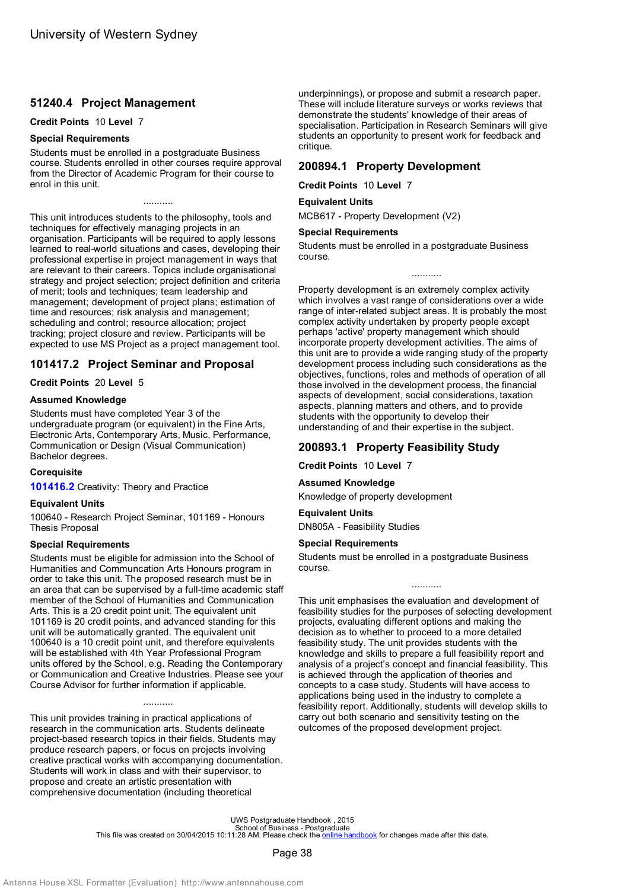## 51240.4 Project Management

**Credit Points** 10 **Level** 7

### Special Requirements

Students must be enrolled in a postgraduate Business course. Students enrolled in other courses require approval from the Director of Academic Program for their course to enrol in this unit.

...........

This unit introduces students to the philosophy, tools and techniques for effectively managing projects in an organisation. Participants will be required to apply lessons learned to real-world situations and cases, developing their professional expertise in project management in ways that are relevant to their careers. Topics include organisational strategy and project selection; project definition and criteria of merit; tools and techniques; team leadership and management; development of project plans; estimation of time and resources; risk analysis and management; scheduling and control; resource allocation; project tracking; project closure and review. Participants will be expected to use MS Project as a project management tool.

## 101417.2 Project Seminar and Proposal

**Credit Points** 20 **Level** 5

### Assumed Knowledge

Students must have completed Year 3 of the undergraduate program (or equivalent) in the Fine Arts, Electronic Arts, Contemporary Arts, Music, Performance, Communication or Design (Visual Communication) Bachelor degrees.

### Corequisite

**101416.2** Creativity: Theory and Practice

### Equivalent Units

100640 - Research Project Seminar, 101169 - Honours Thesis Proposal

### Special Requirements

Students must be eligible for admission into the School of Humanities and Communication Arts Honours program in order to take this unit. The proposed research must be in an area that can be supervised by a full-time academic staff member of the School of Humanities and Communication Arts. This is a 20 credit point unit. The equivalent unit 101169 is 20 credit points, and advanced standing for this unit will be automatically granted. The equivalent unit 100640 is a 10 credit point unit, and therefore equivalents will be established with 4th Year Professional Program units offered by the School, e.g. Reading the Contemporary or Communication and Creative Industries. Please see your Course Advisor for further information if applicable.

...........

This unit provides training in practical applications of research in the communication arts. Students delineate project-based research topics in their fields. Students may produce research papers, or focus on projects involving creative practical works with accompanying documentation. Students will work in class and with their supervisor, to propose and create an artistic presentation with comprehensive documentation (including theoretical underpinnings), or propose and submit a research paper. These will include literature surveys or works reviews that demonstrate the students' knowledge of their areas of specialisation. Participation in Research Seminars will give students an opportunity to present work for feedback and critique.

## 200894.1 Property Development

**Credit Points** 10 **Level** 7

### Equivalent Units

MCB617 - Property Development (V2)

### Special Requirements

Students must be enrolled in a postgraduate Business course.

...........

Property development is an extremely complex activity which involves a vast range of considerations over a wide range of inter-related subject areas. It is probably the most complex activity undertaken by property people except perhaps 'active' property management which should incorporate property development activities. The aims of this unit are to provide a wide ranging study of the property development process including such considerations as the objectives, functions, roles and methods of operation of all those involved in the development process, the financial aspects of development, social considerations, taxation aspects, planning matters and others, and to provide students with the opportunity to develop their understanding of and their expertise in the subject.

## 200893.1 Property Feasibility Study

**Credit Points** 10 **Level** 7

### Assumed Knowledge

Knowledge of property development

### Equivalent Units

DN805A - Feasibility Studies

### Special Requirements

Students must be enrolled in a postgraduate Business course.

...........

This unit emphasises the evaluation and development of feasibility studies for the purposes of selecting development projects, evaluating different options and making the decision as to whether to proceed to a more detailed feasibility study. The unit provides students with the knowledge and skills to prepare a full feasibility report and analysis of a project's concept and financial feasibility. This is achieved through the application of theories and concepts to a case study. Students will have access to applications being used in the industry to complete a feasibility report. Additionally, students will develop skills to carry out both scenario and sensitivity testing on the outcomes of the proposed development project.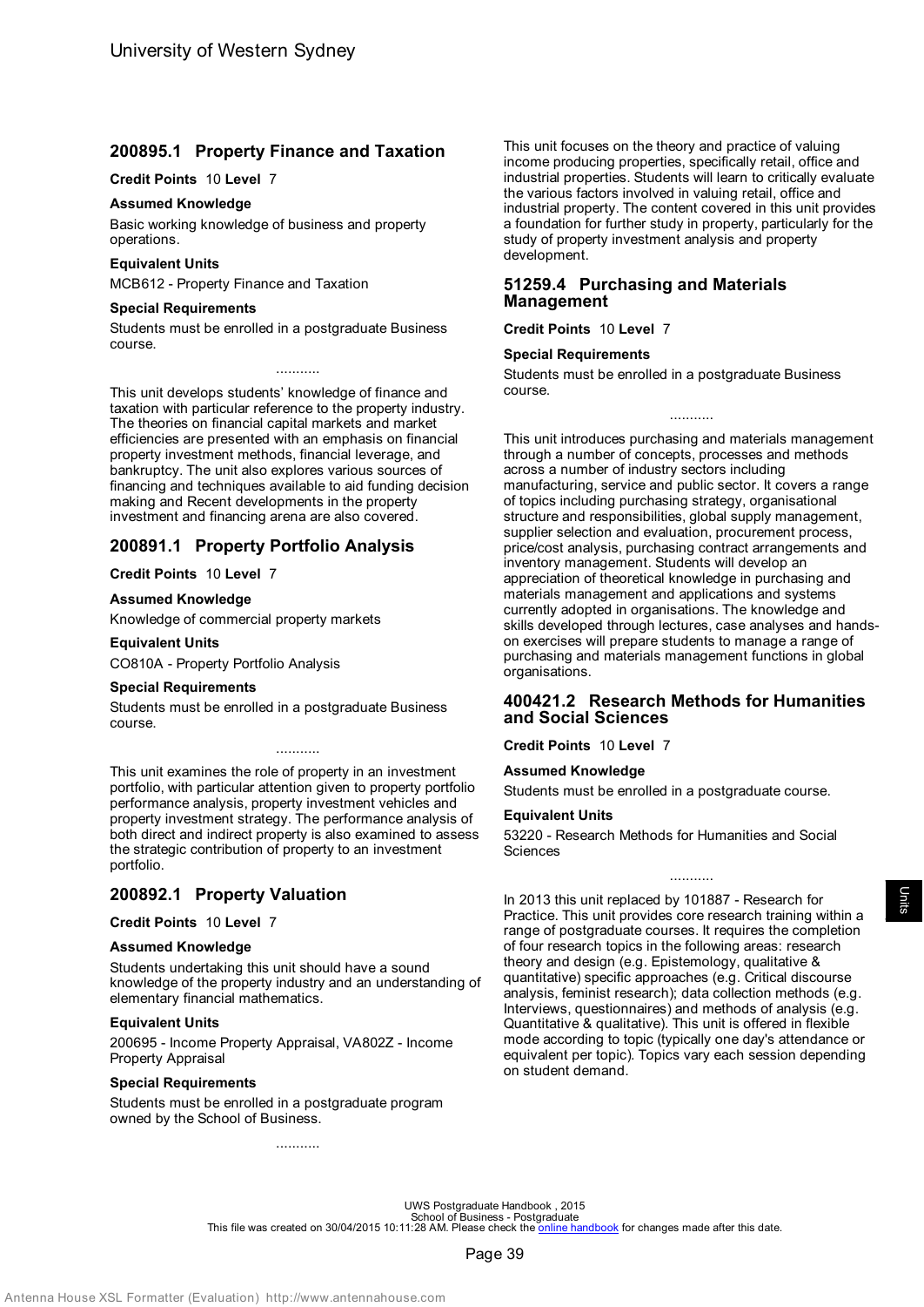## 200895.1 Property Finance and Taxation

**Credit Points** 10 **Level** 7

**Assumed Knowledge**

Basic working knowledge of business and property operations.

**Equivalent Units**

MCB612 - Property Finance and Taxation

**Special Requirements**

Students must be enrolled in a postgraduate Business course.

...........

This unit develops students' knowledge of finance and taxation with particular reference to the property industry. The theories on financial capital markets and market efficiencies are presented with an emphasis on financial property investment methods, financial leverage, and bankruptcy. The unit also explores various sources of financing and techniques available to aid funding decision making and Recent developments in the property investment and financing arena are also covered.

## 200891.1 Property Portfolio Analysis

**Credit Points** 10 **Level** 7

**Assumed Knowledge**

Knowledge of commercial property markets

**Equivalent Units**

CO810A - Property Portfolio Analysis

**Special Requirements**

Students must be enrolled in a postgraduate Business course.

...........

This unit examines the role of property in an investment portfolio, with particular attention given to property portfolio performance analysis, property investment vehicles and property investment strategy. The performance analysis of both direct and indirect property is also examined to assess the strategic contribution of property to an investment portfolio.

## 200892.1 Property Valuation

**Credit Points** 10 **Level** 7

**Assumed Knowledge**

Students undertaking this unit should have a sound knowledge of the property industry and an understanding of elementary financial mathematics.

**Equivalent Units**

200695 - Income Property Appraisal, VA802Z - Income Property Appraisal

**Special Requirements**

Students must be enrolled in a postgraduate program owned by the School of Business.

...........

This unit focuses on the theory and practice of valuing income producing properties, specifically retail, office and industrial properties. Students will learn to critically evaluate the various factors involved in valuing retail, office and industrial property. The content covered in this unit provides a foundation for further study in property, particularly for the study of property investment analysis and property development.

## 51259.4 Purchasing and Materials Management

**Credit Points** 10 **Level** 7

**Special Requirements**

Students must be enrolled in a postgraduate Business course.

...........

This unit introduces purchasing and materials management through a number of concepts, processes and methods across a number of industry sectors including manufacturing, service and public sector. It covers a range of topics including purchasing strategy, organisational structure and responsibilities, global supply management, supplier selection and evaluation, procurement process, price/cost analysis, purchasing contract arrangements and inventory management. Students will develop an appreciation of theoretical knowledge in purchasing and materials management and applications and systems currently adopted in organisations. The knowledge and skills developed through lectures, case analyses and hands-on exercises will prepare students to manage a range of purchasing and materials management functions in global organisations.

## 400421.2 Research Methods for Humanities and Social Sciences

**Credit Points** 10 **Level** 7

**Assumed Knowledge**

Students must be enrolled in a postgraduate course.

**Equivalent Units**

53220 - Research Methods for Humanities and Social Sciences

...........

In 2013 this unit replaced by 101887 - Research for Practice. This unit provides core research training within a range of postgraduate courses. It requires the completion of four research topics in the following areas: research theory and design (e.g. Epistemology, qualitative & quantitative) specific approaches (e.g. Critical discourse analysis, feminist research); data collection methods (e.g. Interviews, questionnaires) and methods of analysis (e.g. Quantitative & qualitative). This unit is offered in flexible mode according to topic (typically one day's attendance or equivalent per topic). Topics vary each session depending on student demand.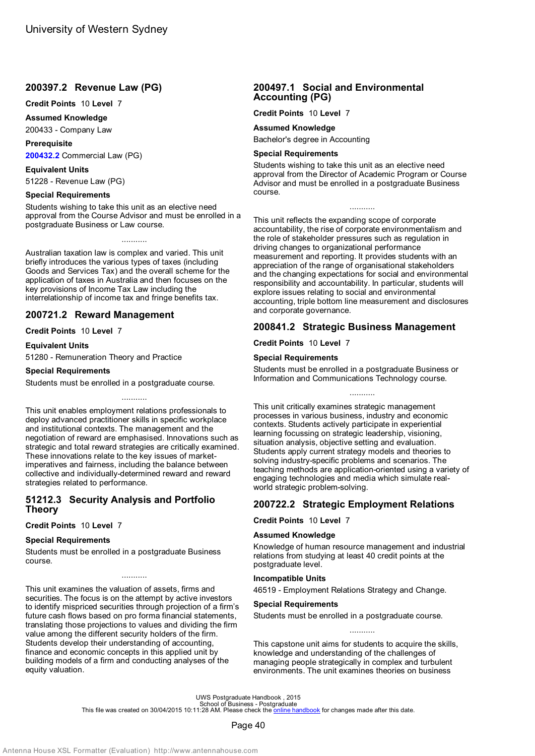## 200397.2 Revenue Law (PG)

**Credit Points** 10 **Level** 7

**Assumed Knowledge**

200433 - Company Law

**Prerequisite**

**200432.2** Commercial Law (PG)

**Equivalent Units**

51228 - Revenue Law (PG)

**Special Requirements**

Students wishing to take this unit as an elective need approval from the Course Advisor and must be enrolled in a postgraduate Business or Law course.

...........

Australian taxation law is complex and varied. This unit briefly introduces the various types of taxes (including Goods and Services Tax) and the overall scheme for the application of taxes in Australia and then focuses on the key provisions of Income Tax Law including the interrelationship of income tax and fringe benefits tax.

## 200721.2 Reward Management

**Credit Points** 10 **Level** 7

**Equivalent Units**

51280 - Remuneration Theory and Practice

**Special Requirements**

Students must be enrolled in a postgraduate course.

...........

This unit enables employment relations professionals to deploy advanced practitioner skills in specific workplace and institutional contexts. The management and the negotiation of reward are emphasised. Innovations such as strategic and total reward strategies are critically examined. These innovations relate to the key issues of market-imperatives and fairness, including the balance between collective and individually-determined reward and reward strategies related to performance.

## 51212.3 Security Analysis and Portfolio Theory

**Credit Points** 10 **Level** 7

**Special Requirements**

Students must be enrolled in a postgraduate Business course.

...........

This unit examines the valuation of assets, firms and securities. The focus is on the attempt by active investors to identify mispriced securities through projection of a firm's future cash flows based on pro forma financial statements, translating those projections to values and dividing the firm value among the different security holders of the firm. Students develop their understanding of accounting, finance and economic concepts in this applied unit by building models of a firm and conducting analyses of the equity valuation.

## 200497.1 Social and Environmental Accounting (PG)

**Credit Points** 10 **Level** 7

**Assumed Knowledge**

Bachelor's degree in Accounting

**Special Requirements**

Students wishing to take this unit as an elective need approval from the Director of Academic Program or Course Advisor and must be enrolled in a postgraduate Business course.

...........

This unit reflects the expanding scope of corporate accountability, the rise of corporate environmentalism and the role of stakeholder pressures such as regulation in driving changes to organizational performance measurement and reporting. It provides students with an appreciation of the range of organisational stakeholders and the changing expectations for social and environmental responsibility and accountability. In particular, students will explore issues relating to social and environmental accounting, triple bottom line measurement and disclosures and corporate governance.

## 200841.2 Strategic Business Management

**Credit Points** 10 **Level** 7

**Special Requirements**

Students must be enrolled in a postgraduate Business or Information and Communications Technology course.

...........

This unit critically examines strategic management processes in various business, industry and economic contexts. Students actively participate in experiential learning focussing on strategic leadership, visioning, situation analysis, objective setting and evaluation. Students apply current strategy models and theories to solving industry-specific problems and scenarios. The teaching methods are application-oriented using a variety of engaging technologies and media which simulate real-world strategic problem-solving.

## 200722.2 Strategic Employment Relations

**Credit Points** 10 **Level** 7

**Assumed Knowledge**

Knowledge of human resource management and industrial relations from studying at least 40 credit points at the postgraduate level.

**Incompatible Units**

46519 - Employment Relations Strategy and Change.

**Special Requirements**

Students must be enrolled in a postgraduate course.

...........

This capstone unit aims for students to acquire the skills, knowledge and understanding of the challenges of managing people strategically in complex and turbulent environments. The unit examines theories on business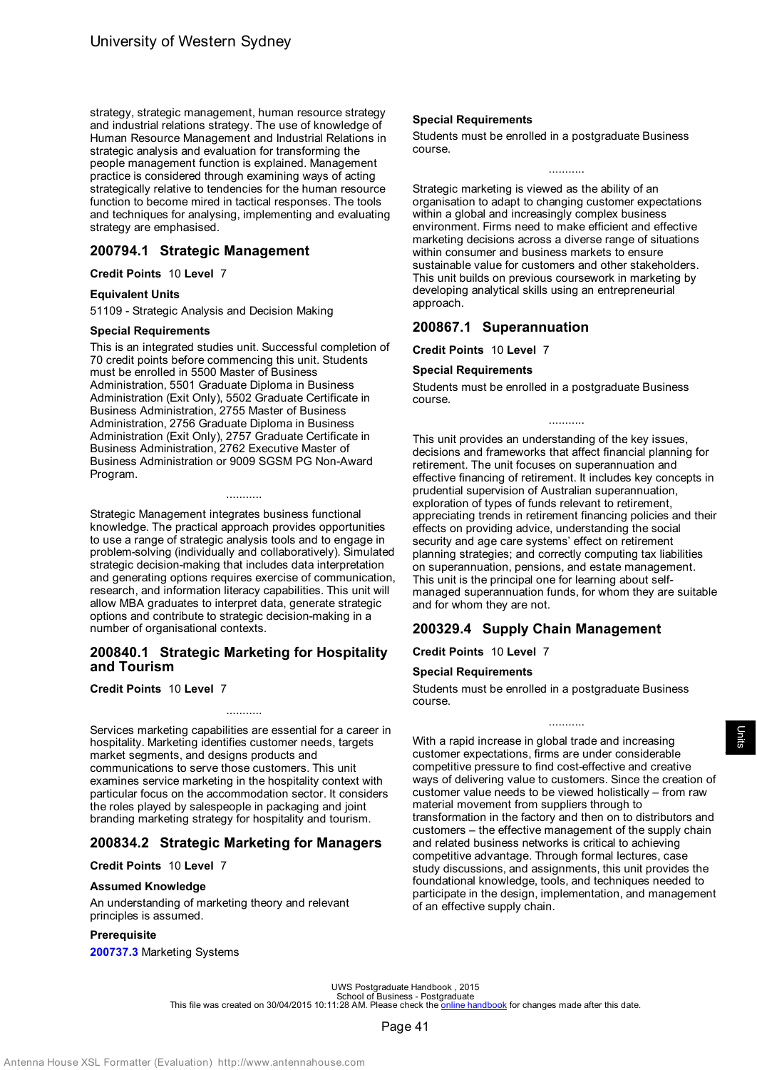strategy, strategic management, human resource strategy and industrial relations strategy. The use of knowledge of Human Resource Management and Industrial Relations in strategic analysis and evaluation for transforming the people management function is explained. Management practice is considered through examining ways of acting strategically relative to tendencies for the human resource function to become mired in tactical responses. The tools and techniques for analysing, implementing and evaluating strategy are emphasised.

## 200794.1 Strategic Management

**Credit Points** 10 **Level** 7

### Equivalent Units

51109 - Strategic Analysis and Decision Making

### Special Requirements

This is an integrated studies unit. Successful completion of 70 credit points before commencing this unit. Students must be enrolled in 5500 Master of Business Administration, 5501 Graduate Diploma in Business Administration (Exit Only), 5502 Graduate Certificate in Business Administration, 2755 Master of Business Administration, 2756 Graduate Diploma in Business Administration (Exit Only), 2757 Graduate Certificate in Business Administration, 2762 Executive Master of Business Administration or 9009 SGSM PG Non-Award Program.

...........

Strategic Management integrates business functional knowledge. The practical approach provides opportunities to use a range of strategic analysis tools and to engage in problem-solving (individually and collaboratively). Simulated strategic decision-making that includes data interpretation and generating options requires exercise of communication, research, and information literacy capabilities. This unit will allow MBA graduates to interpret data, generate strategic options and contribute to strategic decision-making in a number of organisational contexts.

## 200840.1 Strategic Marketing for Hospitality and Tourism

**Credit Points** 10 **Level** 7

...........

Services marketing capabilities are essential for a career in hospitality. Marketing identifies customer needs, targets market segments, and designs products and communications to serve those customers. This unit examines service marketing in the hospitality context with particular focus on the accommodation sector. It considers the roles played by salespeople in packaging and joint branding marketing strategy for hospitality and tourism.

## 200834.2 Strategic Marketing for Managers

**Credit Points** 10 **Level** 7

### Assumed Knowledge

An understanding of marketing theory and relevant principles is assumed.

### Prerequisite

200737.3 Marketing Systems

### Special Requirements

Students must be enrolled in a postgraduate Business course.

...........

Strategic marketing is viewed as the ability of an organisation to adapt to changing customer expectations within a global and increasingly complex business environment. Firms need to make efficient and effective marketing decisions across a diverse range of situations within consumer and business markets to ensure sustainable value for customers and other stakeholders. This unit builds on previous coursework in marketing by developing analytical skills using an entrepreneurial approach.

## 200867.1 Superannuation

**Credit Points** 10 **Level** 7

### Special Requirements

Students must be enrolled in a postgraduate Business course.

...........

This unit provides an understanding of the key issues, decisions and frameworks that affect financial planning for retirement. The unit focuses on superannuation and effective financing of retirement. It includes key concepts in prudential supervision of Australian superannuation, exploration of types of funds relevant to retirement, appreciating trends in retirement financing policies and their effects on providing advice, understanding the social security and age care systems' effect on retirement planning strategies; and correctly computing tax liabilities on superannuation, pensions, and estate management. This unit is the principal one for learning about self-managed superannuation funds, for whom they are suitable and for whom they are not.

## 200329.4 Supply Chain Management

**Credit Points** 10 **Level** 7

### Special Requirements

Students must be enrolled in a postgraduate Business course.

...........

With a rapid increase in global trade and increasing customer expectations, firms are under considerable competitive pressure to find cost-effective and creative ways of delivering value to customers. Since the creation of customer value needs to be viewed holistically – from raw material movement from suppliers through to transformation in the factory and then on to distributors and customers – the effective management of the supply chain and related business networks is critical to achieving competitive advantage. Through formal lectures, case study discussions, and assignments, this unit provides the foundational knowledge, tools, and techniques needed to participate in the design, implementation, and management of an effective supply chain.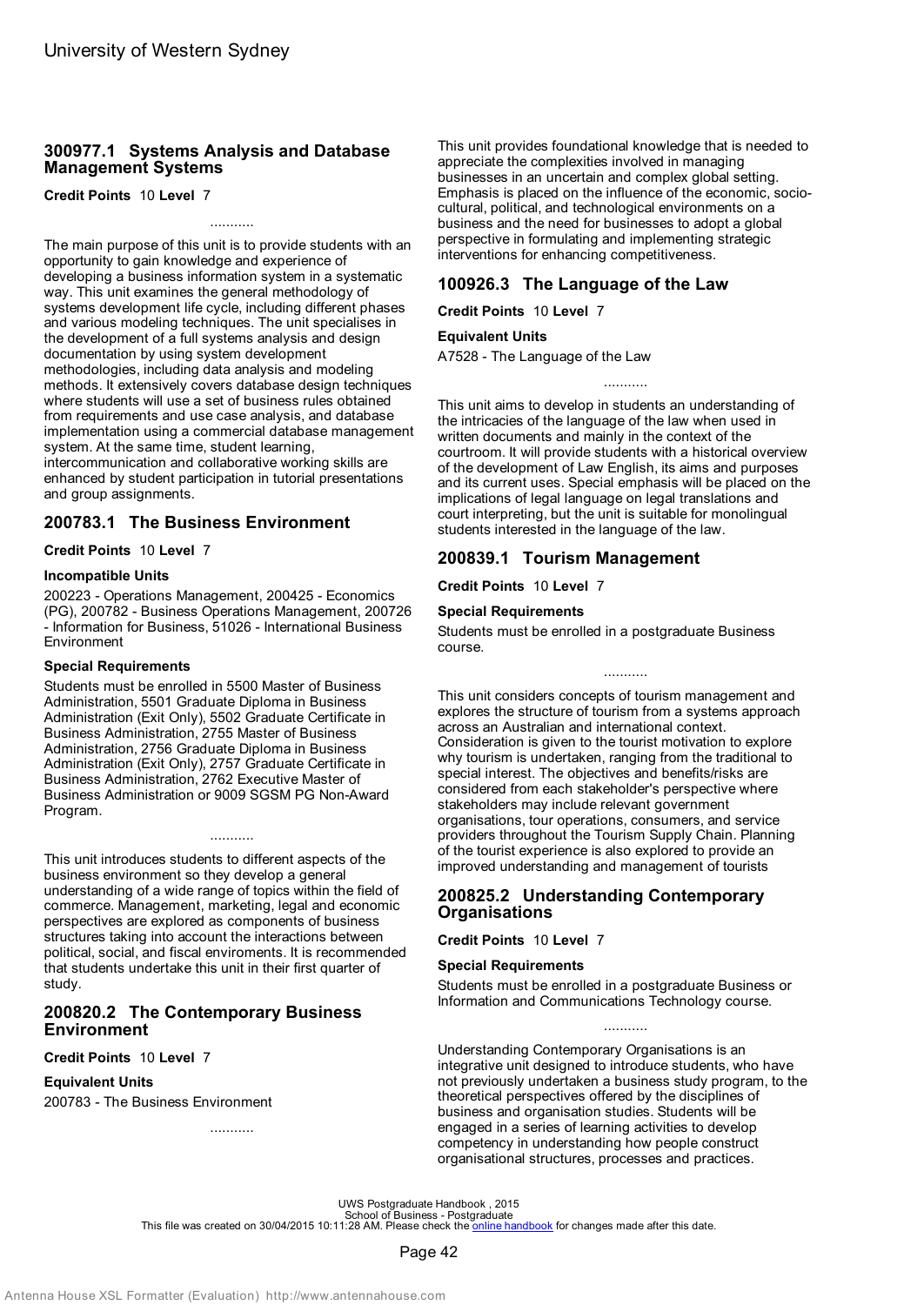## 300977.1 Systems Analysis and Database Management Systems

**Credit Points** 10 **Level** 7

...........

The main purpose of this unit is to provide students with an opportunity to gain knowledge and experience of developing a business information system in a systematic way. This unit examines the general methodology of systems development life cycle, including different phases and various modeling techniques. The unit specialises in the development of a full systems analysis and design documentation by using system development methodologies, including data analysis and modeling methods. It extensively covers database design techniques where students will use a set of business rules obtained from requirements and use case analysis, and database implementation using a commercial database management system. At the same time, student learning, intercommunication and collaborative working skills are enhanced by student participation in tutorial presentations and group assignments.

## 200783.1 The Business Environment

**Credit Points** 10 **Level** 7

### Incompatible Units

200223 - Operations Management, 200425 - Economics (PG), 200782 - Business Operations Management, 200726 - Information for Business, 51026 - International Business Environment

### Special Requirements

Students must be enrolled in 5500 Master of Business Administration, 5501 Graduate Diploma in Business Administration (Exit Only), 5502 Graduate Certificate in Business Administration, 2755 Master of Business Administration, 2756 Graduate Diploma in Business Administration (Exit Only), 2757 Graduate Certificate in Business Administration, 2762 Executive Master of Business Administration or 9009 SGSM PG Non-Award Program.

...........

This unit introduces students to different aspects of the business environment so they develop a general understanding of a wide range of topics within the field of commerce. Management, marketing, legal and economic perspectives are explored as components of business structures taking into account the interactions between political, social, and fiscal enviroments. It is recommended that students undertake this unit in their first quarter of study.

## 200820.2 The Contemporary Business Environment

**Credit Points** 10 **Level** 7

### Equivalent Units

200783 - The Business Environment

...........

This unit provides foundational knowledge that is needed to appreciate the complexities involved in managing businesses in an uncertain and complex global setting. Emphasis is placed on the influence of the economic, socio-cultural, political, and technological environments on a business and the need for businesses to adopt a global perspective in formulating and implementing strategic interventions for enhancing competitiveness.

## 100926.3 The Language of the Law

**Credit Points** 10 **Level** 7

### Equivalent Units

A7528 - The Language of the Law

...........

This unit aims to develop in students an understanding of the intricacies of the language of the law when used in written documents and mainly in the context of the courtroom. It will provide students with a historical overview of the development of Law English, its aims and purposes and its current uses. Special emphasis will be placed on the implications of legal language on legal translations and court interpreting, but the unit is suitable for monolingual students interested in the language of the law.

## 200839.1 Tourism Management

**Credit Points** 10 **Level** 7

### Special Requirements

Students must be enrolled in a postgraduate Business course.

...........

This unit considers concepts of tourism management and explores the structure of tourism from a systems approach across an Australian and international context. Consideration is given to the tourist motivation to explore why tourism is undertaken, ranging from the traditional to special interest. The objectives and benefits/risks are considered from each stakeholder's perspective where stakeholders may include relevant government organisations, tour operations, consumers, and service providers throughout the Tourism Supply Chain. Planning of the tourist experience is also explored to provide an improved understanding and management of tourists

## 200825.2 Understanding Contemporary Organisations

**Credit Points** 10 **Level** 7

### Special Requirements

Students must be enrolled in a postgraduate Business or Information and Communications Technology course.

...........

Understanding Contemporary Organisations is an integrative unit designed to introduce students, who have not previously undertaken a business study program, to the theoretical perspectives offered by the disciplines of business and organisation studies. Students will be engaged in a series of learning activities to develop competency in understanding how people construct organisational structures, processes and practices.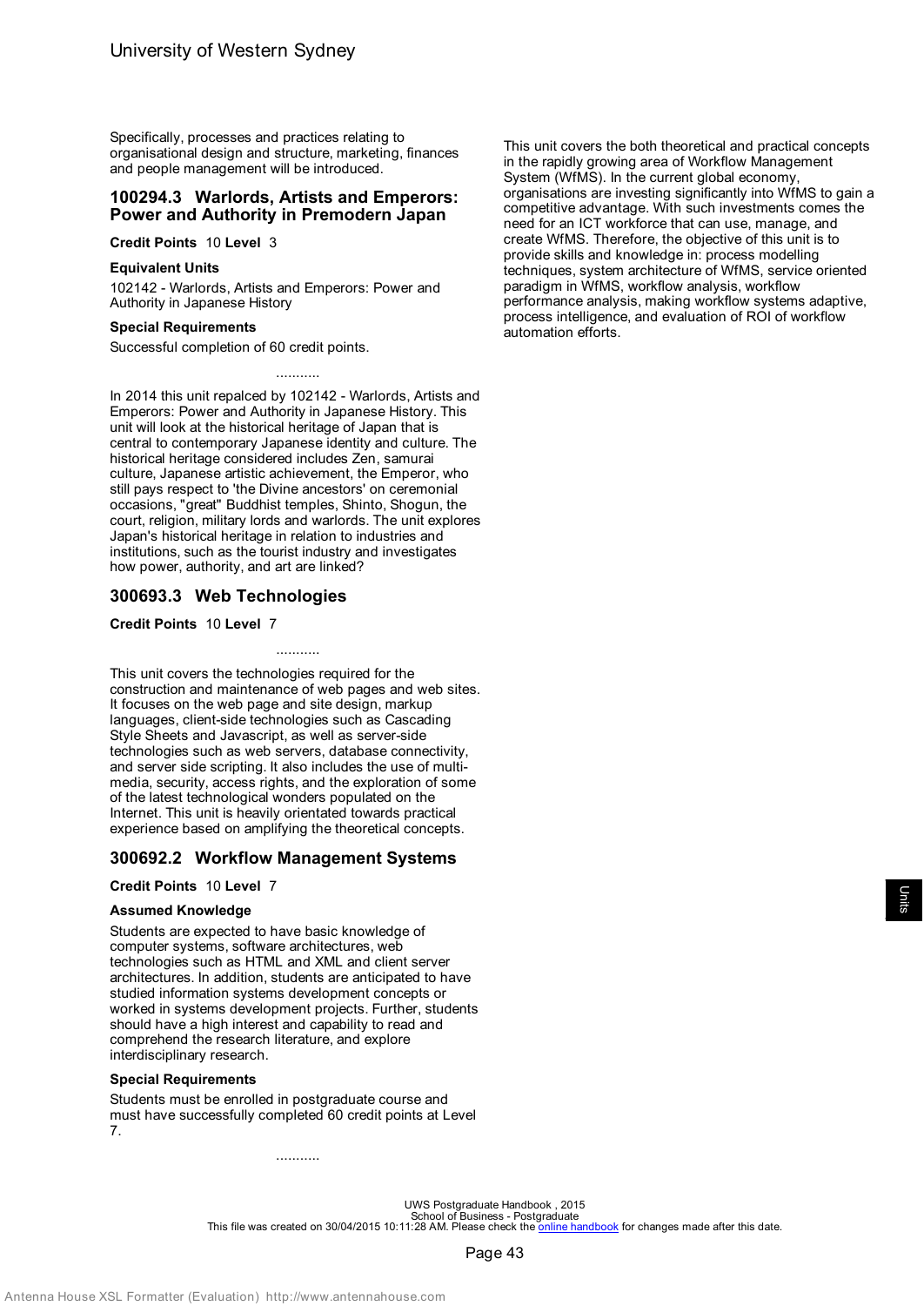Specifically, processes and practices relating to organisational design and structure, marketing, finances and people management will be introduced.

## 100294.3 Warlords, Artists and Emperors: Power and Authority in Premodern Japan

**Credit Points** 10 **Level** 3

### Equivalent Units

102142 - Warlords, Artists and Emperors: Power and Authority in Japanese History

### Special Requirements

Successful completion of 60 credit points.

...........

In 2014 this unit repalced by 102142 - Warlords, Artists and Emperors: Power and Authority in Japanese History. This unit will look at the historical heritage of Japan that is central to contemporary Japanese identity and culture. The historical heritage considered includes Zen, samurai culture, Japanese artistic achievement, the Emperor, who still pays respect to 'the Divine ancestors' on ceremonial occasions, "great" Buddhist temples, Shinto, Shogun, the court, religion, military lords and warlords. The unit explores Japan's historical heritage in relation to industries and institutions, such as the tourist industry and investigates how power, authority, and art are linked?

## 300693.3 Web Technologies

**Credit Points** 10 **Level** 7

...........

This unit covers the technologies required for the construction and maintenance of web pages and web sites. It focuses on the web page and site design, markup languages, client-side technologies such as Cascading Style Sheets and Javascript, as well as server-side technologies such as web servers, database connectivity, and server side scripting. It also includes the use of multi-media, security, access rights, and the exploration of some of the latest technological wonders populated on the Internet. This unit is heavily orientated towards practical experience based on amplifying the theoretical concepts.

## 300692.2 Workflow Management Systems

**Credit Points** 10 **Level** 7

### Assumed Knowledge

Students are expected to have basic knowledge of computer systems, software architectures, web technologies such as HTML and XML and client server architectures. In addition, students are anticipated to have studied information systems development concepts or worked in systems development projects. Further, students should have a high interest and capability to read and comprehend the research literature, and explore interdisciplinary research.

### Special Requirements

Students must be enrolled in postgraduate course and must have successfully completed 60 credit points at Level 7.

...........

This unit covers the both theoretical and practical concepts in the rapidly growing area of Workflow Management System (WfMS). In the current global economy, organisations are investing significantly into WfMS to gain a competitive advantage. With such investments comes the need for an ICT workforce that can use, manage, and create WfMS. Therefore, the objective of this unit is to provide skills and knowledge in: process modelling techniques, system architecture of WfMS, service oriented paradigm in WfMS, workflow analysis, workflow performance analysis, making workflow systems adaptive, process intelligence, and evaluation of ROI of workflow automation efforts.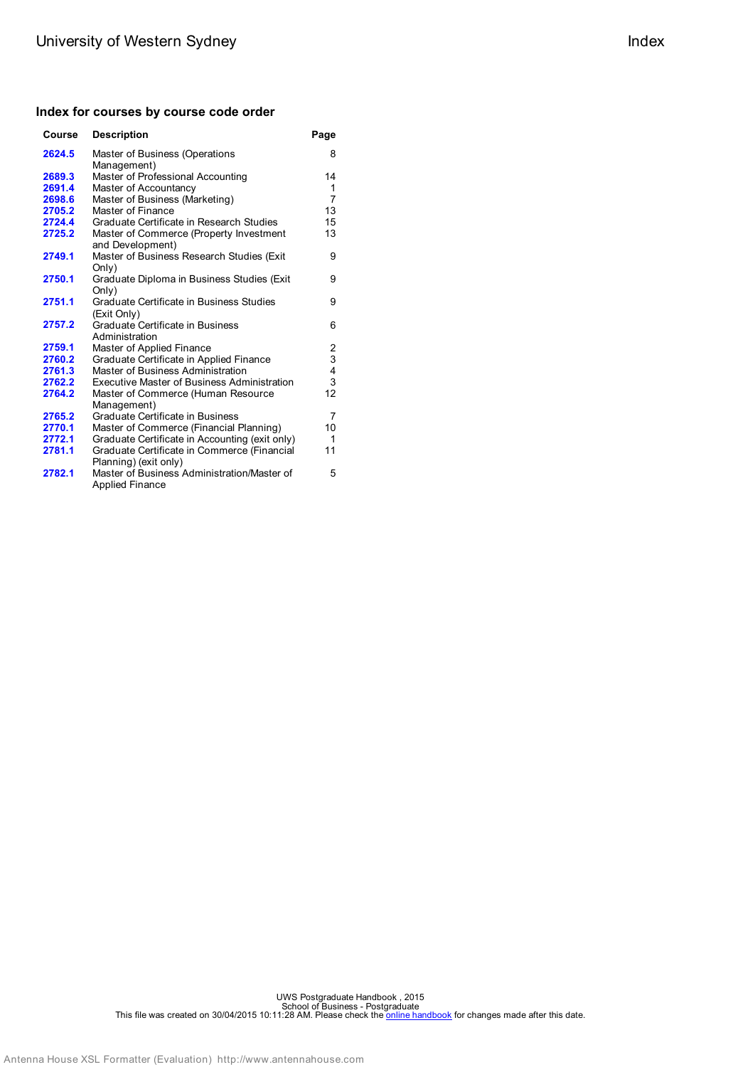## Index for courses by course code order

| Course | Description | Page |
|---|---|---|
| 2624.5 | Master of Business (Operations Management) | 8 |
| 2689.3 | Master of Professional Accounting | 14 |
| 2691.4 | Master of Accountancy | 1 |
| 2698.6 | Master of Business (Marketing) | 7 |
| 2705.2 | Master of Finance | 13 |
| 2724.4 | Graduate Certificate in Research Studies | 15 |
| 2725.2 | Master of Commerce (Property Investment and Development) | 13 |
| 2749.1 | Master of Business Research Studies (Exit Only) | 9 |
| 2750.1 | Graduate Diploma in Business Studies (Exit Only) | 9 |
| 2751.1 | Graduate Certificate in Business Studies (Exit Only) | 9 |
| 2757.2 | Graduate Certificate in Business Administration | 6 |
| 2759.1 | Master of Applied Finance | 2 |
| 2760.2 | Graduate Certificate in Applied Finance | 3 |
| 2761.3 | Master of Business Administration | 4 |
| 2762.2 | Executive Master of Business Administration | 3 |
| 2764.2 | Master of Commerce (Human Resource Management) | 12 |
| 2765.2 | Graduate Certificate in Business | 7 |
| 2770.1 | Master of Commerce (Financial Planning) | 10 |
| 2772.1 | Graduate Certificate in Accounting (exit only) | 1 |
| 2781.1 | Graduate Certificate in Commerce (Financial Planning) (exit only) | 11 |
| 2782.1 | Master of Business Administration/Master of Applied Finance | 5 |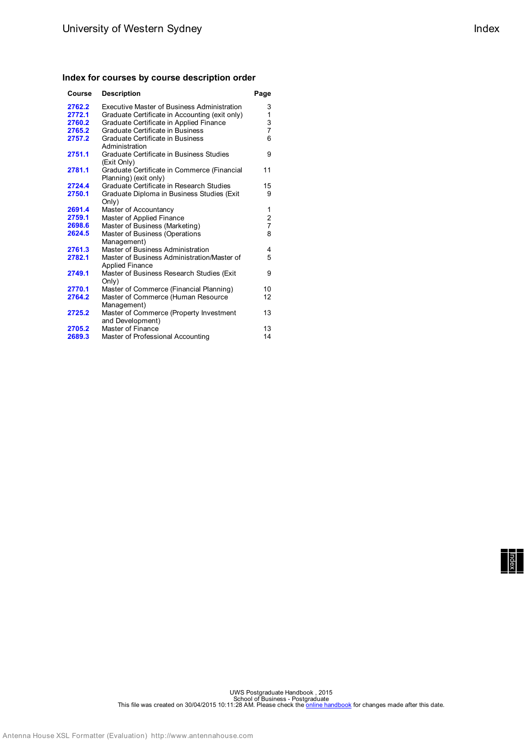## Index for courses by course description order

| Course | Description | Page |
|---|---|---|
| **2762.2** | Executive Master of Business Administration | 3 |
| **2772.1** | Graduate Certificate in Accounting (exit only) | 1 |
| **2760.2** | Graduate Certificate in Applied Finance | 3 |
| **2765.2** | Graduate Certificate in Business | 7 |
| **2757.2** | Graduate Certificate in Business Administration | 6 |
| **2751.1** | Graduate Certificate in Business Studies (Exit Only) | 9 |
| **2781.1** | Graduate Certificate in Commerce (Financial Planning) (exit only) | 11 |
| **2724.4** | Graduate Certificate in Research Studies | 15 |
| **2750.1** | Graduate Diploma in Business Studies (Exit Only) | 9 |
| **2691.4** | Master of Accountancy | 1 |
| **2759.1** | Master of Applied Finance | 2 |
| **2698.6** | Master of Business (Marketing) | 7 |
| **2624.5** | Master of Business (Operations Management) | 8 |
| **2761.3** | Master of Business Administration | 4 |
| **2782.1** | Master of Business Administration/Master of Applied Finance | 5 |
| **2749.1** | Master of Business Research Studies (Exit Only) | 9 |
| **2770.1** | Master of Commerce (Financial Planning) | 10 |
| **2764.2** | Master of Commerce (Human Resource Management) | 12 |
| **2725.2** | Master of Commerce (Property Investment and Development) | 13 |
| **2705.2** | Master of Finance | 13 |
| **2689.3** | Master of Professional Accounting | 14 |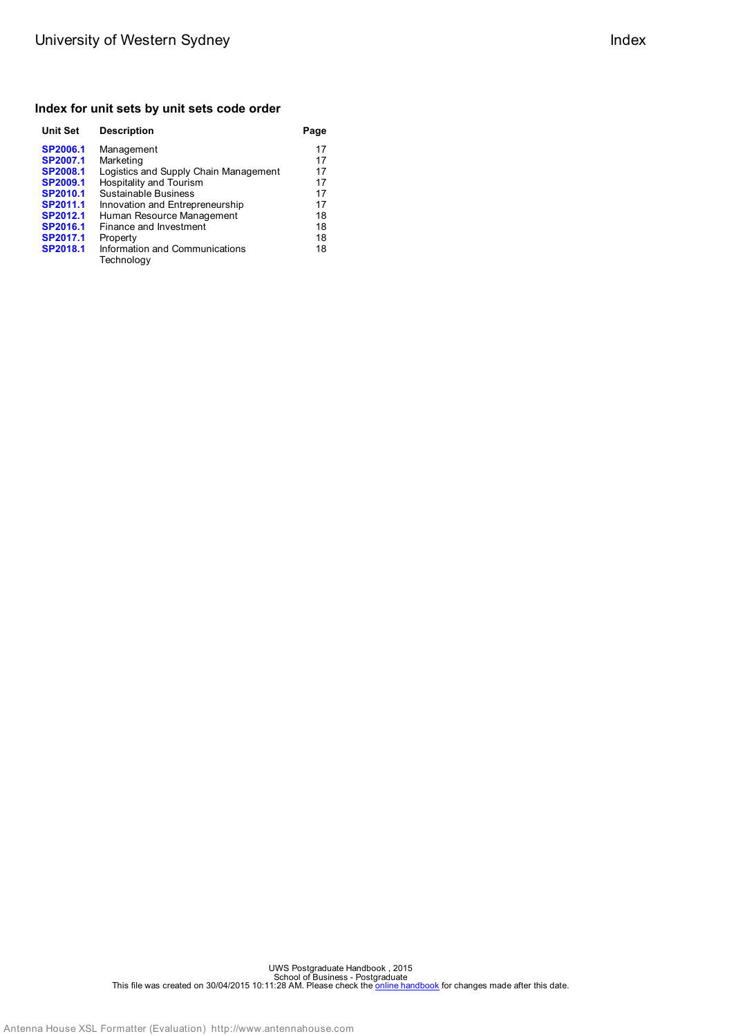## Index for unit sets by unit sets code order

| Unit Set | Description | Page |
|---|---|---|
| **SP2006.1** | Management | 17 |
| **SP2007.1** | Marketing | 17 |
| **SP2008.1** | Logistics and Supply Chain Management | 17 |
| **SP2009.1** | Hospitality and Tourism | 17 |
| **SP2010.1** | Sustainable Business | 17 |
| **SP2011.1** | Innovation and Entrepreneurship | 17 |
| **SP2012.1** | Human Resource Management | 18 |
| **SP2016.1** | Finance and Investment | 18 |
| **SP2017.1** | Property | 18 |
| **SP2018.1** | Information and Communications Technology | 18 |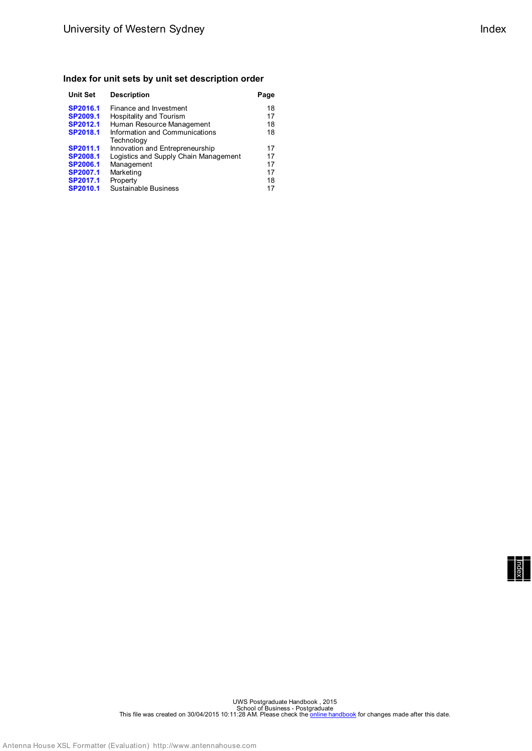## Index for unit sets by unit set description order

| Unit Set | Description | Page |
|---|---|---|
| **SP2016.1** | Finance and Investment | 18 |
| **SP2009.1** | Hospitality and Tourism | 17 |
| **SP2012.1** | Human Resource Management | 18 |
| **SP2018.1** | Information and Communications Technology | 18 |
| **SP2011.1** | Innovation and Entrepreneurship | 17 |
| **SP2008.1** | Logistics and Supply Chain Management | 17 |
| **SP2006.1** | Management | 17 |
| **SP2007.1** | Marketing | 17 |
| **SP2017.1** | Property | 18 |
| **SP2010.1** | Sustainable Business | 17 |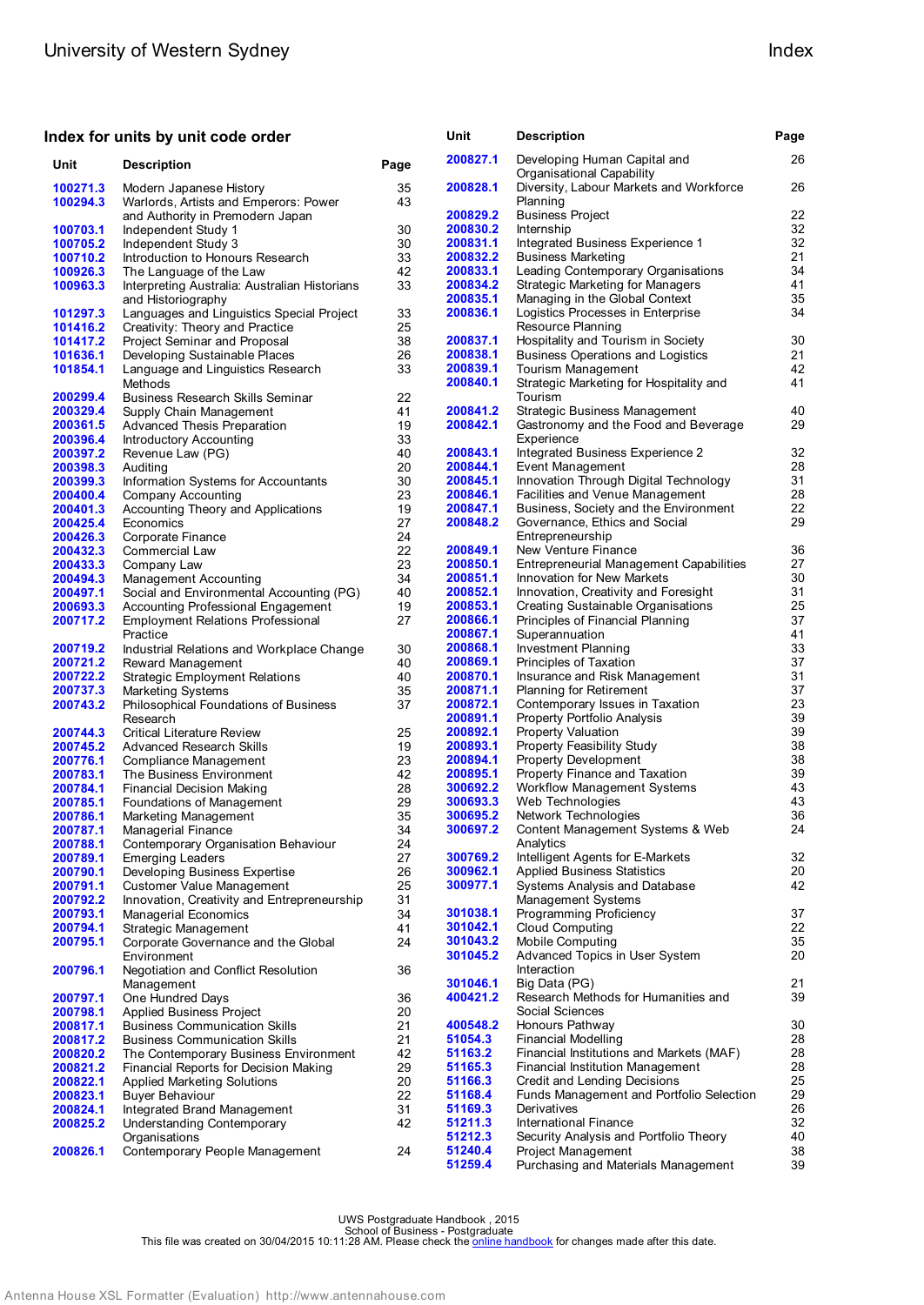## Index for units by unit code order

| Unit | Description | Page |
|---|---|---|
| 100271.3 | Modern Japanese History | 35 |
| 100294.3 | Warlords, Artists and Emperors: Power and Authority in Premodern Japan | 43 |
| 100703.1 | Independent Study 1 | 30 |
| 100705.2 | Independent Study 3 | 30 |
| 100710.2 | Introduction to Honours Research | 33 |
| 100926.3 | The Language of the Law | 42 |
| 100963.3 | Interpreting Australia: Australian Historians and Historiography | 33 |
| 101297.3 | Languages and Linguistics Special Project | 33 |
| 101416.2 | Creativity: Theory and Practice | 25 |
| 101417.2 | Project Seminar and Proposal | 38 |
| 101636.1 | Developing Sustainable Places | 26 |
| 101854.1 | Language and Linguistics Research Methods | 33 |
| 200299.4 | Business Research Skills Seminar | 22 |
| 200329.4 | Supply Chain Management | 41 |
| 200361.5 | Advanced Thesis Preparation | 19 |
| 200396.4 | Introductory Accounting | 33 |
| 200397.2 | Revenue Law (PG) | 40 |
| 200398.3 | Auditing | 20 |
| 200399.3 | Information Systems for Accountants | 30 |
| 200400.4 | Company Accounting | 23 |
| 200401.3 | Accounting Theory and Applications | 19 |
| 200425.4 | Economics | 27 |
| 200426.3 | Corporate Finance | 24 |
| 200432.3 | Commercial Law | 22 |
| 200433.3 | Company Law | 23 |
| 200494.3 | Management Accounting | 34 |
| 200497.1 | Social and Environmental Accounting (PG) | 40 |
| 200693.3 | Accounting Professional Engagement | 19 |
| 200717.2 | Employment Relations Professional Practice | 27 |
| 200719.2 | Industrial Relations and Workplace Change | 30 |
| 200721.2 | Reward Management | 40 |
| 200722.2 | Strategic Employment Relations | 40 |
| 200737.3 | Marketing Systems | 35 |
| 200743.2 | Philosophical Foundations of Business Research | 37 |
| 200744.3 | Critical Literature Review | 25 |
| 200745.2 | Advanced Research Skills | 19 |
| 200776.1 | Compliance Management | 23 |
| 200783.1 | The Business Environment | 42 |
| 200784.1 | Financial Decision Making | 28 |
| 200785.1 | Foundations of Management | 29 |
| 200786.1 | Marketing Management | 35 |
| 200787.1 | Managerial Finance | 34 |
| 200788.1 | Contemporary Organisation Behaviour | 24 |
| 200789.1 | Emerging Leaders | 27 |
| 200790.1 | Developing Business Expertise | 26 |
| 200791.1 | Customer Value Management | 25 |
| 200792.2 | Innovation, Creativity and Entrepreneurship | 31 |
| 200793.1 | Managerial Economics | 34 |
| 200794.1 | Strategic Management | 41 |
| 200795.1 | Corporate Governance and the Global Environment | 24 |
| 200796.1 | Negotiation and Conflict Resolution Management | 36 |
| 200797.1 | One Hundred Days | 36 |
| 200798.1 | Applied Business Project | 20 |
| 200817.1 | Business Communication Skills | 21 |
| 200817.2 | Business Communication Skills | 21 |
| 200820.2 | The Contemporary Business Environment | 42 |
| 200821.2 | Financial Reports for Decision Making | 29 |
| 200822.1 | Applied Marketing Solutions | 20 |
| 200823.1 | Buyer Behaviour | 22 |
| 200824.1 | Integrated Brand Management | 31 |
| 200825.2 | Understanding Contemporary Organisations | 42 |
| 200826.1 | Contemporary People Management | 24 |
| 200827.1 | Developing Human Capital and Organisational Capability | 26 |
| 200828.1 | Diversity, Labour Markets and Workforce Planning | 26 |
| 200829.2 | Business Project | 22 |
| 200830.2 | Internship | 32 |
| 200831.1 | Integrated Business Experience 1 | 32 |
| 200832.2 | Business Marketing | 21 |
| 200833.1 | Leading Contemporary Organisations | 34 |
| 200834.2 | Strategic Marketing for Managers | 41 |
| 200835.1 | Managing in the Global Context | 35 |
| 200836.1 | Logistics Processes in Enterprise Resource Planning | 34 |
| 200837.1 | Hospitality and Tourism in Society | 30 |
| 200838.1 | Business Operations and Logistics | 21 |
| 200839.1 | Tourism Management | 42 |
| 200840.1 | Strategic Marketing for Hospitality and Tourism | 41 |
| 200841.2 | Strategic Business Management | 40 |
| 200842.1 | Gastronomy and the Food and Beverage Experience | 29 |
| 200843.1 | Integrated Business Experience 2 | 32 |
| 200844.1 | Event Management | 28 |
| 200845.1 | Innovation Through Digital Technology | 31 |
| 200846.1 | Facilities and Venue Management | 28 |
| 200847.1 | Business, Society and the Environment | 22 |
| 200848.2 | Governance, Ethics and Social Entrepreneurship | 29 |
| 200849.1 | New Venture Finance | 36 |
| 200850.1 | Entrepreneurial Management Capabilities | 27 |
| 200851.1 | Innovation for New Markets | 30 |
| 200852.1 | Innovation, Creativity and Foresight | 31 |
| 200853.1 | Creating Sustainable Organisations | 25 |
| 200866.1 | Principles of Financial Planning | 37 |
| 200867.1 | Superannuation | 41 |
| 200868.1 | Investment Planning | 33 |
| 200869.1 | Principles of Taxation | 37 |
| 200870.1 | Insurance and Risk Management | 31 |
| 200871.1 | Planning for Retirement | 37 |
| 200872.1 | Contemporary Issues in Taxation | 23 |
| 200891.1 | Property Portfolio Analysis | 39 |
| 200892.1 | Property Valuation | 39 |
| 200893.1 | Property Feasibility Study | 38 |
| 200894.1 | Property Development | 38 |
| 200895.1 | Property Finance and Taxation | 39 |
| 300692.2 | Workflow Management Systems | 43 |
| 300693.3 | Web Technologies | 43 |
| 300695.2 | Network Technologies | 36 |
| 300697.2 | Content Management Systems & Web Analytics | 24 |
| 300769.2 | Intelligent Agents for E-Markets | 32 |
| 300962.1 | Applied Business Statistics | 20 |
| 300977.1 | Systems Analysis and Database Management Systems | 42 |
| 301038.1 | Programming Proficiency | 37 |
| 301042.1 | Cloud Computing | 22 |
| 301043.2 | Mobile Computing | 35 |
| 301045.2 | Advanced Topics in User System Interaction | 20 |
| 301046.1 | Big Data (PG) | 21 |
| 400421.2 | Research Methods for Humanities and Social Sciences | 39 |
| 400548.2 | Honours Pathway | 30 |
| 51054.3 | Financial Modelling | 28 |
| 51163.2 | Financial Institutions and Markets (MAF) | 28 |
| 51165.3 | Financial Institution Management | 28 |
| 51166.3 | Credit and Lending Decisions | 25 |
| 51168.4 | Funds Management and Portfolio Selection | 29 |
| 51169.3 | Derivatives | 26 |
| 51211.3 | International Finance | 32 |
| 51212.3 | Security Analysis and Portfolio Theory | 40 |
| 51240.4 | Project Management | 38 |
| 51259.4 | Purchasing and Materials Management | 39 |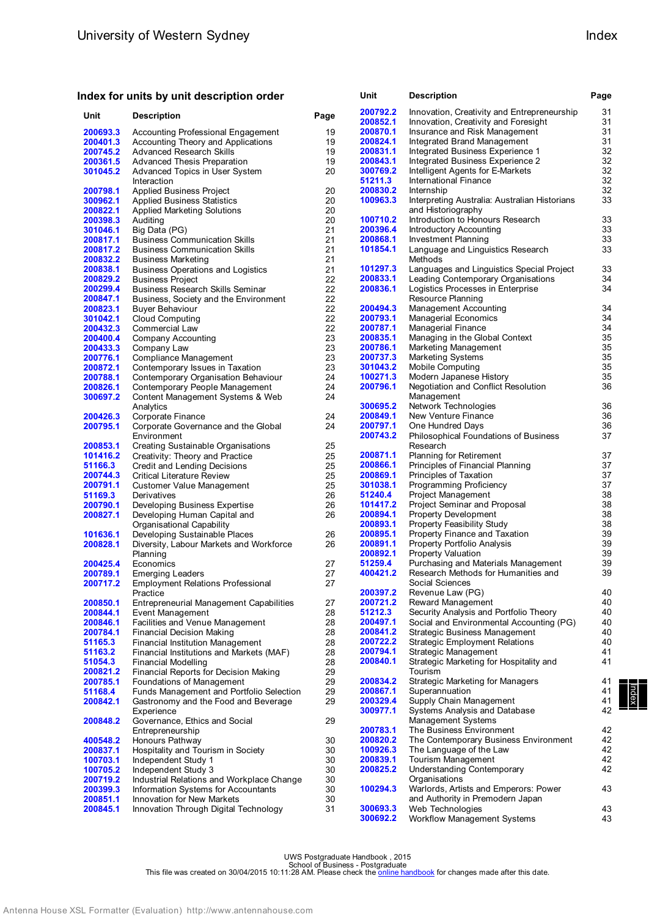## Index for units by unit description order

| Unit | Description | Page |
|---|---|---|
| 200693.3 | Accounting Professional Engagement | 19 |
| 200401.3 | Accounting Theory and Applications | 19 |
| 200745.2 | Advanced Research Skills | 19 |
| 200361.5 | Advanced Thesis Preparation | 19 |
| 301045.2 | Advanced Topics in User System Interaction | 20 |
| 200798.1 | Applied Business Project | 20 |
| 300962.1 | Applied Business Statistics | 20 |
| 200822.1 | Applied Marketing Solutions | 20 |
| 200398.3 | Auditing | 20 |
| 301046.1 | Big Data (PG) | 21 |
| 200817.1 | Business Communication Skills | 21 |
| 200817.2 | Business Communication Skills | 21 |
| 200832.2 | Business Marketing | 21 |
| 200838.1 | Business Operations and Logistics | 21 |
| 200829.2 | Business Project | 22 |
| 200299.4 | Business Research Skills Seminar | 22 |
| 200847.1 | Business, Society and the Environment | 22 |
| 200823.1 | Buyer Behaviour | 22 |
| 301042.1 | Cloud Computing | 22 |
| 200432.3 | Commercial Law | 22 |
| 200400.4 | Company Accounting | 23 |
| 200433.3 | Company Law | 23 |
| 200776.1 | Compliance Management | 23 |
| 200872.1 | Contemporary Issues in Taxation | 23 |
| 200788.1 | Contemporary Organisation Behaviour | 24 |
| 200826.1 | Contemporary People Management | 24 |
| 300697.2 | Content Management Systems & Web Analytics | 24 |
| 200426.3 | Corporate Finance | 24 |
| 200795.1 | Corporate Governance and the Global Environment | 24 |
| 200853.1 | Creating Sustainable Organisations | 25 |
| 101416.2 | Creativity: Theory and Practice | 25 |
| 51166.3 | Credit and Lending Decisions | 25 |
| 200744.3 | Critical Literature Review | 25 |
| 200791.1 | Customer Value Management | 25 |
| 51169.3 | Derivatives | 26 |
| 200790.1 | Developing Business Expertise | 26 |
| 200827.1 | Developing Human Capital and Organisational Capability | 26 |
| 101636.1 | Developing Sustainable Places | 26 |
| 200828.1 | Diversity, Labour Markets and Workforce Planning | 26 |
| 200425.4 | Economics | 27 |
| 200789.1 | Emerging Leaders | 27 |
| 200717.2 | Employment Relations Professional Practice | 27 |
| 200850.1 | Entrepreneurial Management Capabilities | 27 |
| 200844.1 | Event Management | 28 |
| 200846.1 | Facilities and Venue Management | 28 |
| 200784.1 | Financial Decision Making | 28 |
| 51165.3 | Financial Institution Management | 28 |
| 51163.2 | Financial Institutions and Markets (MAF) | 28 |
| 51054.3 | Financial Modelling | 28 |
| 200821.2 | Financial Reports for Decision Making | 29 |
| 200785.1 | Foundations of Management | 29 |
| 51168.4 | Funds Management and Portfolio Selection | 29 |
| 200842.1 | Gastronomy and the Food and Beverage Experience | 29 |
| 200848.2 | Governance, Ethics and Social Entrepreneurship | 29 |
| 400548.2 | Honours Pathway | 30 |
| 200837.1 | Hospitality and Tourism in Society | 30 |
| 100703.1 | Independent Study 1 | 30 |
| 100705.2 | Independent Study 3 | 30 |
| 200719.2 | Industrial Relations and Workplace Change | 30 |
| 200399.3 | Information Systems for Accountants | 30 |
| 200851.1 | Innovation for New Markets | 30 |
| 200845.1 | Innovation Through Digital Technology | 31 |
| 200792.2 | Innovation, Creativity and Entrepreneurship | 31 |
| 200852.1 | Innovation, Creativity and Foresight | 31 |
| 200870.1 | Insurance and Risk Management | 31 |
| 200824.1 | Integrated Brand Management | 31 |
| 200831.1 | Integrated Business Experience 1 | 32 |
| 200843.1 | Integrated Business Experience 2 | 32 |
| 300769.2 | Intelligent Agents for E-Markets | 32 |
| 51211.3 | International Finance | 32 |
| 200830.2 | Internship | 32 |
| 100963.3 | Interpreting Australia: Australian Historians and Historiography | 33 |
| 100710.2 | Introduction to Honours Research | 33 |
| 200396.4 | Introductory Accounting | 33 |
| 200868.1 | Investment Planning | 33 |
| 101854.1 | Language and Linguistics Research Methods | 33 |
| 101297.3 | Languages and Linguistics Special Project | 33 |
| 200833.1 | Leading Contemporary Organisations | 34 |
| 200836.1 | Logistics Processes in Enterprise Resource Planning | 34 |
| 200494.3 | Management Accounting | 34 |
| 200793.1 | Managerial Economics | 34 |
| 200787.1 | Managerial Finance | 34 |
| 200835.1 | Managing in the Global Context | 35 |
| 200786.1 | Marketing Management | 35 |
| 200737.3 | Marketing Systems | 35 |
| 301043.2 | Mobile Computing | 35 |
| 100271.3 | Modern Japanese History | 35 |
| 200796.1 | Negotiation and Conflict Resolution Management | 36 |
| 300695.2 | Network Technologies | 36 |
| 200849.1 | New Venture Finance | 36 |
| 200797.1 | One Hundred Days | 36 |
| 200743.2 | Philosophical Foundations of Business Research | 37 |
| 200871.1 | Planning for Retirement | 37 |
| 200866.1 | Principles of Financial Planning | 37 |
| 200869.1 | Principles of Taxation | 37 |
| 301038.1 | Programming Proficiency | 37 |
| 51240.4 | Project Management | 38 |
| 101417.2 | Project Seminar and Proposal | 38 |
| 200894.1 | Property Development | 38 |
| 200893.1 | Property Feasibility Study | 38 |
| 200895.1 | Property Finance and Taxation | 39 |
| 200891.1 | Property Portfolio Analysis | 39 |
| 200892.1 | Property Valuation | 39 |
| 51259.4 | Purchasing and Materials Management | 39 |
| 400421.2 | Research Methods for Humanities and Social Sciences | 39 |
| 200397.2 | Revenue Law (PG) | 40 |
| 200721.2 | Reward Management | 40 |
| 51212.3 | Security Analysis and Portfolio Theory | 40 |
| 200497.1 | Social and Environmental Accounting (PG) | 40 |
| 200841.2 | Strategic Business Management | 40 |
| 200722.2 | Strategic Employment Relations | 40 |
| 200794.1 | Strategic Management | 41 |
| 200840.1 | Strategic Marketing for Hospitality and Tourism | 41 |
| 200834.2 | Strategic Marketing for Managers | 41 |
| 200867.1 | Superannuation | 41 |
| 200329.4 | Supply Chain Management | 41 |
| 300977.1 | Systems Analysis and Database Management Systems | 42 |
| 200783.1 | The Business Environment | 42 |
| 200820.2 | The Contemporary Business Environment | 42 |
| 100926.3 | The Language of the Law | 42 |
| 200839.1 | Tourism Management | 42 |
| 200825.2 | Understanding Contemporary Organisations | 42 |
| 100294.3 | Warlords, Artists and Emperors: Power and Authority in Premodern Japan | 43 |
| 300693.3 | Web Technologies | 43 |
| 300692.2 | Workflow Management Systems | 43 |

UWS Postgraduate Handbook , 2015
School of Business - Postgraduate
This file was created on 30/04/2015 10:11:28 AM. Please check the online handbook for changes made after this date.